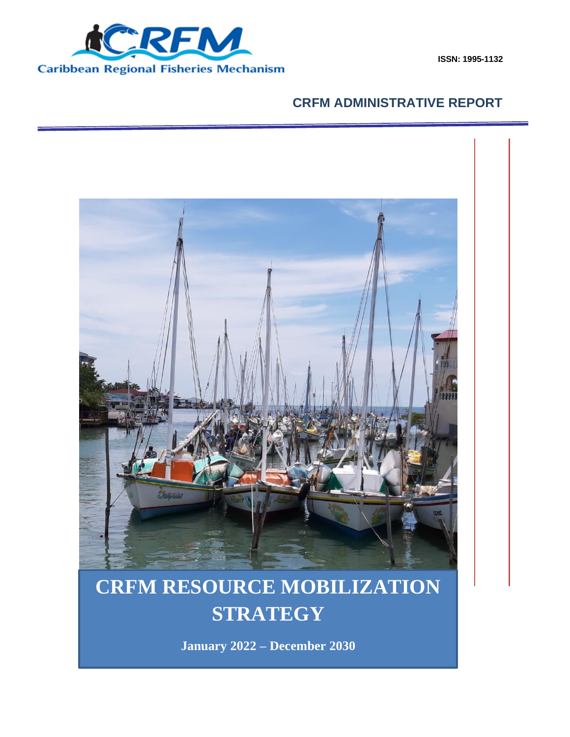Caribbean Regional Fisheries Mechanism

ISSN: 1995-1132

**CRFM ADMINISTRATIVE REPORT**

# CRFM RESOURCE MOBILIZATION STRATEGY

**January 2022 – December 2030**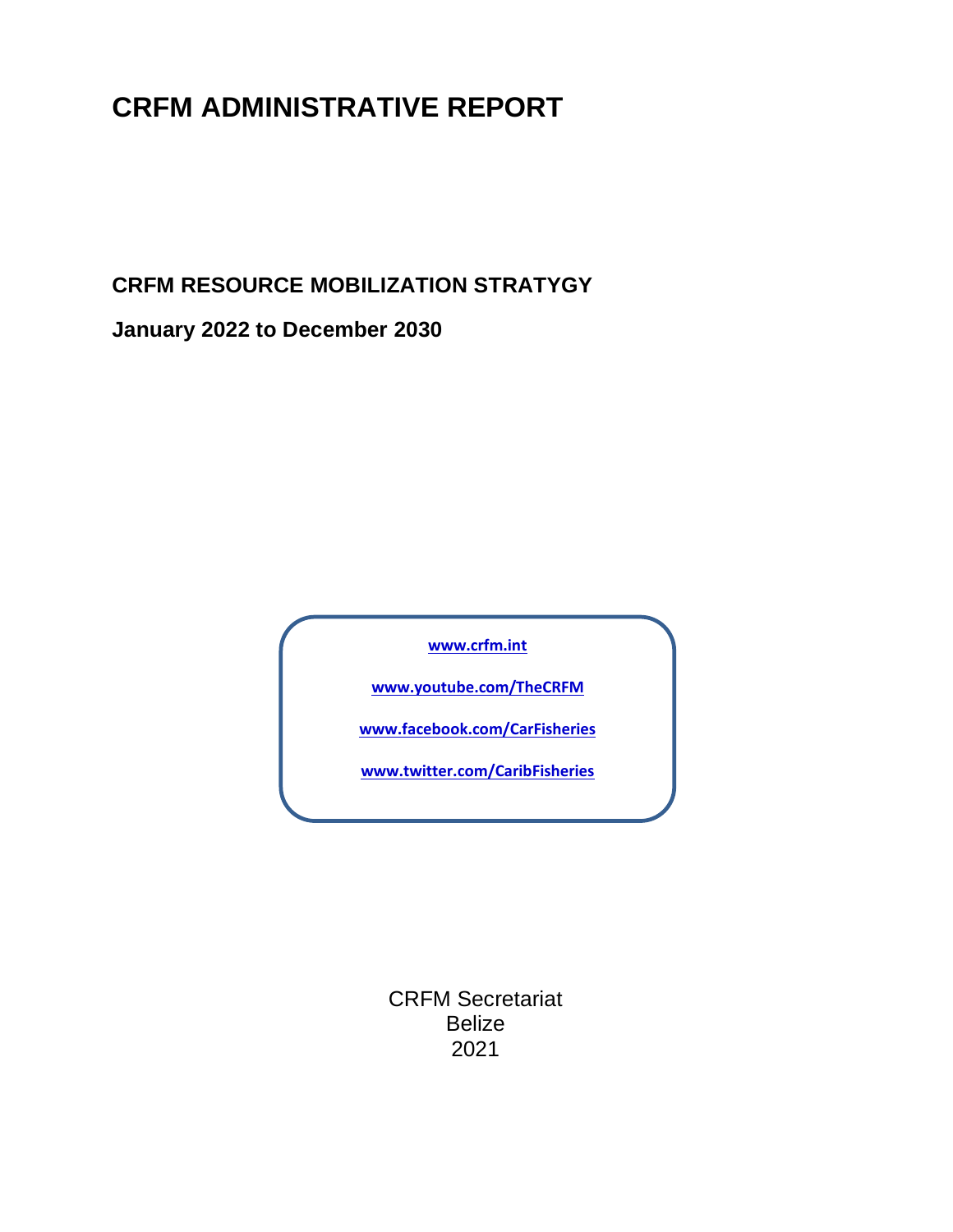# CRFM ADMINISTRATIVE REPORT

## CRFM RESOURCE MOBILIZATION STRATYGY

## January 2022 to December 2030

www.crfm.int

www.youtube.com/TheCRFM

www.facebook.com/CarFisheries

www.twitter.com/CaribFisheries

CRFM Secretariat
Belize
2021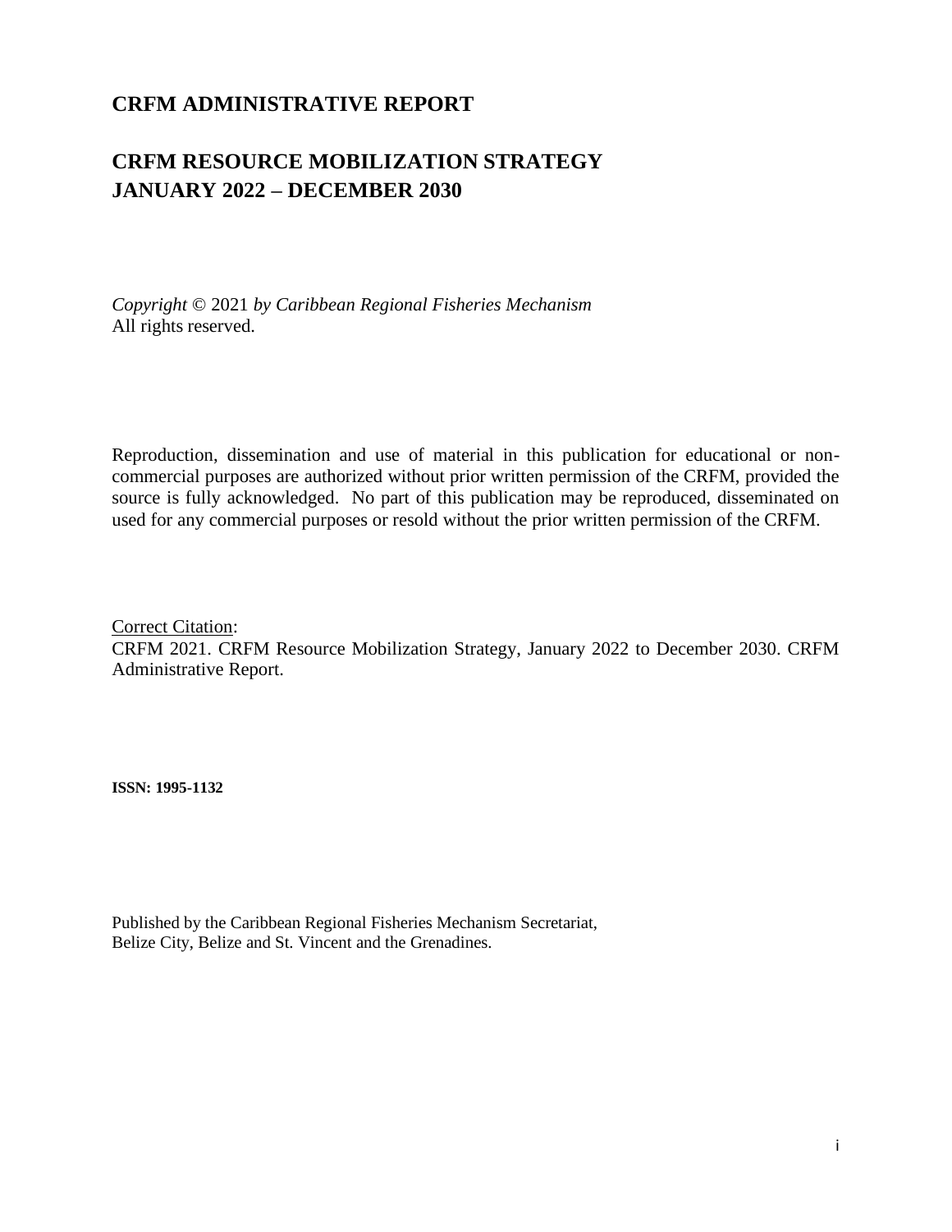# CRFM ADMINISTRATIVE REPORT

## CRFM RESOURCE MOBILIZATION STRATEGY
## JANUARY 2022 – DECEMBER 2030

*Copyright* © 2021 *by Caribbean Regional Fisheries Mechanism*
All rights reserved.

Reproduction, dissemination and use of material in this publication for educational or non-commercial purposes are authorized without prior written permission of the CRFM, provided the source is fully acknowledged. No part of this publication may be reproduced, disseminated on used for any commercial purposes or resold without the prior written permission of the CRFM.

Correct Citation:
CRFM 2021. CRFM Resource Mobilization Strategy, January 2022 to December 2030. CRFM Administrative Report.

**ISSN: 1995-1132**

Published by the Caribbean Regional Fisheries Mechanism Secretariat,
Belize City, Belize and St. Vincent and the Grenadines.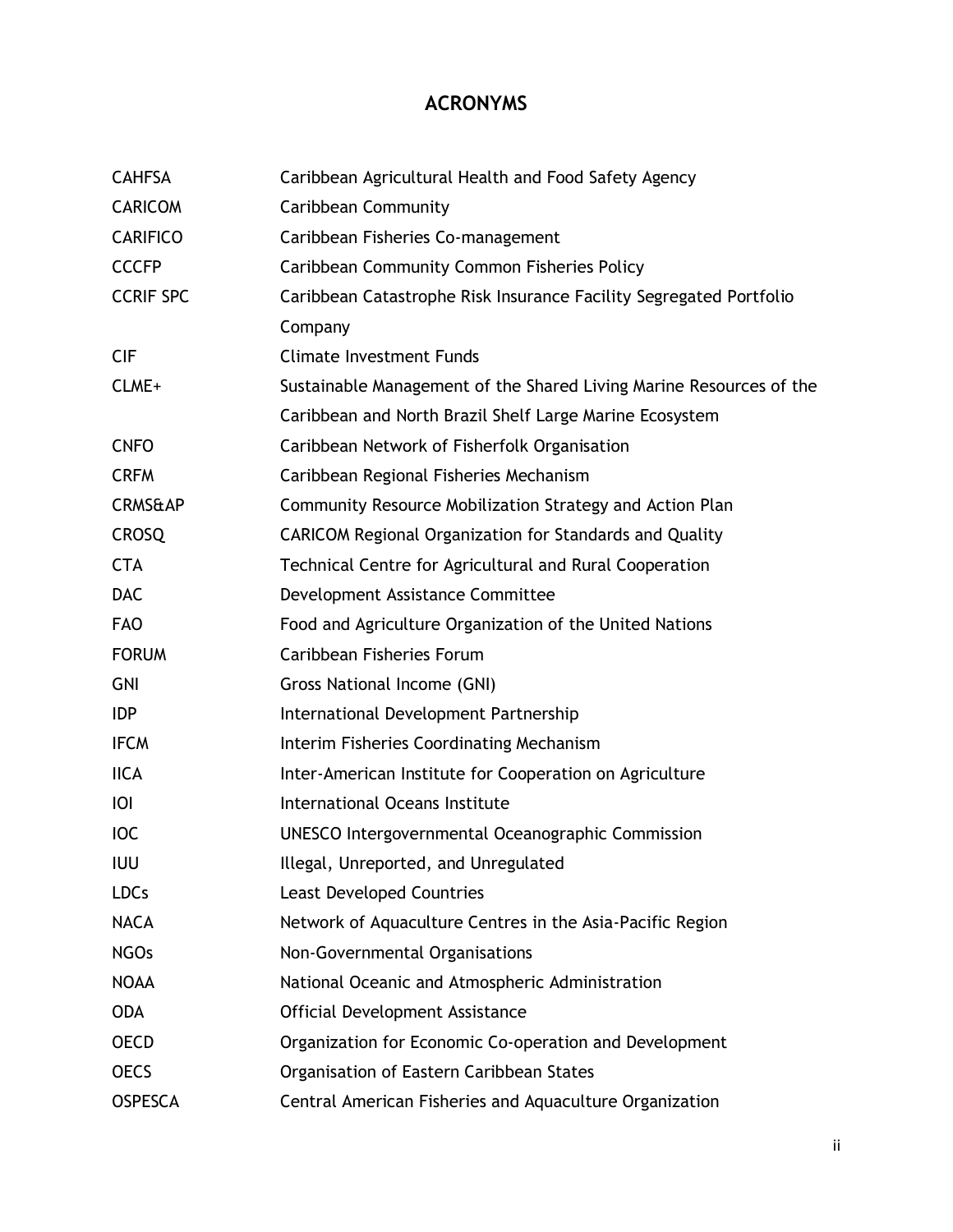# ACRONYMS

| | |
|---|---|
| CAHFSA | Caribbean Agricultural Health and Food Safety Agency |
| CARICOM | Caribbean Community |
| CARIFICO | Caribbean Fisheries Co-management |
| CCCFP | Caribbean Community Common Fisheries Policy |
| CCRIF SPC | Caribbean Catastrophe Risk Insurance Facility Segregated Portfolio Company |
| CIF | Climate Investment Funds |
| CLME+ | Sustainable Management of the Shared Living Marine Resources of the Caribbean and North Brazil Shelf Large Marine Ecosystem |
| CNFO | Caribbean Network of Fisherfolk Organisation |
| CRFM | Caribbean Regional Fisheries Mechanism |
| CRMS&AP | Community Resource Mobilization Strategy and Action Plan |
| CROSQ | CARICOM Regional Organization for Standards and Quality |
| CTA | Technical Centre for Agricultural and Rural Cooperation |
| DAC | Development Assistance Committee |
| FAO | Food and Agriculture Organization of the United Nations |
| FORUM | Caribbean Fisheries Forum |
| GNI | Gross National Income (GNI) |
| IDP | International Development Partnership |
| IFCM | Interim Fisheries Coordinating Mechanism |
| IICA | Inter-American Institute for Cooperation on Agriculture |
| IOI | International Oceans Institute |
| IOC | UNESCO Intergovernmental Oceanographic Commission |
| IUU | Illegal, Unreported, and Unregulated |
| LDCs | Least Developed Countries |
| NACA | Network of Aquaculture Centres in the Asia-Pacific Region |
| NGOs | Non-Governmental Organisations |
| NOAA | National Oceanic and Atmospheric Administration |
| ODA | Official Development Assistance |
| OECD | Organization for Economic Co-operation and Development |
| OECS | Organisation of Eastern Caribbean States |
| OSPESCA | Central American Fisheries and Aquaculture Organization |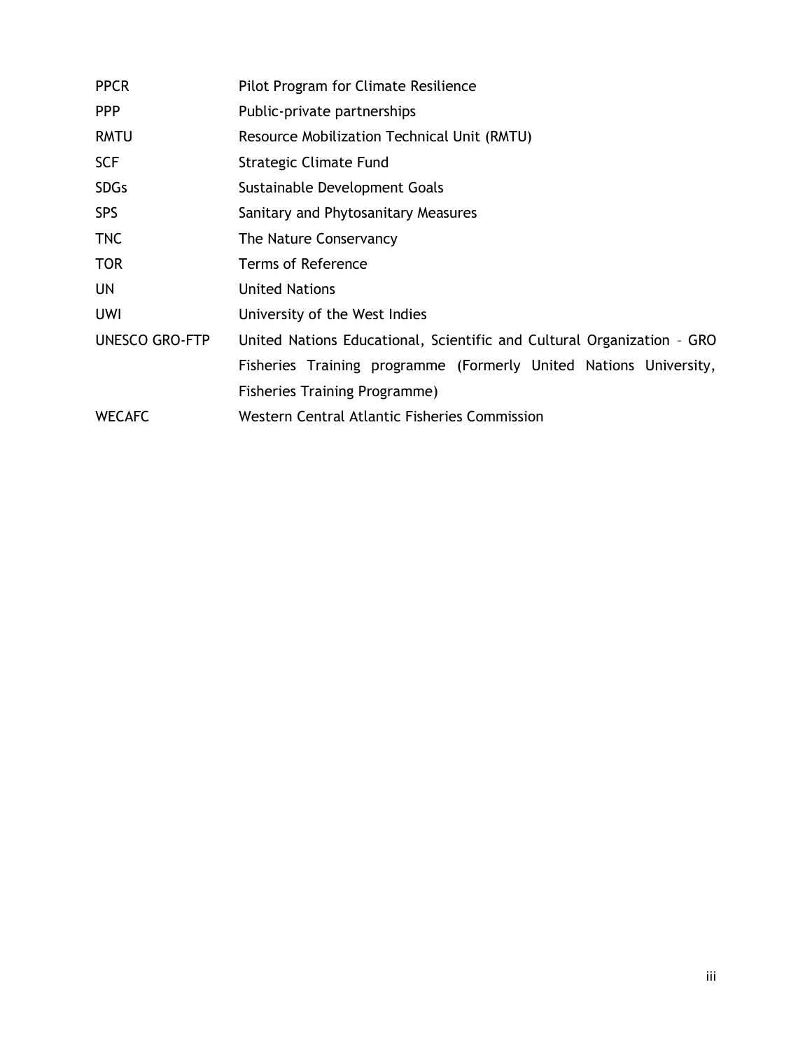| | |
|---|---|
| PPCR | Pilot Program for Climate Resilience |
| PPP | Public-private partnerships |
| RMTU | Resource Mobilization Technical Unit (RMTU) |
| SCF | Strategic Climate Fund |
| SDGs | Sustainable Development Goals |
| SPS | Sanitary and Phytosanitary Measures |
| TNC | The Nature Conservancy |
| TOR | Terms of Reference |
| UN | United Nations |
| UWI | University of the West Indies |
| UNESCO GRO-FTP | United Nations Educational, Scientific and Cultural Organization – GRO Fisheries Training programme (Formerly United Nations University, Fisheries Training Programme) |
| WECAFC | Western Central Atlantic Fisheries Commission |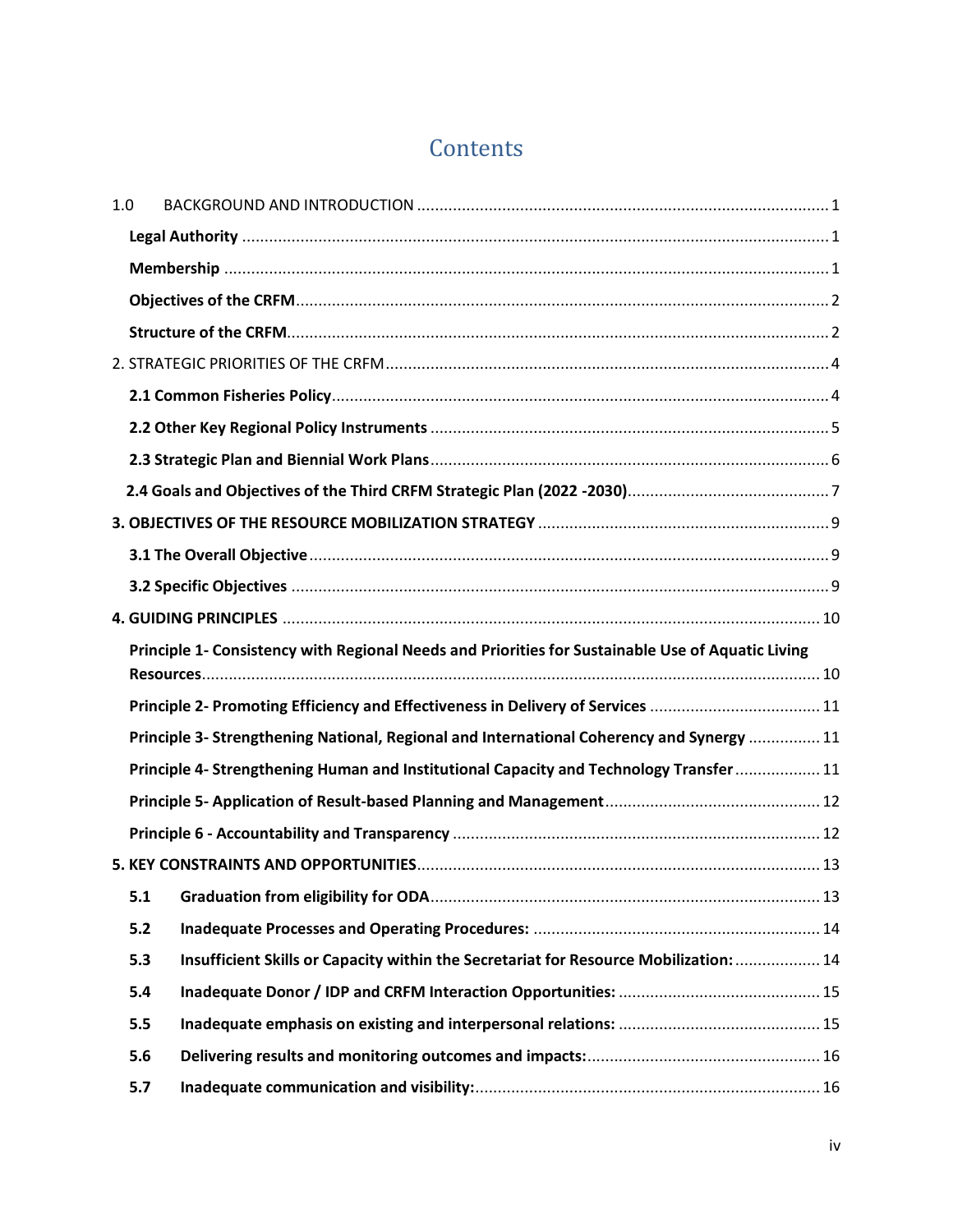# Contents

1.0 BACKGROUND AND INTRODUCTION ........................................................................................ 1

**Legal Authority** ........................................................................................................................ 1

**Membership** .............................................................................................................................. 1

**Objectives of the CRFM** ............................................................................................................ 2

**Structure of the CRFM** .............................................................................................................. 2

2. STRATEGIC PRIORITIES OF THE CRFM ........................................................................................ 4

**2.1 Common Fisheries Policy** ...................................................................................................... 4

**2.2 Other Key Regional Policy Instruments** ................................................................................ 5

**2.3 Strategic Plan and Biennial Work Plans** ................................................................................ 6

**2.4 Goals and Objectives of the Third CRFM Strategic Plan (2022 -2030)** ................................... 7

**3. OBJECTIVES OF THE RESOURCE MOBILIZATION STRATEGY** ................................................ 9

**3.1 The Overall Objective** ........................................................................................................... 9

**3.2 Specific Objectives** ............................................................................................................... 9

**4. GUIDING PRINCIPLES** ............................................................................................................. 10

**Principle 1- Consistency with Regional Needs and Priorities for Sustainable Use of Aquatic Living Resources** .............................................................................................................................. 10

**Principle 2- Promoting Efficiency and Effectiveness in Delivery of Services** ............................ 11

**Principle 3- Strengthening National, Regional and International Coherency and Synergy** ....... 11

**Principle 4- Strengthening Human and Institutional Capacity and Technology Transfer** .......... 11

**Principle 5- Application of Result-based Planning and Management** ...................................... 12

**Principle 6 - Accountability and Transparency** ........................................................................ 12

**5. KEY CONSTRAINTS AND OPPORTUNITIES** .............................................................................. 13

**5.1 Graduation from eligibility for ODA** ..................................................................................... 13

**5.2 Inadequate Processes and Operating Procedures:** ............................................................... 14

**5.3 Insufficient Skills or Capacity within the Secretariat for Resource Mobilization:** ................. 14

**5.4 Inadequate Donor / IDP and CRFM Interaction Opportunities:** ............................................ 15

**5.5 Inadequate emphasis on existing and interpersonal relations:** ............................................ 15

**5.6 Delivering results and monitoring outcomes and impacts:** .................................................. 16

**5.7 Inadequate communication and visibility:** ........................................................................... 16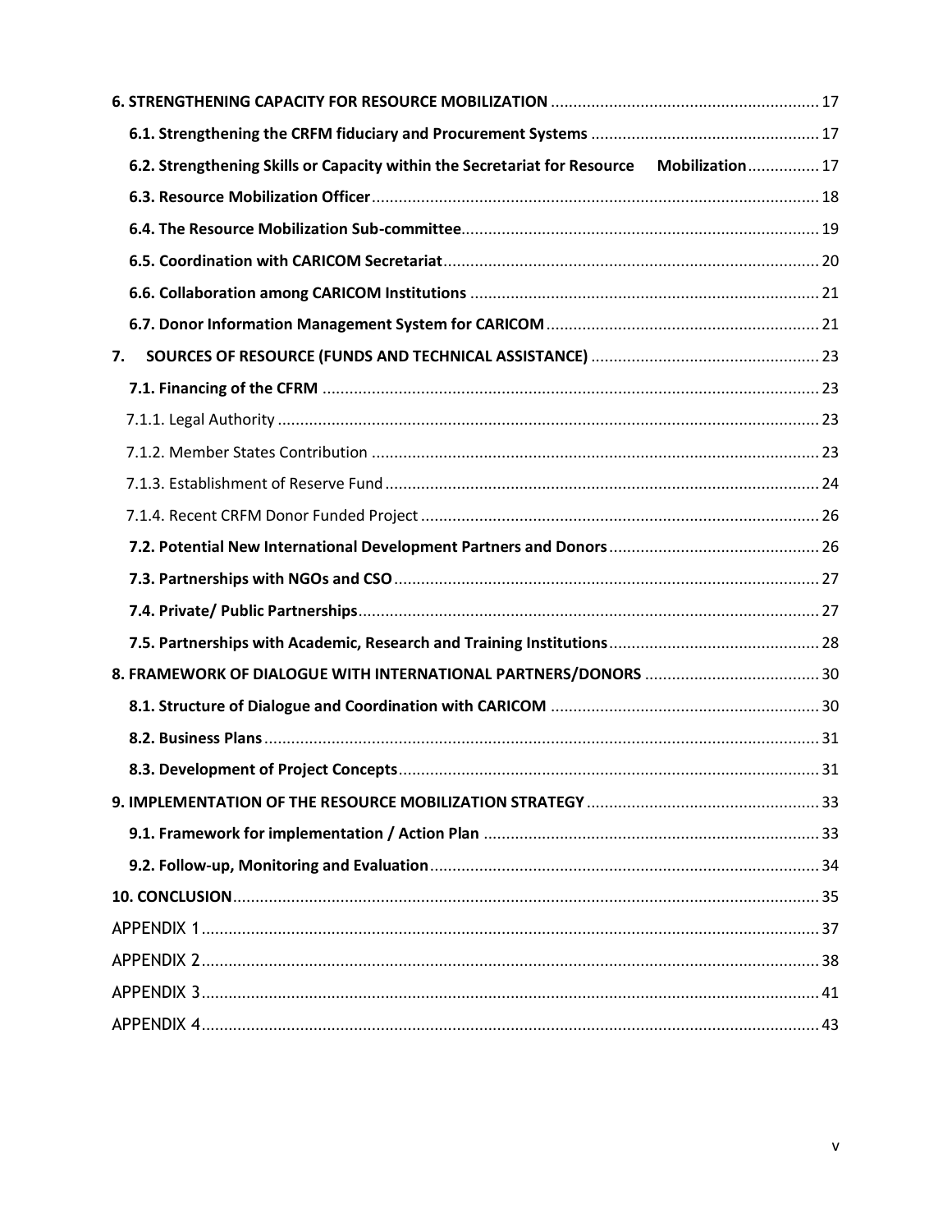**6. STRENGTHENING CAPACITY FOR RESOURCE MOBILIZATION** ............ 17

**6.1. Strengthening the CRFM fiduciary and Procurement Systems** ............ 17

**6.2. Strengthening Skills or Capacity within the Secretariat for Resource Mobilization** ............ 17

**6.3. Resource Mobilization Officer** ............ 18

**6.4. The Resource Mobilization Sub-committee** ............ 19

**6.5. Coordination with CARICOM Secretariat** ............ 20

**6.6. Collaboration among CARICOM Institutions** ............ 21

**6.7. Donor Information Management System for CARICOM** ............ 21

**7. SOURCES OF RESOURCE (FUNDS AND TECHNICAL ASSISTANCE)** ............ 23

**7.1. Financing of the CFRM** ............ 23

7.1.1. Legal Authority ............ 23

7.1.2. Member States Contribution ............ 23

7.1.3. Establishment of Reserve Fund ............ 24

7.1.4. Recent CRFM Donor Funded Project ............ 26

**7.2. Potential New International Development Partners and Donors** ............ 26

**7.3. Partnerships with NGOs and CSO** ............ 27

**7.4. Private/ Public Partnerships** ............ 27

**7.5. Partnerships with Academic, Research and Training Institutions** ............ 28

**8. FRAMEWORK OF DIALOGUE WITH INTERNATIONAL PARTNERS/DONORS** ............ 30

**8.1. Structure of Dialogue and Coordination with CARICOM** ............ 30

**8.2. Business Plans** ............ 31

**8.3. Development of Project Concepts** ............ 31

**9. IMPLEMENTATION OF THE RESOURCE MOBILIZATION STRATEGY** ............ 33

**9.1. Framework for implementation / Action Plan** ............ 33

**9.2. Follow-up, Monitoring and Evaluation** ............ 34

**10. CONCLUSION** ............ 35

APPENDIX 1 ............ 37

APPENDIX 2 ............ 38

APPENDIX 3 ............ 41

APPENDIX 4 ............ 43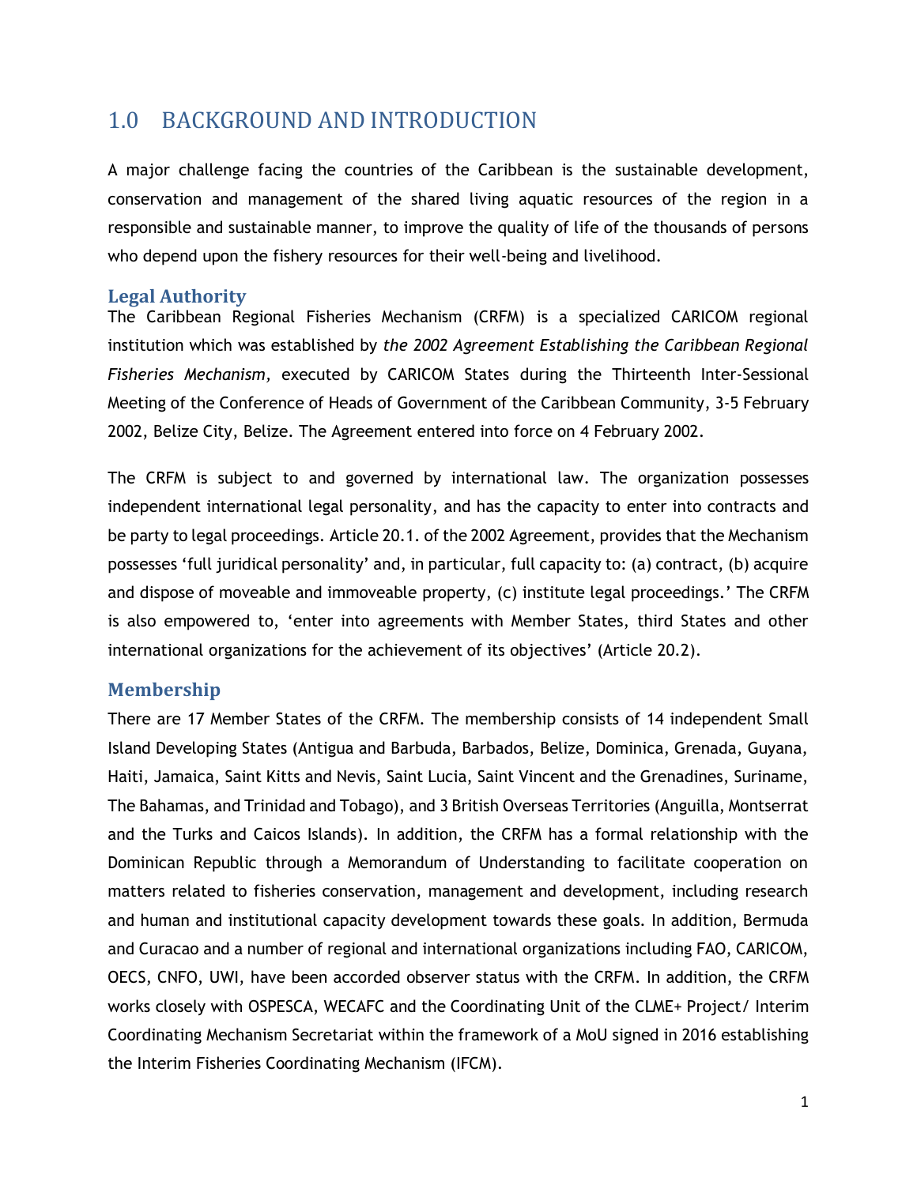# 1.0 BACKGROUND AND INTRODUCTION

A major challenge facing the countries of the Caribbean is the sustainable development, conservation and management of the shared living aquatic resources of the region in a responsible and sustainable manner, to improve the quality of life of the thousands of persons who depend upon the fishery resources for their well-being and livelihood.

### Legal Authority

The Caribbean Regional Fisheries Mechanism (CRFM) is a specialized CARICOM regional institution which was established by *the 2002 Agreement Establishing the Caribbean Regional Fisheries Mechanism,* executed by CARICOM States during the Thirteenth Inter-Sessional Meeting of the Conference of Heads of Government of the Caribbean Community, 3-5 February 2002, Belize City, Belize. The Agreement entered into force on 4 February 2002.

The CRFM is subject to and governed by international law. The organization possesses independent international legal personality, and has the capacity to enter into contracts and be party to legal proceedings. Article 20.1. of the 2002 Agreement, provides that the Mechanism possesses 'full juridical personality' and, in particular, full capacity to: (a) contract, (b) acquire and dispose of moveable and immoveable property, (c) institute legal proceedings.' The CRFM is also empowered to, 'enter into agreements with Member States, third States and other international organizations for the achievement of its objectives' (Article 20.2).

### Membership

There are 17 Member States of the CRFM. The membership consists of 14 independent Small Island Developing States (Antigua and Barbuda, Barbados, Belize, Dominica, Grenada, Guyana, Haiti, Jamaica, Saint Kitts and Nevis, Saint Lucia, Saint Vincent and the Grenadines, Suriname, The Bahamas, and Trinidad and Tobago), and 3 British Overseas Territories (Anguilla, Montserrat and the Turks and Caicos Islands). In addition, the CRFM has a formal relationship with the Dominican Republic through a Memorandum of Understanding to facilitate cooperation on matters related to fisheries conservation, management and development, including research and human and institutional capacity development towards these goals. In addition, Bermuda and Curacao and a number of regional and international organizations including FAO, CARICOM, OECS, CNFO, UWI, have been accorded observer status with the CRFM. In addition, the CRFM works closely with OSPESCA, WECAFC and the Coordinating Unit of the CLME+ Project/ Interim Coordinating Mechanism Secretariat within the framework of a MoU signed in 2016 establishing the Interim Fisheries Coordinating Mechanism (IFCM).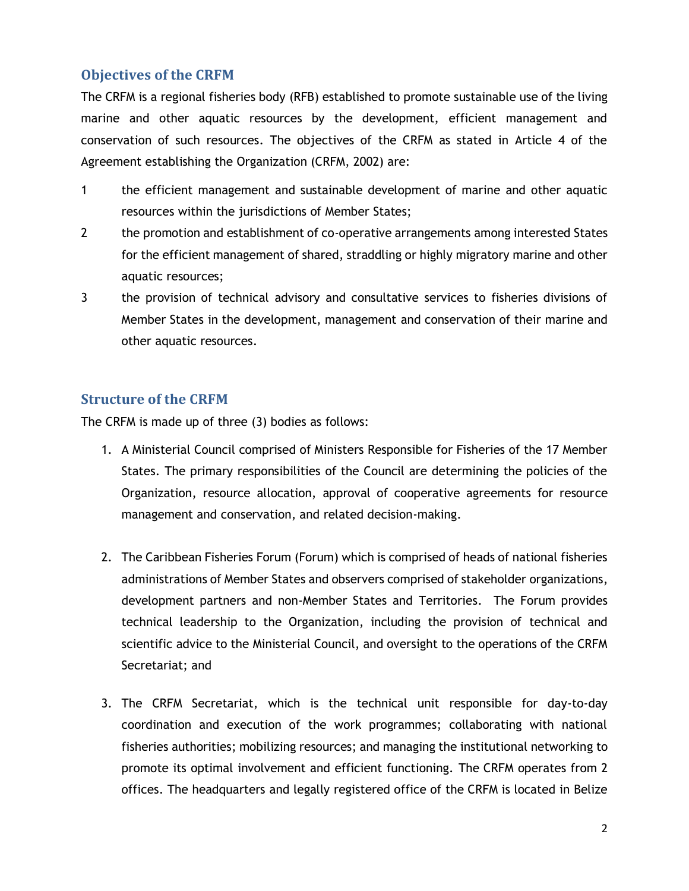## Objectives of the CRFM

The CRFM is a regional fisheries body (RFB) established to promote sustainable use of the living marine and other aquatic resources by the development, efficient management and conservation of such resources. The objectives of the CRFM as stated in Article 4 of the Agreement establishing the Organization (CRFM, 2002) are:

1. the efficient management and sustainable development of marine and other aquatic resources within the jurisdictions of Member States;
2. the promotion and establishment of co-operative arrangements among interested States for the efficient management of shared, straddling or highly migratory marine and other aquatic resources;
3. the provision of technical advisory and consultative services to fisheries divisions of Member States in the development, management and conservation of their marine and other aquatic resources.

## Structure of the CRFM

The CRFM is made up of three (3) bodies as follows:

1. A Ministerial Council comprised of Ministers Responsible for Fisheries of the 17 Member States. The primary responsibilities of the Council are determining the policies of the Organization, resource allocation, approval of cooperative agreements for resource management and conservation, and related decision-making.

2. The Caribbean Fisheries Forum (Forum) which is comprised of heads of national fisheries administrations of Member States and observers comprised of stakeholder organizations, development partners and non-Member States and Territories. The Forum provides technical leadership to the Organization, including the provision of technical and scientific advice to the Ministerial Council, and oversight to the operations of the CRFM Secretariat; and

3. The CRFM Secretariat, which is the technical unit responsible for day-to-day coordination and execution of the work programmes; collaborating with national fisheries authorities; mobilizing resources; and managing the institutional networking to promote its optimal involvement and efficient functioning. The CRFM operates from 2 offices. The headquarters and legally registered office of the CRFM is located in Belize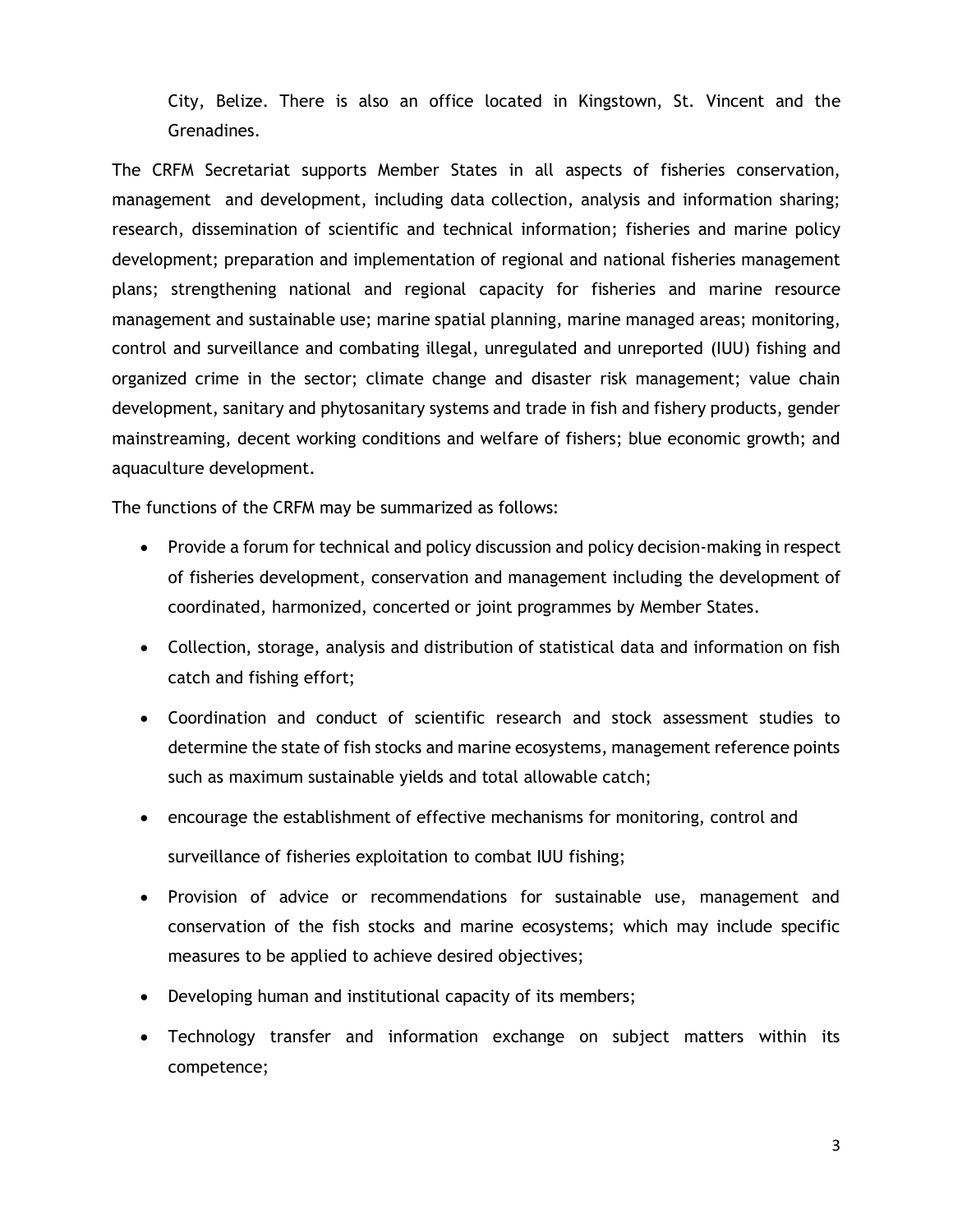City, Belize. There is also an office located in Kingstown, St. Vincent and the Grenadines.

The CRFM Secretariat supports Member States in all aspects of fisheries conservation, management and development, including data collection, analysis and information sharing; research, dissemination of scientific and technical information; fisheries and marine policy development; preparation and implementation of regional and national fisheries management plans; strengthening national and regional capacity for fisheries and marine resource management and sustainable use; marine spatial planning, marine managed areas; monitoring, control and surveillance and combating illegal, unregulated and unreported (IUU) fishing and organized crime in the sector; climate change and disaster risk management; value chain development, sanitary and phytosanitary systems and trade in fish and fishery products, gender mainstreaming, decent working conditions and welfare of fishers; blue economic growth; and aquaculture development.

The functions of the CRFM may be summarized as follows:

- Provide a forum for technical and policy discussion and policy decision-making in respect of fisheries development, conservation and management including the development of coordinated, harmonized, concerted or joint programmes by Member States.
- Collection, storage, analysis and distribution of statistical data and information on fish catch and fishing effort;
- Coordination and conduct of scientific research and stock assessment studies to determine the state of fish stocks and marine ecosystems, management reference points such as maximum sustainable yields and total allowable catch;
- encourage the establishment of effective mechanisms for monitoring, control and surveillance of fisheries exploitation to combat IUU fishing;
- Provision of advice or recommendations for sustainable use, management and conservation of the fish stocks and marine ecosystems; which may include specific measures to be applied to achieve desired objectives;
- Developing human and institutional capacity of its members;
- Technology transfer and information exchange on subject matters within its competence;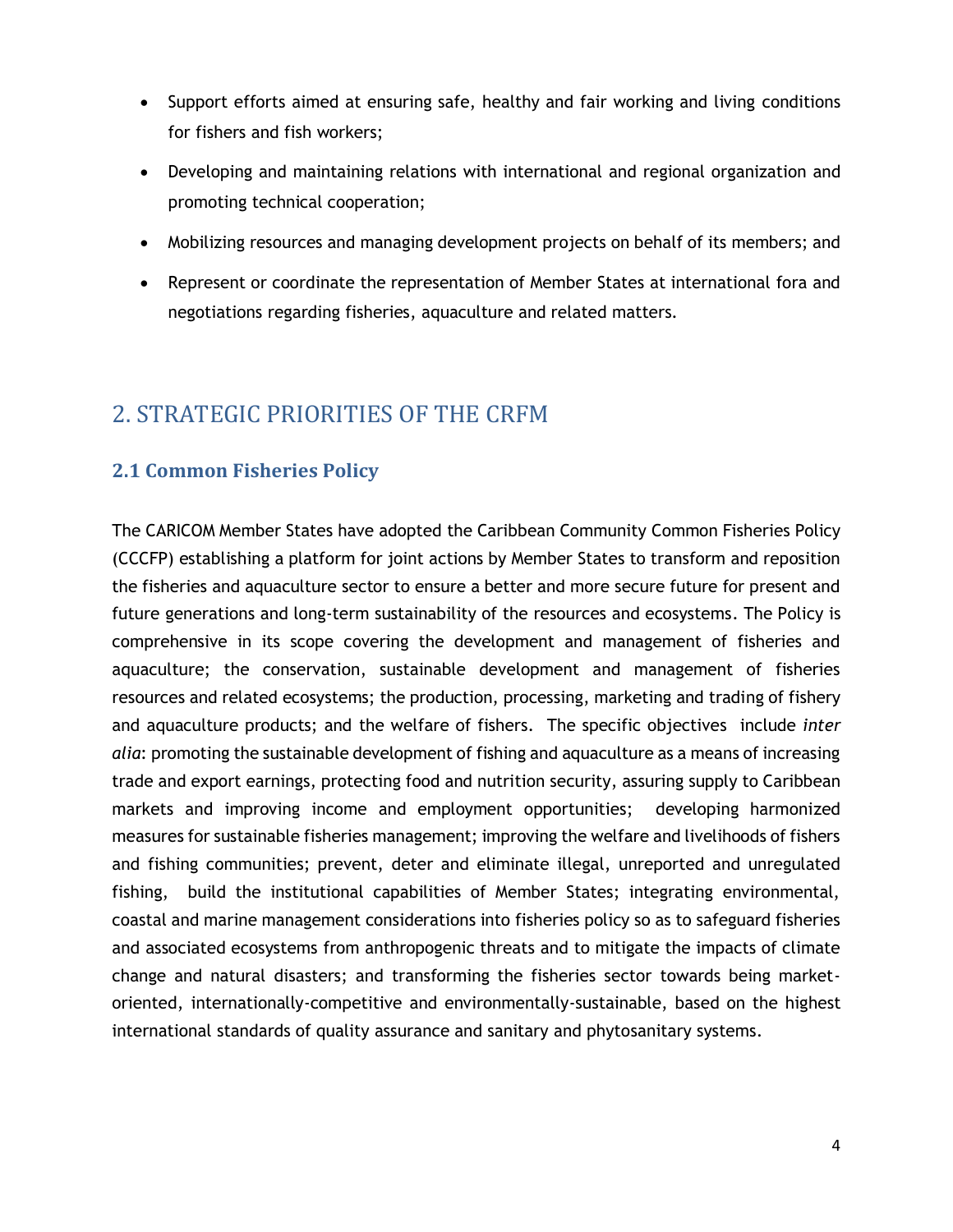- Support efforts aimed at ensuring safe, healthy and fair working and living conditions for fishers and fish workers;
- Developing and maintaining relations with international and regional organization and promoting technical cooperation;
- Mobilizing resources and managing development projects on behalf of its members; and
- Represent or coordinate the representation of Member States at international fora and negotiations regarding fisheries, aquaculture and related matters.

# 2. STRATEGIC PRIORITIES OF THE CRFM

## 2.1 Common Fisheries Policy

The CARICOM Member States have adopted the Caribbean Community Common Fisheries Policy (CCCFP) establishing a platform for joint actions by Member States to transform and reposition the fisheries and aquaculture sector to ensure a better and more secure future for present and future generations and long-term sustainability of the resources and ecosystems. The Policy is comprehensive in its scope covering the development and management of fisheries and aquaculture; the conservation, sustainable development and management of fisheries resources and related ecosystems; the production, processing, marketing and trading of fishery and aquaculture products; and the welfare of fishers. The specific objectives include *inter alia*: promoting the sustainable development of fishing and aquaculture as a means of increasing trade and export earnings, protecting food and nutrition security, assuring supply to Caribbean markets and improving income and employment opportunities; developing harmonized measures for sustainable fisheries management; improving the welfare and livelihoods of fishers and fishing communities; prevent, deter and eliminate illegal, unreported and unregulated fishing, build the institutional capabilities of Member States; integrating environmental, coastal and marine management considerations into fisheries policy so as to safeguard fisheries and associated ecosystems from anthropogenic threats and to mitigate the impacts of climate change and natural disasters; and transforming the fisheries sector towards being market-oriented, internationally-competitive and environmentally-sustainable, based on the highest international standards of quality assurance and sanitary and phytosanitary systems.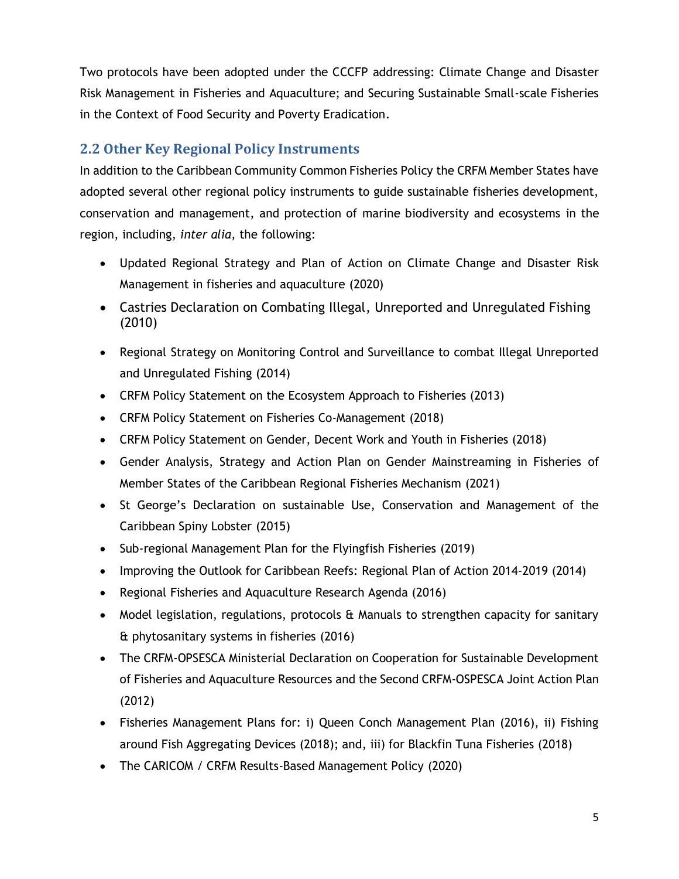Two protocols have been adopted under the CCCFP addressing: Climate Change and Disaster Risk Management in Fisheries and Aquaculture; and Securing Sustainable Small-scale Fisheries in the Context of Food Security and Poverty Eradication.

## 2.2 Other Key Regional Policy Instruments

In addition to the Caribbean Community Common Fisheries Policy the CRFM Member States have adopted several other regional policy instruments to guide sustainable fisheries development, conservation and management, and protection of marine biodiversity and ecosystems in the region, including, *inter alia,* the following:

- Updated Regional Strategy and Plan of Action on Climate Change and Disaster Risk Management in fisheries and aquaculture (2020)
- Castries Declaration on Combating Illegal, Unreported and Unregulated Fishing (2010)
- Regional Strategy on Monitoring Control and Surveillance to combat Illegal Unreported and Unregulated Fishing (2014)
- CRFM Policy Statement on the Ecosystem Approach to Fisheries (2013)
- CRFM Policy Statement on Fisheries Co-Management (2018)
- CRFM Policy Statement on Gender, Decent Work and Youth in Fisheries (2018)
- Gender Analysis, Strategy and Action Plan on Gender Mainstreaming in Fisheries of Member States of the Caribbean Regional Fisheries Mechanism (2021)
- St George's Declaration on sustainable Use, Conservation and Management of the Caribbean Spiny Lobster (2015)
- Sub-regional Management Plan for the Flyingfish Fisheries (2019)
- Improving the Outlook for Caribbean Reefs: Regional Plan of Action 2014-2019 (2014)
- Regional Fisheries and Aquaculture Research Agenda (2016)
- Model legislation, regulations, protocols & Manuals to strengthen capacity for sanitary & phytosanitary systems in fisheries (2016)
- The CRFM-OPSESCA Ministerial Declaration on Cooperation for Sustainable Development of Fisheries and Aquaculture Resources and the Second CRFM-OSPESCA Joint Action Plan (2012)
- Fisheries Management Plans for: i) Queen Conch Management Plan (2016), ii) Fishing around Fish Aggregating Devices (2018); and, iii) for Blackfin Tuna Fisheries (2018)
- The CARICOM / CRFM Results-Based Management Policy (2020)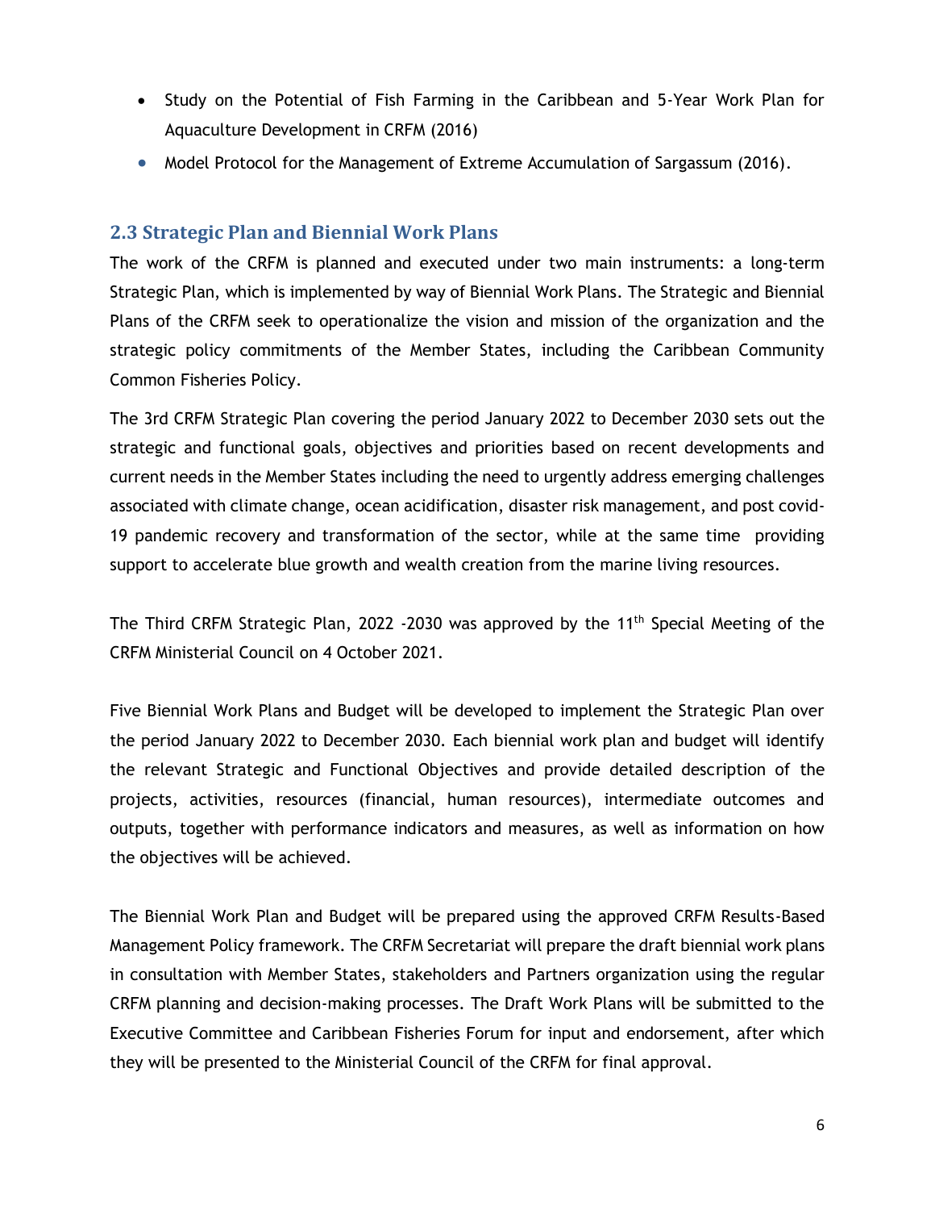- Study on the Potential of Fish Farming in the Caribbean and 5-Year Work Plan for Aquaculture Development in CRFM (2016)
- Model Protocol for the Management of Extreme Accumulation of Sargassum (2016).

### 2.3 Strategic Plan and Biennial Work Plans

The work of the CRFM is planned and executed under two main instruments: a long-term Strategic Plan, which is implemented by way of Biennial Work Plans. The Strategic and Biennial Plans of the CRFM seek to operationalize the vision and mission of the organization and the strategic policy commitments of the Member States, including the Caribbean Community Common Fisheries Policy.

The 3rd CRFM Strategic Plan covering the period January 2022 to December 2030 sets out the strategic and functional goals, objectives and priorities based on recent developments and current needs in the Member States including the need to urgently address emerging challenges associated with climate change, ocean acidification, disaster risk management, and post covid-19 pandemic recovery and transformation of the sector, while at the same time providing support to accelerate blue growth and wealth creation from the marine living resources.

The Third CRFM Strategic Plan, 2022 -2030 was approved by the 11th Special Meeting of the CRFM Ministerial Council on 4 October 2021.

Five Biennial Work Plans and Budget will be developed to implement the Strategic Plan over the period January 2022 to December 2030. Each biennial work plan and budget will identify the relevant Strategic and Functional Objectives and provide detailed description of the projects, activities, resources (financial, human resources), intermediate outcomes and outputs, together with performance indicators and measures, as well as information on how the objectives will be achieved.

The Biennial Work Plan and Budget will be prepared using the approved CRFM Results-Based Management Policy framework. The CRFM Secretariat will prepare the draft biennial work plans in consultation with Member States, stakeholders and Partners organization using the regular CRFM planning and decision-making processes. The Draft Work Plans will be submitted to the Executive Committee and Caribbean Fisheries Forum for input and endorsement, after which they will be presented to the Ministerial Council of the CRFM for final approval.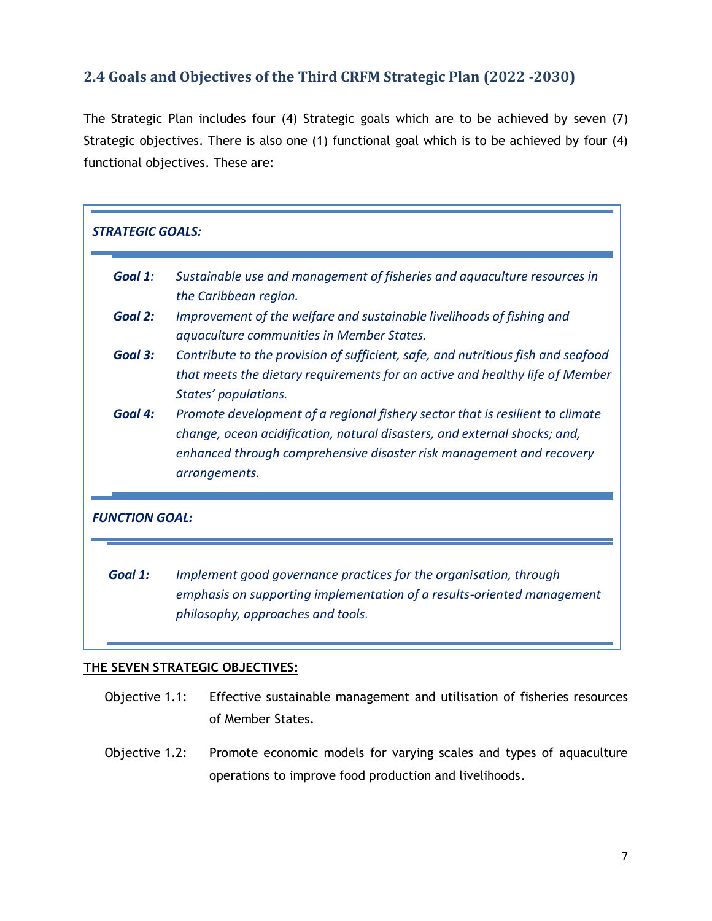## 2.4 Goals and Objectives of the Third CRFM Strategic Plan (2022 -2030)

The Strategic Plan includes four (4) Strategic goals which are to be achieved by seven (7) Strategic objectives. There is also one (1) functional goal which is to be achieved by four (4) functional objectives. These are:

***STRATEGIC GOALS:***

***Goal 1**:* *Sustainable use and management of fisheries and aquaculture resources in the Caribbean region.*

***Goal 2:*** *Improvement of the welfare and sustainable livelihoods of fishing and aquaculture communities in Member States.*

***Goal 3:*** *Contribute to the provision of sufficient, safe, and nutritious fish and seafood that meets the dietary requirements for an active and healthy life of Member States' populations.*

***Goal 4:*** *Promote development of a regional fishery sector that is resilient to climate change, ocean acidification, natural disasters, and external shocks; and, enhanced through comprehensive disaster risk management and recovery arrangements.*

***FUNCTION GOAL:***

***Goal 1:*** *Implement good governance practices for the organisation, through emphasis on supporting implementation of a results-oriented management philosophy, approaches and tools.*

**THE SEVEN STRATEGIC OBJECTIVES:**

Objective 1.1: Effective sustainable management and utilisation of fisheries resources of Member States.

Objective 1.2: Promote economic models for varying scales and types of aquaculture operations to improve food production and livelihoods.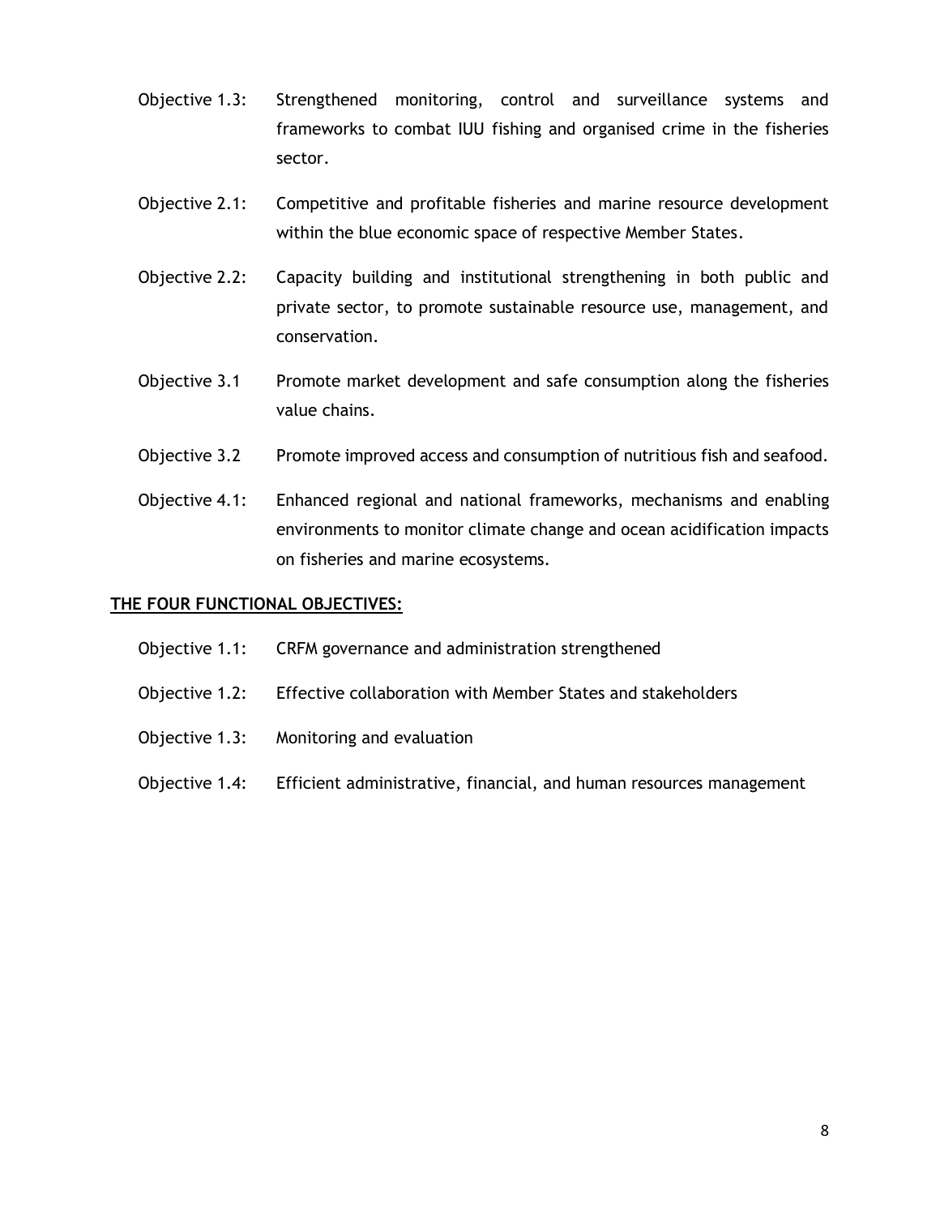Objective 1.3: Strengthened monitoring, control and surveillance systems and frameworks to combat IUU fishing and organised crime in the fisheries sector.

Objective 2.1: Competitive and profitable fisheries and marine resource development within the blue economic space of respective Member States.

Objective 2.2: Capacity building and institutional strengthening in both public and private sector, to promote sustainable resource use, management, and conservation.

Objective 3.1 Promote market development and safe consumption along the fisheries value chains.

Objective 3.2 Promote improved access and consumption of nutritious fish and seafood.

Objective 4.1: Enhanced regional and national frameworks, mechanisms and enabling environments to monitor climate change and ocean acidification impacts on fisheries and marine ecosystems.

**THE FOUR FUNCTIONAL OBJECTIVES:**

Objective 1.1: CRFM governance and administration strengthened

Objective 1.2: Effective collaboration with Member States and stakeholders

Objective 1.3: Monitoring and evaluation

Objective 1.4: Efficient administrative, financial, and human resources management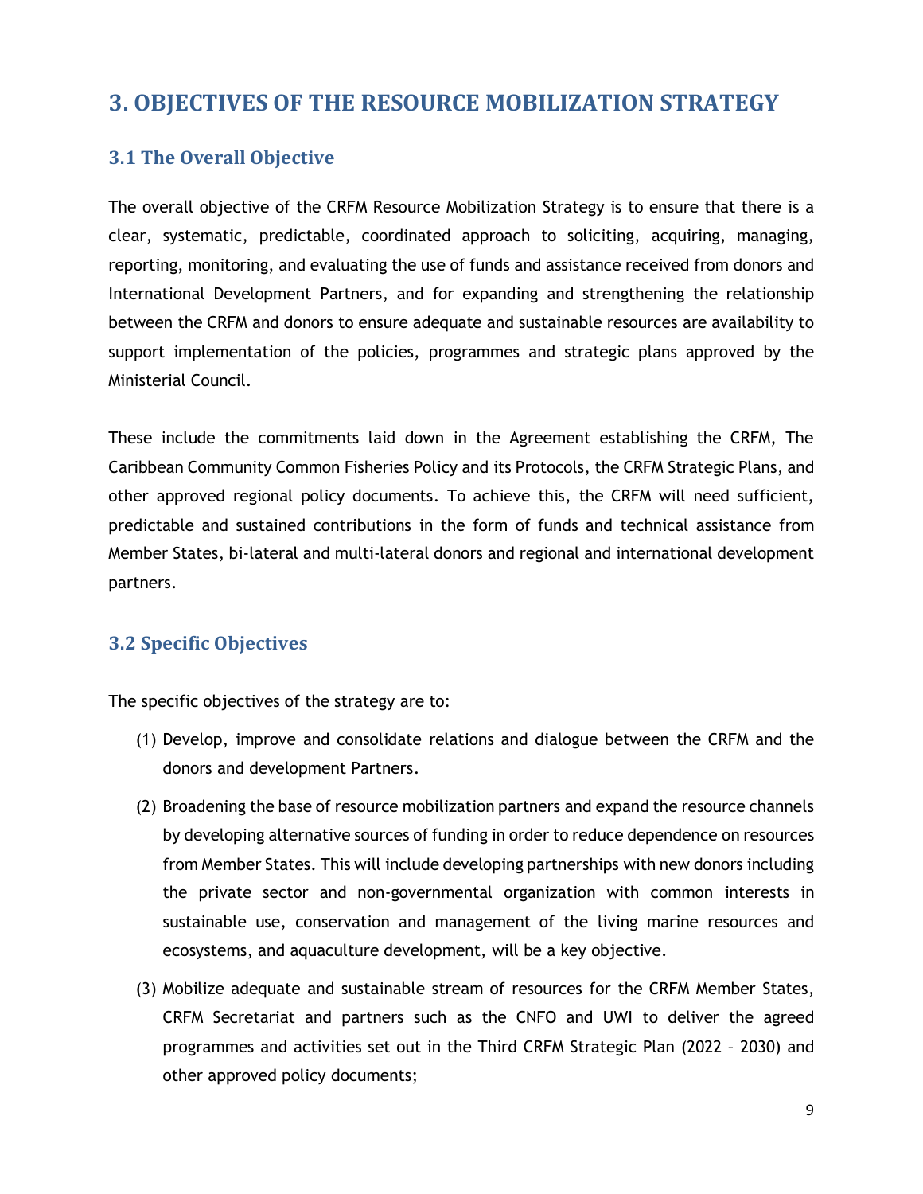## 3. OBJECTIVES OF THE RESOURCE MOBILIZATION STRATEGY

### 3.1 The Overall Objective

The overall objective of the CRFM Resource Mobilization Strategy is to ensure that there is a clear, systematic, predictable, coordinated approach to soliciting, acquiring, managing, reporting, monitoring, and evaluating the use of funds and assistance received from donors and International Development Partners, and for expanding and strengthening the relationship between the CRFM and donors to ensure adequate and sustainable resources are availability to support implementation of the policies, programmes and strategic plans approved by the Ministerial Council.

These include the commitments laid down in the Agreement establishing the CRFM, The Caribbean Community Common Fisheries Policy and its Protocols, the CRFM Strategic Plans, and other approved regional policy documents. To achieve this, the CRFM will need sufficient, predictable and sustained contributions in the form of funds and technical assistance from Member States, bi-lateral and multi-lateral donors and regional and international development partners.

### 3.2 Specific Objectives

The specific objectives of the strategy are to:

(1) Develop, improve and consolidate relations and dialogue between the CRFM and the donors and development Partners.

(2) Broadening the base of resource mobilization partners and expand the resource channels by developing alternative sources of funding in order to reduce dependence on resources from Member States. This will include developing partnerships with new donors including the private sector and non-governmental organization with common interests in sustainable use, conservation and management of the living marine resources and ecosystems, and aquaculture development, will be a key objective.

(3) Mobilize adequate and sustainable stream of resources for the CRFM Member States, CRFM Secretariat and partners such as the CNFO and UWI to deliver the agreed programmes and activities set out in the Third CRFM Strategic Plan (2022 – 2030) and other approved policy documents;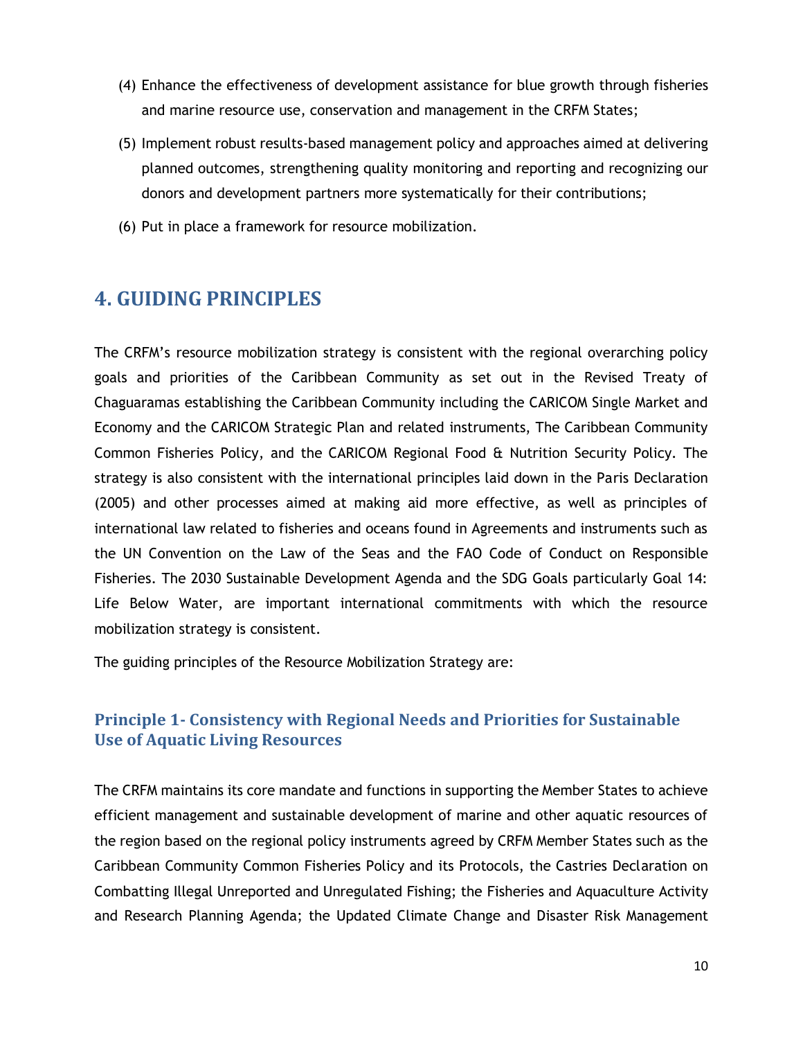(4) Enhance the effectiveness of development assistance for blue growth through fisheries and marine resource use, conservation and management in the CRFM States;

(5) Implement robust results-based management policy and approaches aimed at delivering planned outcomes, strengthening quality monitoring and reporting and recognizing our donors and development partners more systematically for their contributions;

(6) Put in place a framework for resource mobilization.

## 4. GUIDING PRINCIPLES

The CRFM's resource mobilization strategy is consistent with the regional overarching policy goals and priorities of the Caribbean Community as set out in the Revised Treaty of Chaguaramas establishing the Caribbean Community including the CARICOM Single Market and Economy and the CARICOM Strategic Plan and related instruments, The Caribbean Community Common Fisheries Policy, and the CARICOM Regional Food & Nutrition Security Policy. The strategy is also consistent with the international principles laid down in the Paris Declaration (2005) and other processes aimed at making aid more effective, as well as principles of international law related to fisheries and oceans found in Agreements and instruments such as the UN Convention on the Law of the Seas and the FAO Code of Conduct on Responsible Fisheries. The 2030 Sustainable Development Agenda and the SDG Goals particularly Goal 14: Life Below Water, are important international commitments with which the resource mobilization strategy is consistent.

The guiding principles of the Resource Mobilization Strategy are:

### Principle 1- Consistency with Regional Needs and Priorities for Sustainable Use of Aquatic Living Resources

The CRFM maintains its core mandate and functions in supporting the Member States to achieve efficient management and sustainable development of marine and other aquatic resources of the region based on the regional policy instruments agreed by CRFM Member States such as the Caribbean Community Common Fisheries Policy and its Protocols, the Castries Declaration on Combatting Illegal Unreported and Unregulated Fishing; the Fisheries and Aquaculture Activity and Research Planning Agenda; the Updated Climate Change and Disaster Risk Management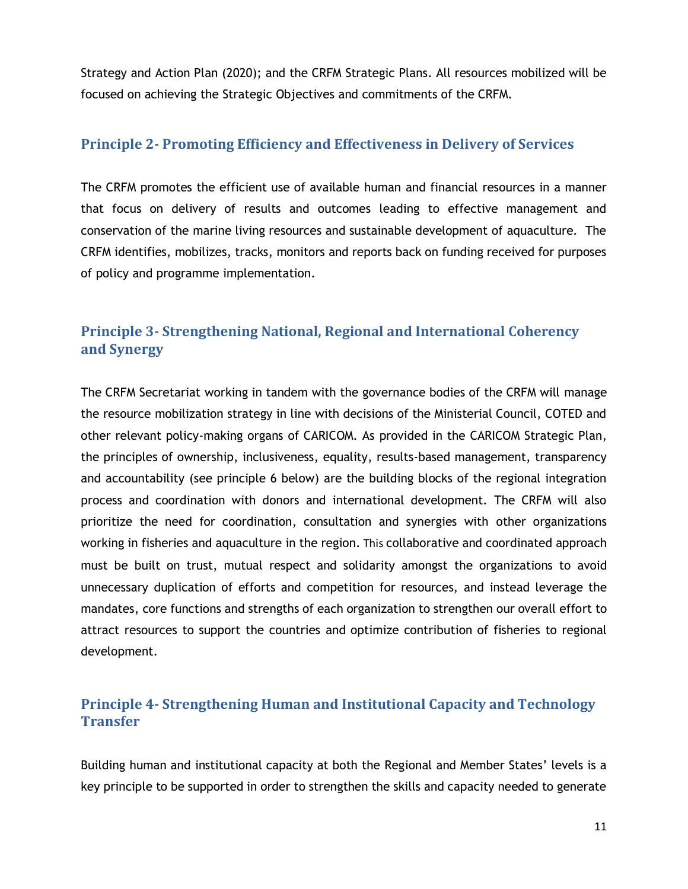Strategy and Action Plan (2020); and the CRFM Strategic Plans. All resources mobilized will be focused on achieving the Strategic Objectives and commitments of the CRFM.

## Principle 2- Promoting Efficiency and Effectiveness in Delivery of Services

The CRFM promotes the efficient use of available human and financial resources in a manner that focus on delivery of results and outcomes leading to effective management and conservation of the marine living resources and sustainable development of aquaculture. The CRFM identifies, mobilizes, tracks, monitors and reports back on funding received for purposes of policy and programme implementation.

## Principle 3- Strengthening National, Regional and International Coherency and Synergy

The CRFM Secretariat working in tandem with the governance bodies of the CRFM will manage the resource mobilization strategy in line with decisions of the Ministerial Council, COTED and other relevant policy-making organs of CARICOM. As provided in the CARICOM Strategic Plan, the principles of ownership, inclusiveness, equality, results-based management, transparency and accountability (see principle 6 below) are the building blocks of the regional integration process and coordination with donors and international development. The CRFM will also prioritize the need for coordination, consultation and synergies with other organizations working in fisheries and aquaculture in the region. This collaborative and coordinated approach must be built on trust, mutual respect and solidarity amongst the organizations to avoid unnecessary duplication of efforts and competition for resources, and instead leverage the mandates, core functions and strengths of each organization to strengthen our overall effort to attract resources to support the countries and optimize contribution of fisheries to regional development.

## Principle 4- Strengthening Human and Institutional Capacity and Technology Transfer

Building human and institutional capacity at both the Regional and Member States' levels is a key principle to be supported in order to strengthen the skills and capacity needed to generate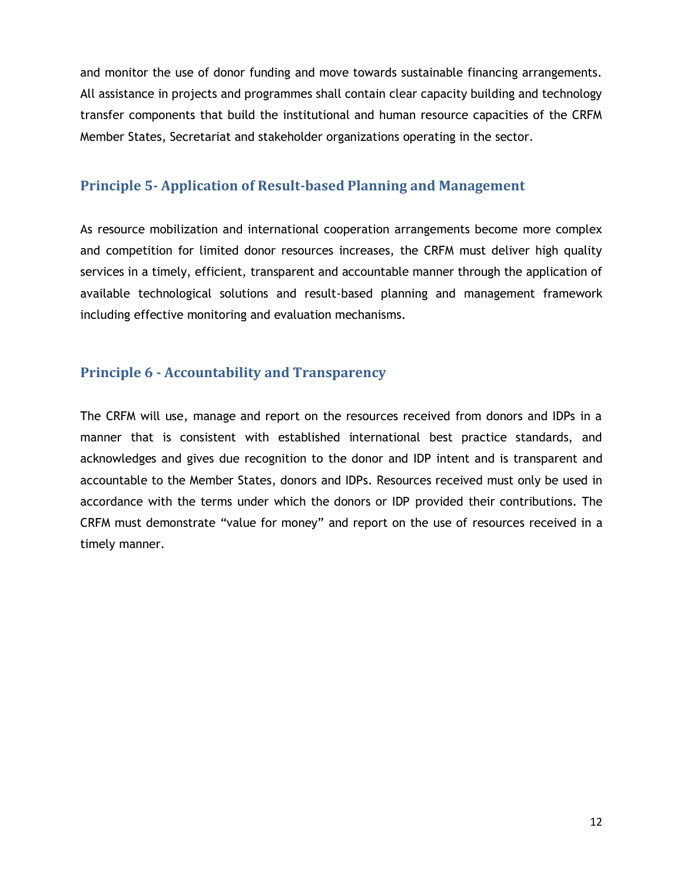and monitor the use of donor funding and move towards sustainable financing arrangements. All assistance in projects and programmes shall contain clear capacity building and technology transfer components that build the institutional and human resource capacities of the CRFM Member States, Secretariat and stakeholder organizations operating in the sector.

### Principle 5- Application of Result-based Planning and Management

As resource mobilization and international cooperation arrangements become more complex and competition for limited donor resources increases, the CRFM must deliver high quality services in a timely, efficient, transparent and accountable manner through the application of available technological solutions and result-based planning and management framework including effective monitoring and evaluation mechanisms.

### Principle 6 - Accountability and Transparency

The CRFM will use, manage and report on the resources received from donors and IDPs in a manner that is consistent with established international best practice standards, and acknowledges and gives due recognition to the donor and IDP intent and is transparent and accountable to the Member States, donors and IDPs. Resources received must only be used in accordance with the terms under which the donors or IDP provided their contributions. The CRFM must demonstrate “value for money” and report on the use of resources received in a timely manner.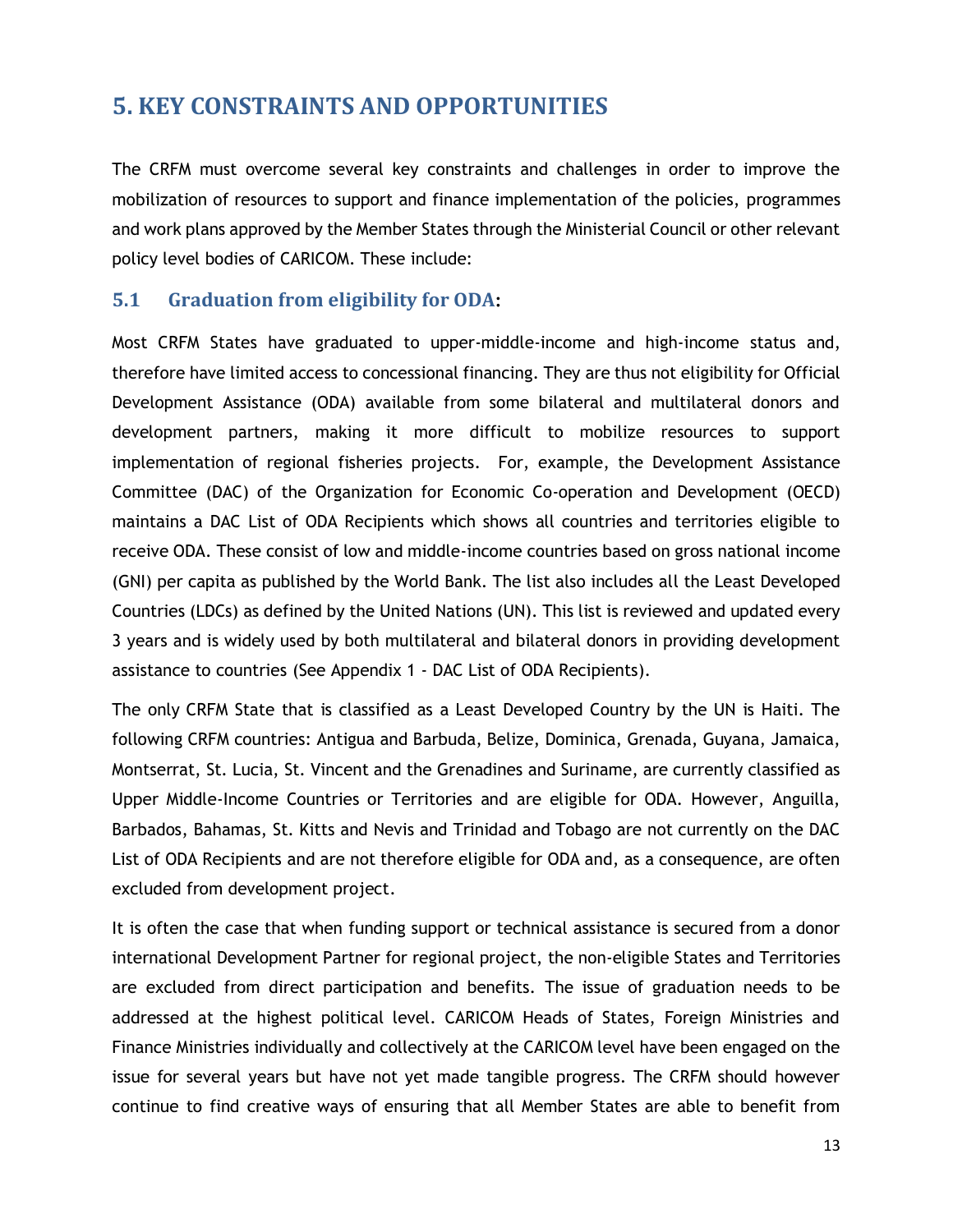# 5. KEY CONSTRAINTS AND OPPORTUNITIES

The CRFM must overcome several key constraints and challenges in order to improve the mobilization of resources to support and finance implementation of the policies, programmes and work plans approved by the Member States through the Ministerial Council or other relevant policy level bodies of CARICOM. These include:

## 5.1 Graduation from eligibility for ODA:

Most CRFM States have graduated to upper-middle-income and high-income status and, therefore have limited access to concessional financing. They are thus not eligibility for Official Development Assistance (ODA) available from some bilateral and multilateral donors and development partners, making it more difficult to mobilize resources to support implementation of regional fisheries projects. For, example, the Development Assistance Committee (DAC) of the Organization for Economic Co-operation and Development (OECD) maintains a DAC List of ODA Recipients which shows all countries and territories eligible to receive ODA. These consist of low and middle-income countries based on gross national income (GNI) per capita as published by the World Bank. The list also includes all the Least Developed Countries (LDCs) as defined by the United Nations (UN). This list is reviewed and updated every 3 years and is widely used by both multilateral and bilateral donors in providing development assistance to countries (See Appendix 1 - DAC List of ODA Recipients).

The only CRFM State that is classified as a Least Developed Country by the UN is Haiti. The following CRFM countries: Antigua and Barbuda, Belize, Dominica, Grenada, Guyana, Jamaica, Montserrat, St. Lucia, St. Vincent and the Grenadines and Suriname, are currently classified as Upper Middle-Income Countries or Territories and are eligible for ODA. However, Anguilla, Barbados, Bahamas, St. Kitts and Nevis and Trinidad and Tobago are not currently on the DAC List of ODA Recipients and are not therefore eligible for ODA and, as a consequence, are often excluded from development project.

It is often the case that when funding support or technical assistance is secured from a donor international Development Partner for regional project, the non-eligible States and Territories are excluded from direct participation and benefits. The issue of graduation needs to be addressed at the highest political level. CARICOM Heads of States, Foreign Ministries and Finance Ministries individually and collectively at the CARICOM level have been engaged on the issue for several years but have not yet made tangible progress. The CRFM should however continue to find creative ways of ensuring that all Member States are able to benefit from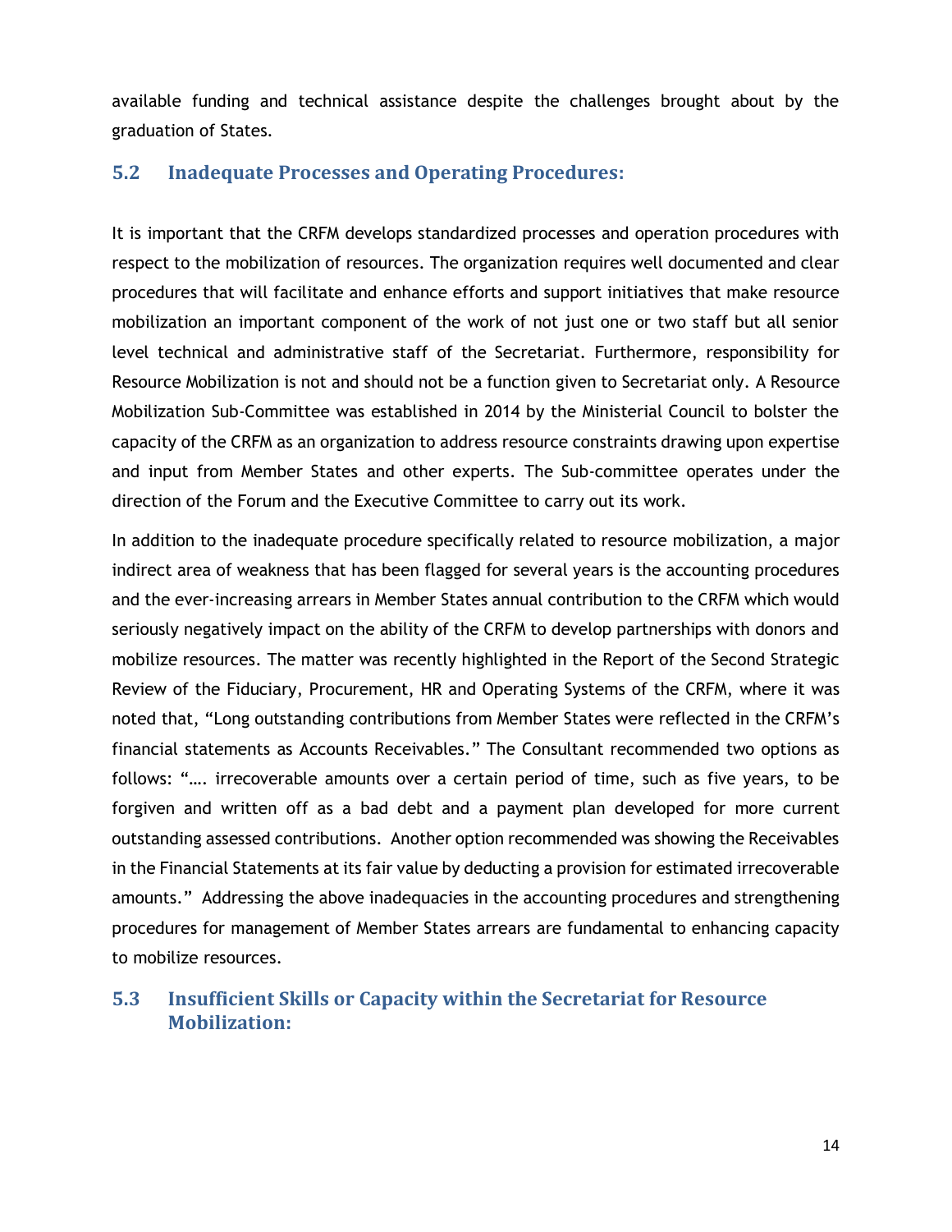available funding and technical assistance despite the challenges brought about by the graduation of States.

### 5.2 Inadequate Processes and Operating Procedures:

It is important that the CRFM develops standardized processes and operation procedures with respect to the mobilization of resources. The organization requires well documented and clear procedures that will facilitate and enhance efforts and support initiatives that make resource mobilization an important component of the work of not just one or two staff but all senior level technical and administrative staff of the Secretariat. Furthermore, responsibility for Resource Mobilization is not and should not be a function given to Secretariat only. A Resource Mobilization Sub-Committee was established in 2014 by the Ministerial Council to bolster the capacity of the CRFM as an organization to address resource constraints drawing upon expertise and input from Member States and other experts. The Sub-committee operates under the direction of the Forum and the Executive Committee to carry out its work.

In addition to the inadequate procedure specifically related to resource mobilization, a major indirect area of weakness that has been flagged for several years is the accounting procedures and the ever-increasing arrears in Member States annual contribution to the CRFM which would seriously negatively impact on the ability of the CRFM to develop partnerships with donors and mobilize resources. The matter was recently highlighted in the Report of the Second Strategic Review of the Fiduciary, Procurement, HR and Operating Systems of the CRFM, where it was noted that, "Long outstanding contributions from Member States were reflected in the CRFM's financial statements as Accounts Receivables." The Consultant recommended two options as follows: "…. irrecoverable amounts over a certain period of time, such as five years, to be forgiven and written off as a bad debt and a payment plan developed for more current outstanding assessed contributions. Another option recommended was showing the Receivables in the Financial Statements at its fair value by deducting a provision for estimated irrecoverable amounts." Addressing the above inadequacies in the accounting procedures and strengthening procedures for management of Member States arrears are fundamental to enhancing capacity to mobilize resources.

### 5.3 Insufficient Skills or Capacity within the Secretariat for Resource Mobilization: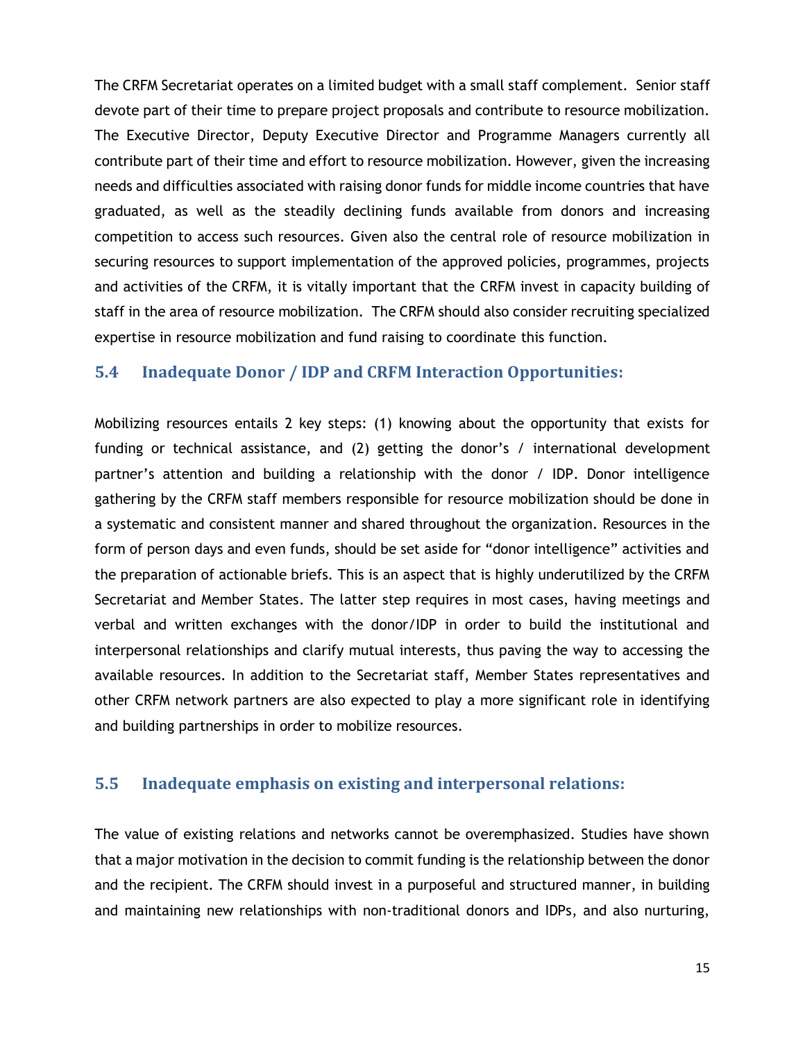The CRFM Secretariat operates on a limited budget with a small staff complement. Senior staff devote part of their time to prepare project proposals and contribute to resource mobilization. The Executive Director, Deputy Executive Director and Programme Managers currently all contribute part of their time and effort to resource mobilization. However, given the increasing needs and difficulties associated with raising donor funds for middle income countries that have graduated, as well as the steadily declining funds available from donors and increasing competition to access such resources. Given also the central role of resource mobilization in securing resources to support implementation of the approved policies, programmes, projects and activities of the CRFM, it is vitally important that the CRFM invest in capacity building of staff in the area of resource mobilization. The CRFM should also consider recruiting specialized expertise in resource mobilization and fund raising to coordinate this function.

## 5.4 Inadequate Donor / IDP and CRFM Interaction Opportunities:

Mobilizing resources entails 2 key steps: (1) knowing about the opportunity that exists for funding or technical assistance, and (2) getting the donor's / international development partner's attention and building a relationship with the donor / IDP. Donor intelligence gathering by the CRFM staff members responsible for resource mobilization should be done in a systematic and consistent manner and shared throughout the organization. Resources in the form of person days and even funds, should be set aside for "donor intelligence" activities and the preparation of actionable briefs. This is an aspect that is highly underutilized by the CRFM Secretariat and Member States. The latter step requires in most cases, having meetings and verbal and written exchanges with the donor/IDP in order to build the institutional and interpersonal relationships and clarify mutual interests, thus paving the way to accessing the available resources. In addition to the Secretariat staff, Member States representatives and other CRFM network partners are also expected to play a more significant role in identifying and building partnerships in order to mobilize resources.

## 5.5 Inadequate emphasis on existing and interpersonal relations:

The value of existing relations and networks cannot be overemphasized. Studies have shown that a major motivation in the decision to commit funding is the relationship between the donor and the recipient. The CRFM should invest in a purposeful and structured manner, in building and maintaining new relationships with non-traditional donors and IDPs, and also nurturing,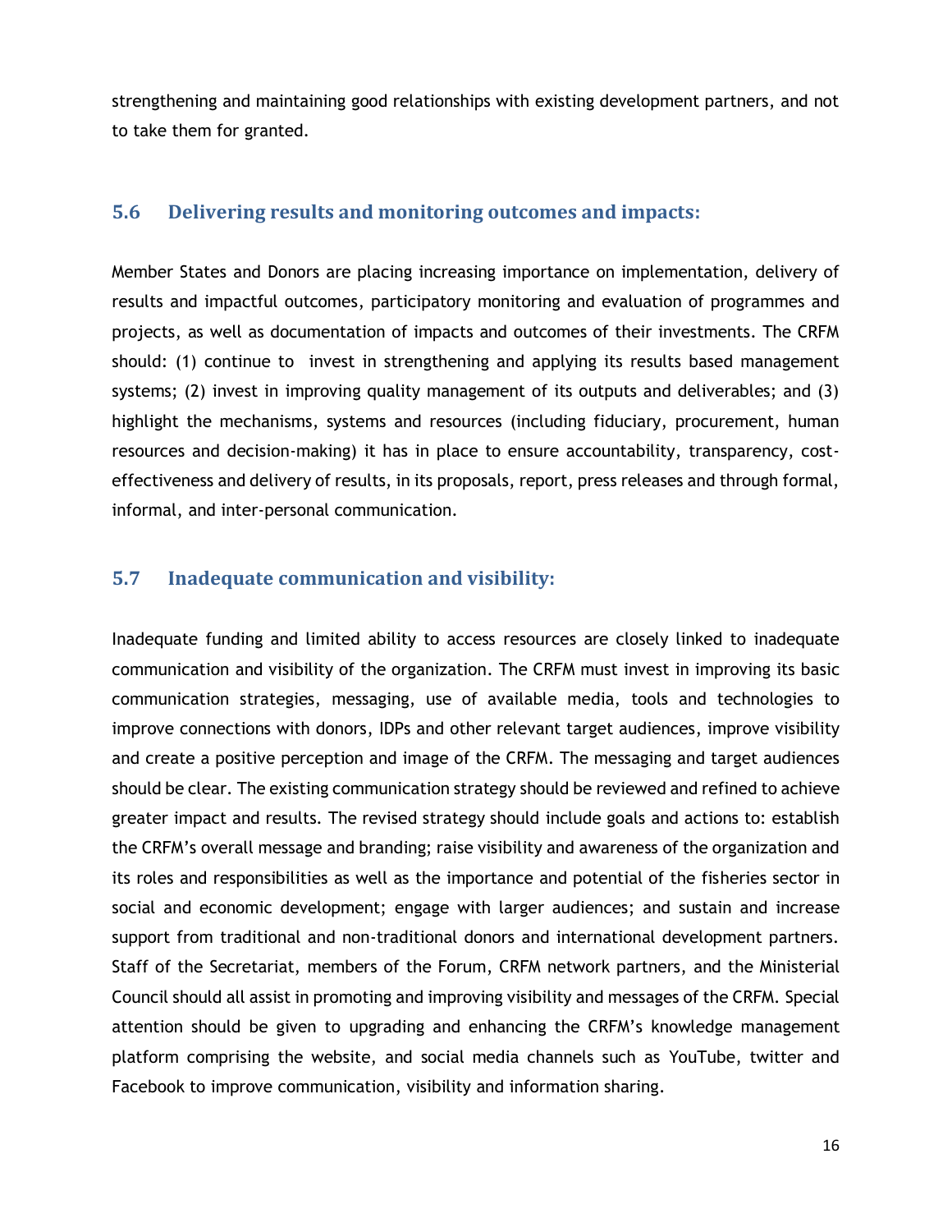strengthening and maintaining good relationships with existing development partners, and not to take them for granted.

## 5.6 Delivering results and monitoring outcomes and impacts:

Member States and Donors are placing increasing importance on implementation, delivery of results and impactful outcomes, participatory monitoring and evaluation of programmes and projects, as well as documentation of impacts and outcomes of their investments. The CRFM should: (1) continue to invest in strengthening and applying its results based management systems; (2) invest in improving quality management of its outputs and deliverables; and (3) highlight the mechanisms, systems and resources (including fiduciary, procurement, human resources and decision-making) it has in place to ensure accountability, transparency, cost-effectiveness and delivery of results, in its proposals, report, press releases and through formal, informal, and inter-personal communication.

## 5.7 Inadequate communication and visibility:

Inadequate funding and limited ability to access resources are closely linked to inadequate communication and visibility of the organization. The CRFM must invest in improving its basic communication strategies, messaging, use of available media, tools and technologies to improve connections with donors, IDPs and other relevant target audiences, improve visibility and create a positive perception and image of the CRFM. The messaging and target audiences should be clear. The existing communication strategy should be reviewed and refined to achieve greater impact and results. The revised strategy should include goals and actions to: establish the CRFM's overall message and branding; raise visibility and awareness of the organization and its roles and responsibilities as well as the importance and potential of the fisheries sector in social and economic development; engage with larger audiences; and sustain and increase support from traditional and non-traditional donors and international development partners. Staff of the Secretariat, members of the Forum, CRFM network partners, and the Ministerial Council should all assist in promoting and improving visibility and messages of the CRFM. Special attention should be given to upgrading and enhancing the CRFM's knowledge management platform comprising the website, and social media channels such as YouTube, twitter and Facebook to improve communication, visibility and information sharing.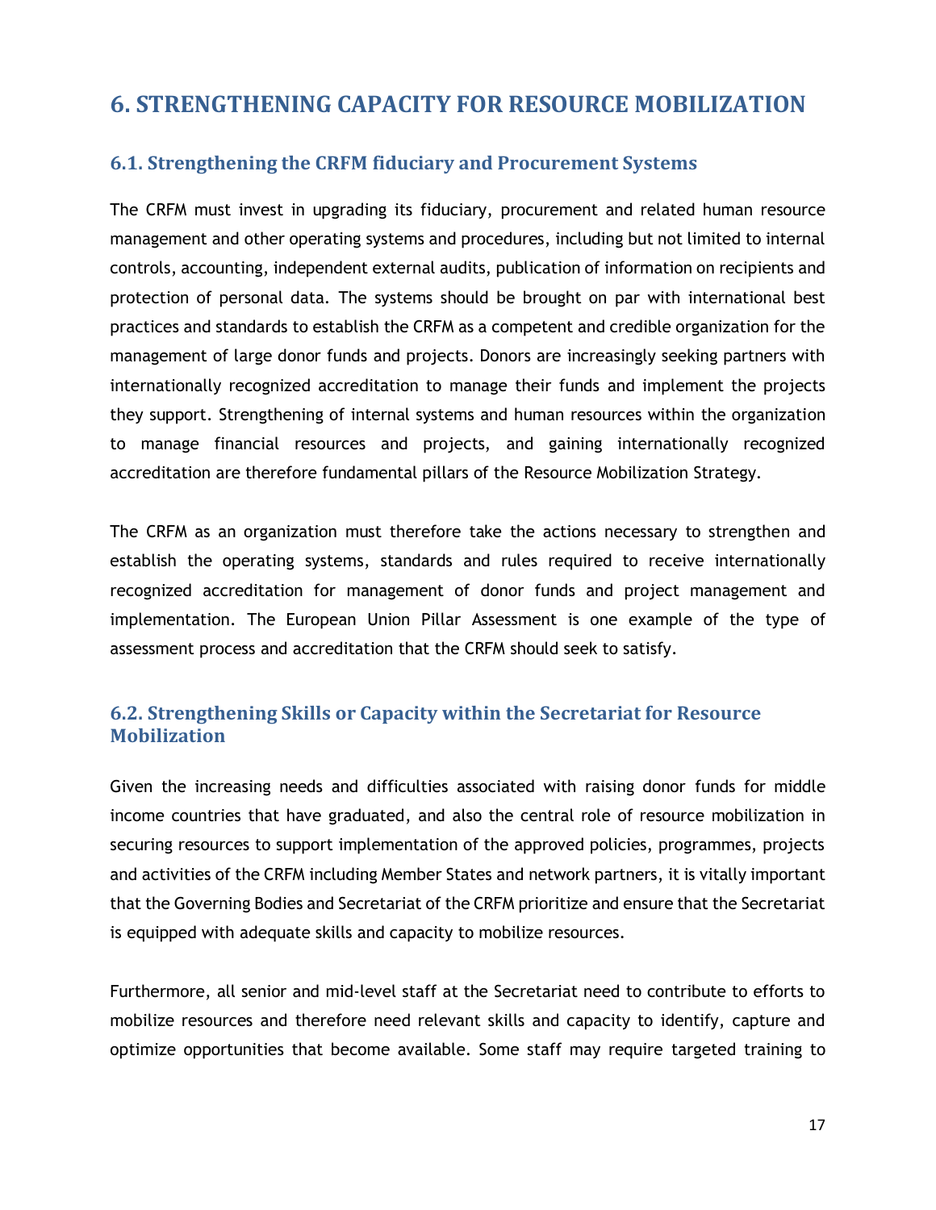# 6. STRENGTHENING CAPACITY FOR RESOURCE MOBILIZATION

## 6.1. Strengthening the CRFM fiduciary and Procurement Systems

The CRFM must invest in upgrading its fiduciary, procurement and related human resource management and other operating systems and procedures, including but not limited to internal controls, accounting, independent external audits, publication of information on recipients and protection of personal data. The systems should be brought on par with international best practices and standards to establish the CRFM as a competent and credible organization for the management of large donor funds and projects. Donors are increasingly seeking partners with internationally recognized accreditation to manage their funds and implement the projects they support. Strengthening of internal systems and human resources within the organization to manage financial resources and projects, and gaining internationally recognized accreditation are therefore fundamental pillars of the Resource Mobilization Strategy.

The CRFM as an organization must therefore take the actions necessary to strengthen and establish the operating systems, standards and rules required to receive internationally recognized accreditation for management of donor funds and project management and implementation. The European Union Pillar Assessment is one example of the type of assessment process and accreditation that the CRFM should seek to satisfy.

## 6.2. Strengthening Skills or Capacity within the Secretariat for Resource Mobilization

Given the increasing needs and difficulties associated with raising donor funds for middle income countries that have graduated, and also the central role of resource mobilization in securing resources to support implementation of the approved policies, programmes, projects and activities of the CRFM including Member States and network partners, it is vitally important that the Governing Bodies and Secretariat of the CRFM prioritize and ensure that the Secretariat is equipped with adequate skills and capacity to mobilize resources.

Furthermore, all senior and mid-level staff at the Secretariat need to contribute to efforts to mobilize resources and therefore need relevant skills and capacity to identify, capture and optimize opportunities that become available. Some staff may require targeted training to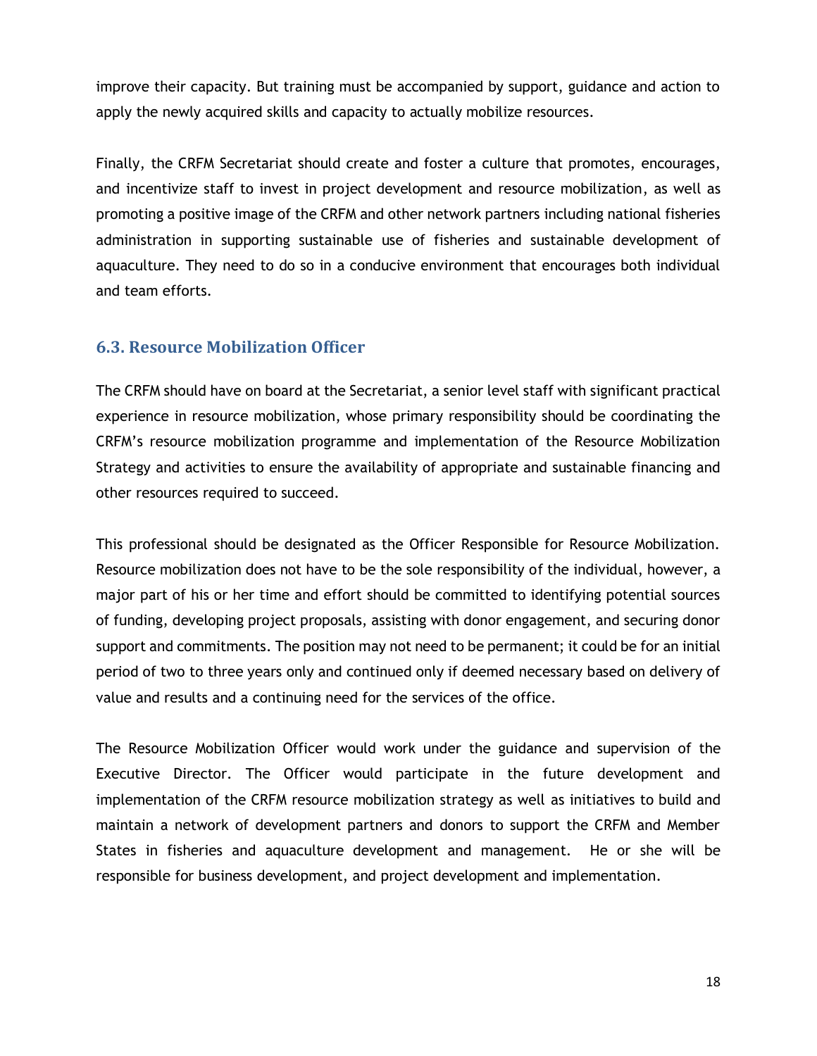improve their capacity. But training must be accompanied by support, guidance and action to apply the newly acquired skills and capacity to actually mobilize resources.

Finally, the CRFM Secretariat should create and foster a culture that promotes, encourages, and incentivize staff to invest in project development and resource mobilization, as well as promoting a positive image of the CRFM and other network partners including national fisheries administration in supporting sustainable use of fisheries and sustainable development of aquaculture. They need to do so in a conducive environment that encourages both individual and team efforts.

### 6.3. Resource Mobilization Officer

The CRFM should have on board at the Secretariat, a senior level staff with significant practical experience in resource mobilization, whose primary responsibility should be coordinating the CRFM's resource mobilization programme and implementation of the Resource Mobilization Strategy and activities to ensure the availability of appropriate and sustainable financing and other resources required to succeed.

This professional should be designated as the Officer Responsible for Resource Mobilization. Resource mobilization does not have to be the sole responsibility of the individual, however, a major part of his or her time and effort should be committed to identifying potential sources of funding, developing project proposals, assisting with donor engagement, and securing donor support and commitments. The position may not need to be permanent; it could be for an initial period of two to three years only and continued only if deemed necessary based on delivery of value and results and a continuing need for the services of the office.

The Resource Mobilization Officer would work under the guidance and supervision of the Executive Director. The Officer would participate in the future development and implementation of the CRFM resource mobilization strategy as well as initiatives to build and maintain a network of development partners and donors to support the CRFM and Member States in fisheries and aquaculture development and management. He or she will be responsible for business development, and project development and implementation.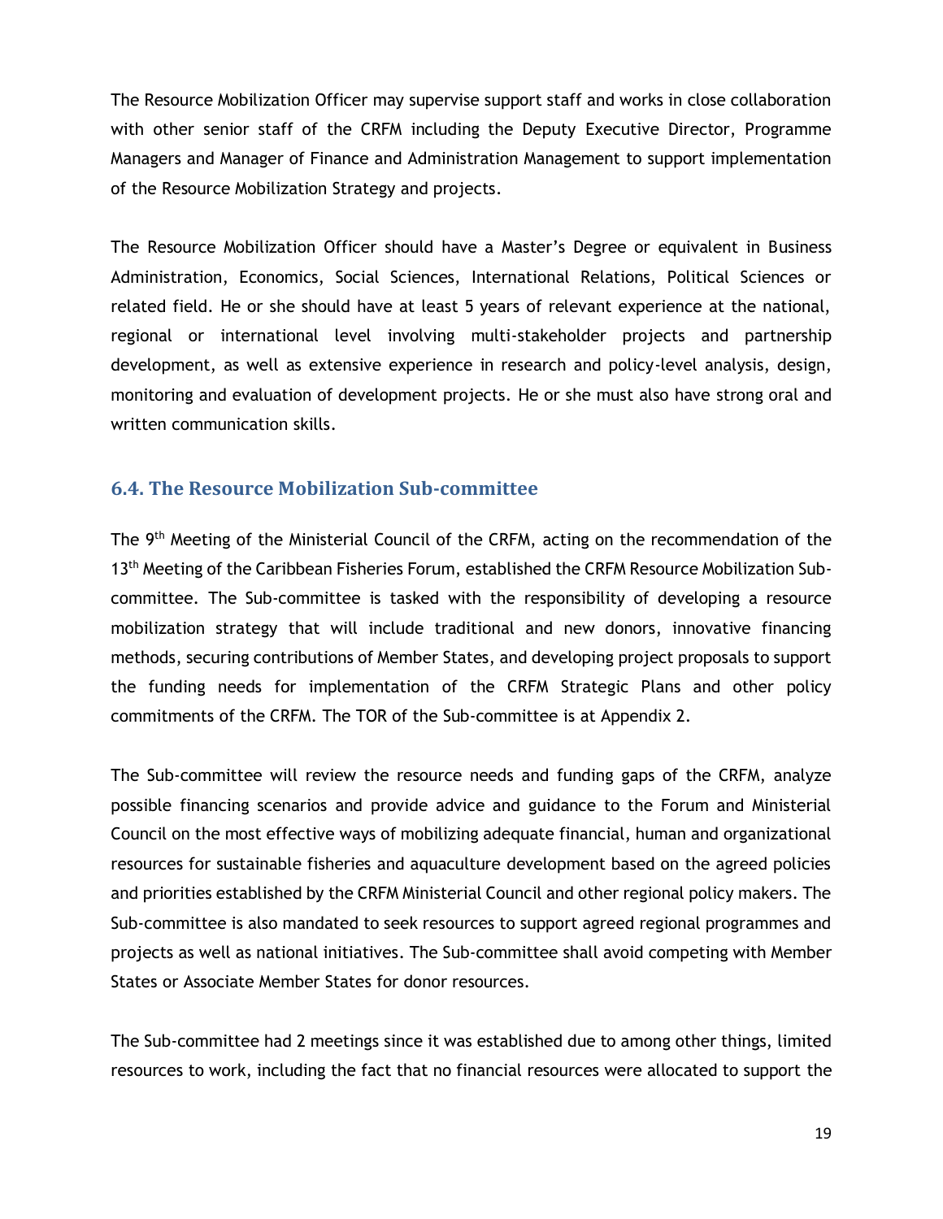The Resource Mobilization Officer may supervise support staff and works in close collaboration with other senior staff of the CRFM including the Deputy Executive Director, Programme Managers and Manager of Finance and Administration Management to support implementation of the Resource Mobilization Strategy and projects.

The Resource Mobilization Officer should have a Master's Degree or equivalent in Business Administration, Economics, Social Sciences, International Relations, Political Sciences or related field. He or she should have at least 5 years of relevant experience at the national, regional or international level involving multi-stakeholder projects and partnership development, as well as extensive experience in research and policy-level analysis, design, monitoring and evaluation of development projects. He or she must also have strong oral and written communication skills.

### 6.4. The Resource Mobilization Sub-committee

The 9th Meeting of the Ministerial Council of the CRFM, acting on the recommendation of the 13th Meeting of the Caribbean Fisheries Forum, established the CRFM Resource Mobilization Sub-committee. The Sub-committee is tasked with the responsibility of developing a resource mobilization strategy that will include traditional and new donors, innovative financing methods, securing contributions of Member States, and developing project proposals to support the funding needs for implementation of the CRFM Strategic Plans and other policy commitments of the CRFM. The TOR of the Sub-committee is at Appendix 2.

The Sub-committee will review the resource needs and funding gaps of the CRFM, analyze possible financing scenarios and provide advice and guidance to the Forum and Ministerial Council on the most effective ways of mobilizing adequate financial, human and organizational resources for sustainable fisheries and aquaculture development based on the agreed policies and priorities established by the CRFM Ministerial Council and other regional policy makers. The Sub-committee is also mandated to seek resources to support agreed regional programmes and projects as well as national initiatives. The Sub-committee shall avoid competing with Member States or Associate Member States for donor resources.

The Sub-committee had 2 meetings since it was established due to among other things, limited resources to work, including the fact that no financial resources were allocated to support the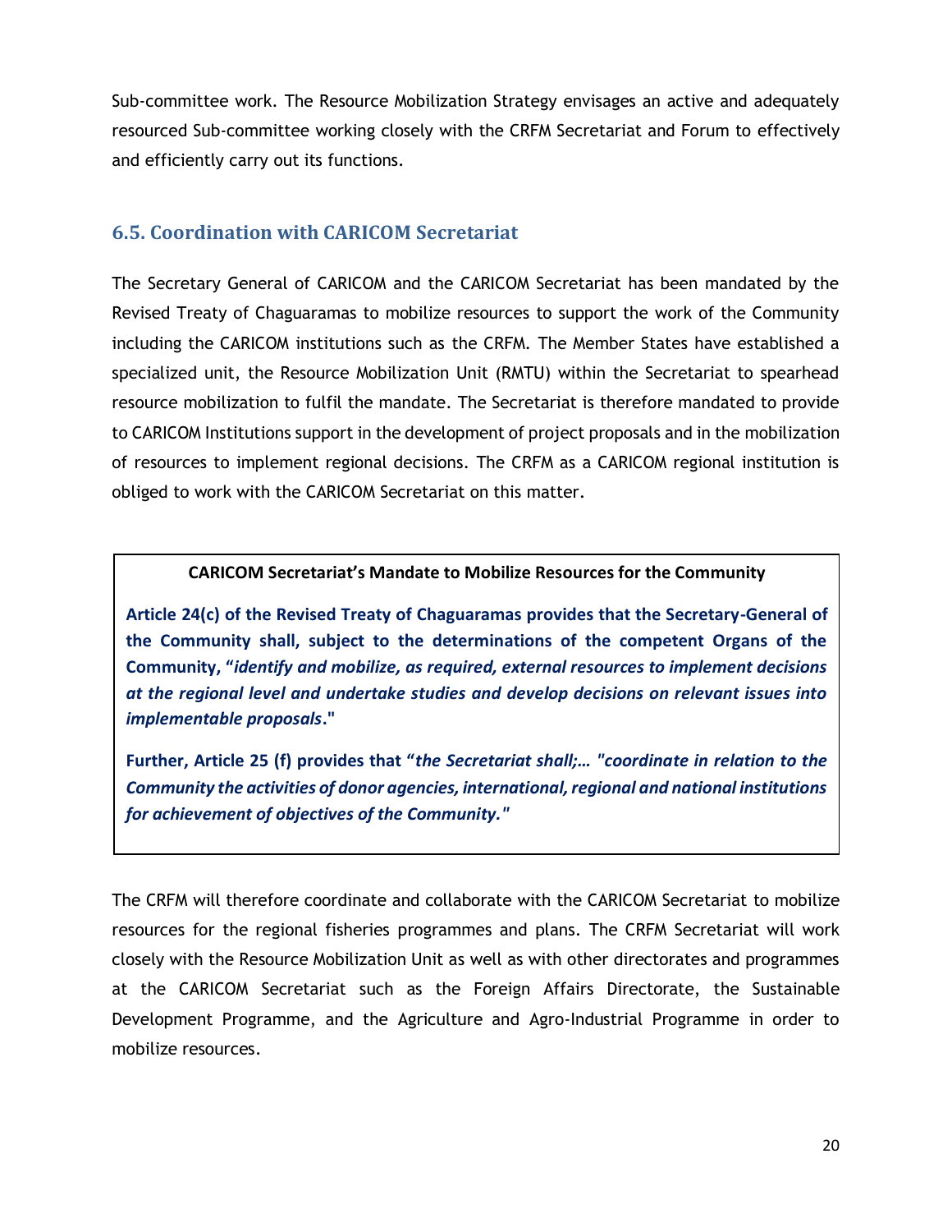Sub-committee work. The Resource Mobilization Strategy envisages an active and adequately resourced Sub-committee working closely with the CRFM Secretariat and Forum to effectively and efficiently carry out its functions.

## 6.5. Coordination with CARICOM Secretariat

The Secretary General of CARICOM and the CARICOM Secretariat has been mandated by the Revised Treaty of Chaguaramas to mobilize resources to support the work of the Community including the CARICOM institutions such as the CRFM. The Member States have established a specialized unit, the Resource Mobilization Unit (RMTU) within the Secretariat to spearhead resource mobilization to fulfil the mandate. The Secretariat is therefore mandated to provide to CARICOM Institutions support in the development of project proposals and in the mobilization of resources to implement regional decisions. The CRFM as a CARICOM regional institution is obliged to work with the CARICOM Secretariat on this matter.

**CARICOM Secretariat's Mandate to Mobilize Resources for the Community**

**Article 24(c) of the Revised Treaty of Chaguaramas provides that the Secretary-General of the Community shall, subject to the determinations of the competent Organs of the Community, "*identify and mobilize, as required, external resources to implement decisions at the regional level and undertake studies and develop decisions on relevant issues into implementable proposals*."**

**Further, Article 25 (f) provides that "*the Secretariat shall;… "coordinate in relation to the Community the activities of donor agencies, international, regional and national institutions for achievement of objectives of the Community."***

The CRFM will therefore coordinate and collaborate with the CARICOM Secretariat to mobilize resources for the regional fisheries programmes and plans. The CRFM Secretariat will work closely with the Resource Mobilization Unit as well as with other directorates and programmes at the CARICOM Secretariat such as the Foreign Affairs Directorate, the Sustainable Development Programme, and the Agriculture and Agro-Industrial Programme in order to mobilize resources.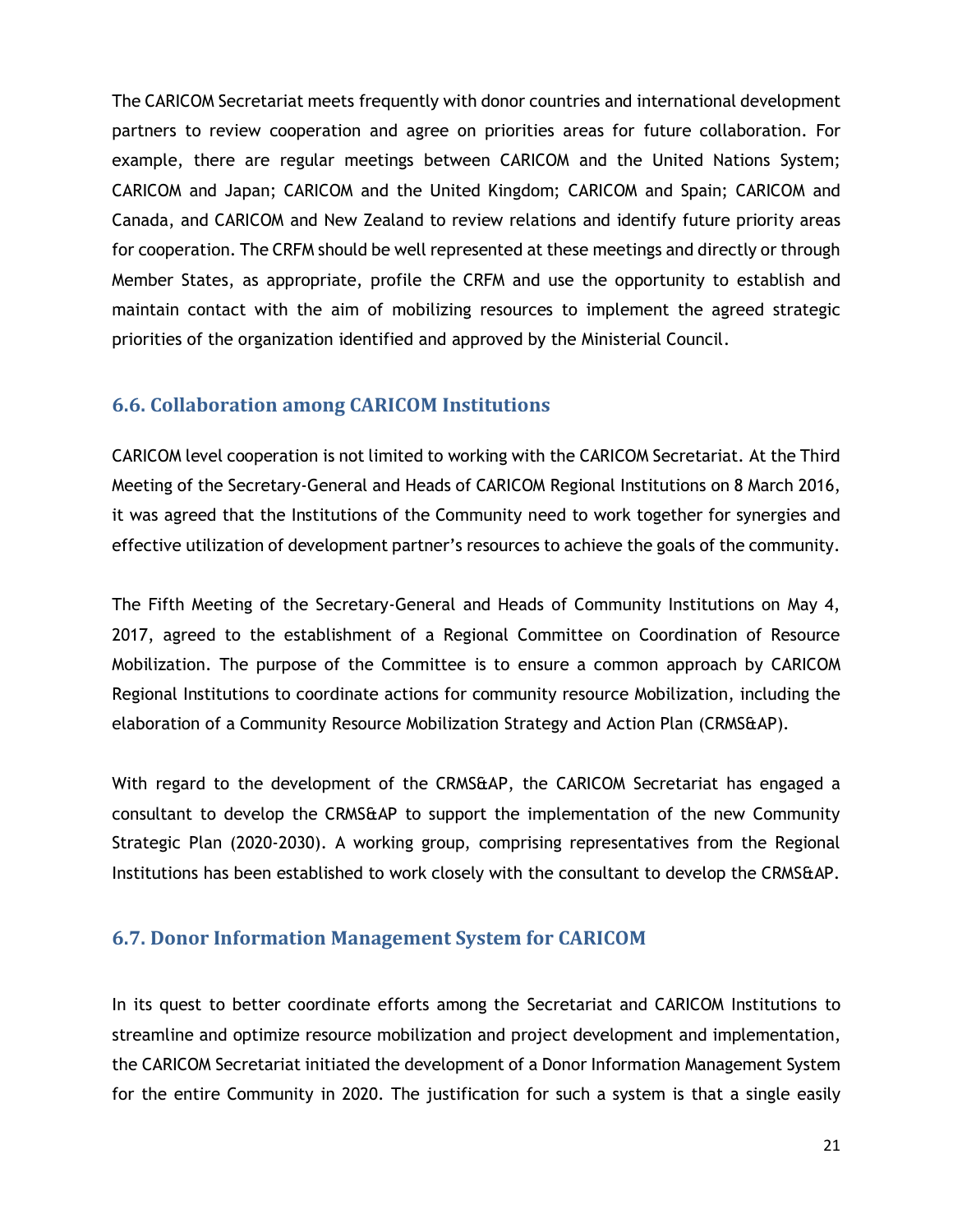The CARICOM Secretariat meets frequently with donor countries and international development partners to review cooperation and agree on priorities areas for future collaboration. For example, there are regular meetings between CARICOM and the United Nations System; CARICOM and Japan; CARICOM and the United Kingdom; CARICOM and Spain; CARICOM and Canada, and CARICOM and New Zealand to review relations and identify future priority areas for cooperation. The CRFM should be well represented at these meetings and directly or through Member States, as appropriate, profile the CRFM and use the opportunity to establish and maintain contact with the aim of mobilizing resources to implement the agreed strategic priorities of the organization identified and approved by the Ministerial Council.

### 6.6. Collaboration among CARICOM Institutions

CARICOM level cooperation is not limited to working with the CARICOM Secretariat. At the Third Meeting of the Secretary-General and Heads of CARICOM Regional Institutions on 8 March 2016, it was agreed that the Institutions of the Community need to work together for synergies and effective utilization of development partner's resources to achieve the goals of the community.

The Fifth Meeting of the Secretary-General and Heads of Community Institutions on May 4, 2017, agreed to the establishment of a Regional Committee on Coordination of Resource Mobilization. The purpose of the Committee is to ensure a common approach by CARICOM Regional Institutions to coordinate actions for community resource Mobilization, including the elaboration of a Community Resource Mobilization Strategy and Action Plan (CRMS&AP).

With regard to the development of the CRMS&AP, the CARICOM Secretariat has engaged a consultant to develop the CRMS&AP to support the implementation of the new Community Strategic Plan (2020-2030). A working group, comprising representatives from the Regional Institutions has been established to work closely with the consultant to develop the CRMS&AP.

### 6.7. Donor Information Management System for CARICOM

In its quest to better coordinate efforts among the Secretariat and CARICOM Institutions to streamline and optimize resource mobilization and project development and implementation, the CARICOM Secretariat initiated the development of a Donor Information Management System for the entire Community in 2020. The justification for such a system is that a single easily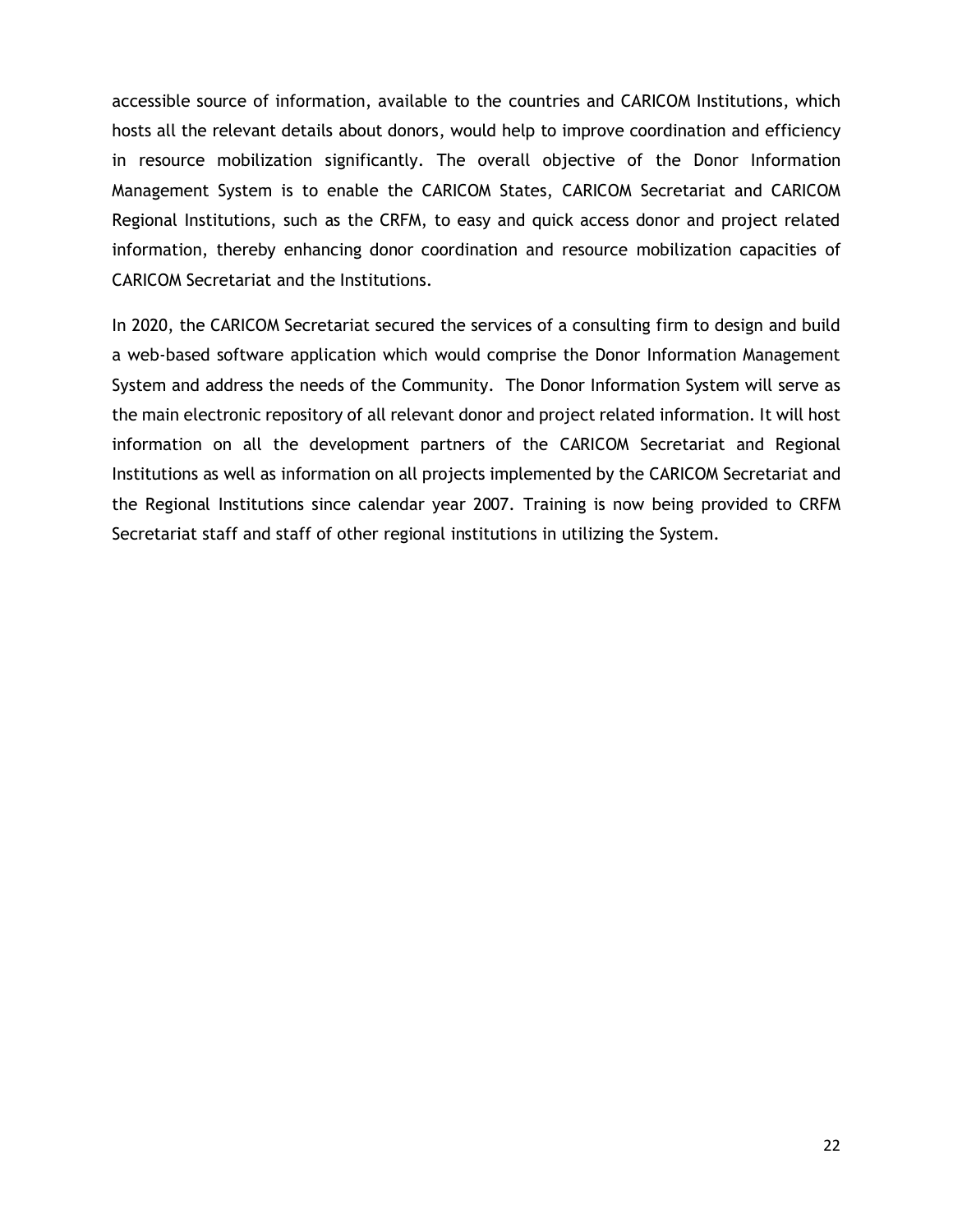accessible source of information, available to the countries and CARICOM Institutions, which hosts all the relevant details about donors, would help to improve coordination and efficiency in resource mobilization significantly. The overall objective of the Donor Information Management System is to enable the CARICOM States, CARICOM Secretariat and CARICOM Regional Institutions, such as the CRFM, to easy and quick access donor and project related information, thereby enhancing donor coordination and resource mobilization capacities of CARICOM Secretariat and the Institutions.

In 2020, the CARICOM Secretariat secured the services of a consulting firm to design and build a web-based software application which would comprise the Donor Information Management System and address the needs of the Community. The Donor Information System will serve as the main electronic repository of all relevant donor and project related information. It will host information on all the development partners of the CARICOM Secretariat and Regional Institutions as well as information on all projects implemented by the CARICOM Secretariat and the Regional Institutions since calendar year 2007. Training is now being provided to CRFM Secretariat staff and staff of other regional institutions in utilizing the System.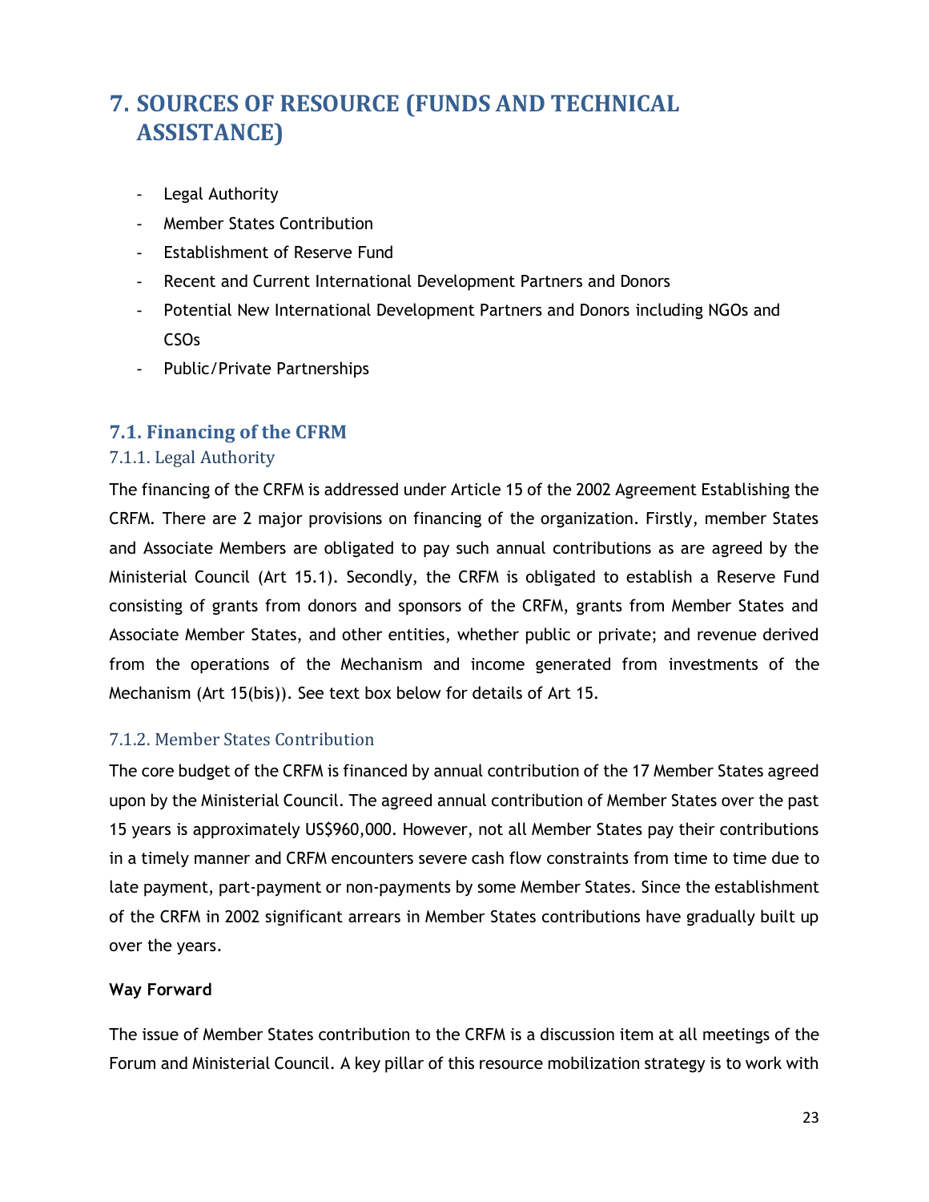# 7. SOURCES OF RESOURCE (FUNDS AND TECHNICAL ASSISTANCE)

- Legal Authority
- Member States Contribution
- Establishment of Reserve Fund
- Recent and Current International Development Partners and Donors
- Potential New International Development Partners and Donors including NGOs and CSOs
- Public/Private Partnerships

## 7.1. Financing of the CFRM

### 7.1.1. Legal Authority

The financing of the CRFM is addressed under Article 15 of the 2002 Agreement Establishing the CRFM. There are 2 major provisions on financing of the organization. Firstly, member States and Associate Members are obligated to pay such annual contributions as are agreed by the Ministerial Council (Art 15.1). Secondly, the CRFM is obligated to establish a Reserve Fund consisting of grants from donors and sponsors of the CRFM, grants from Member States and Associate Member States, and other entities, whether public or private; and revenue derived from the operations of the Mechanism and income generated from investments of the Mechanism (Art 15(bis)). See text box below for details of Art 15.

### 7.1.2. Member States Contribution

The core budget of the CRFM is financed by annual contribution of the 17 Member States agreed upon by the Ministerial Council. The agreed annual contribution of Member States over the past 15 years is approximately US$960,000. However, not all Member States pay their contributions in a timely manner and CRFM encounters severe cash flow constraints from time to time due to late payment, part-payment or non-payments by some Member States. Since the establishment of the CRFM in 2002 significant arrears in Member States contributions have gradually built up over the years.

**Way Forward**

The issue of Member States contribution to the CRFM is a discussion item at all meetings of the Forum and Ministerial Council. A key pillar of this resource mobilization strategy is to work with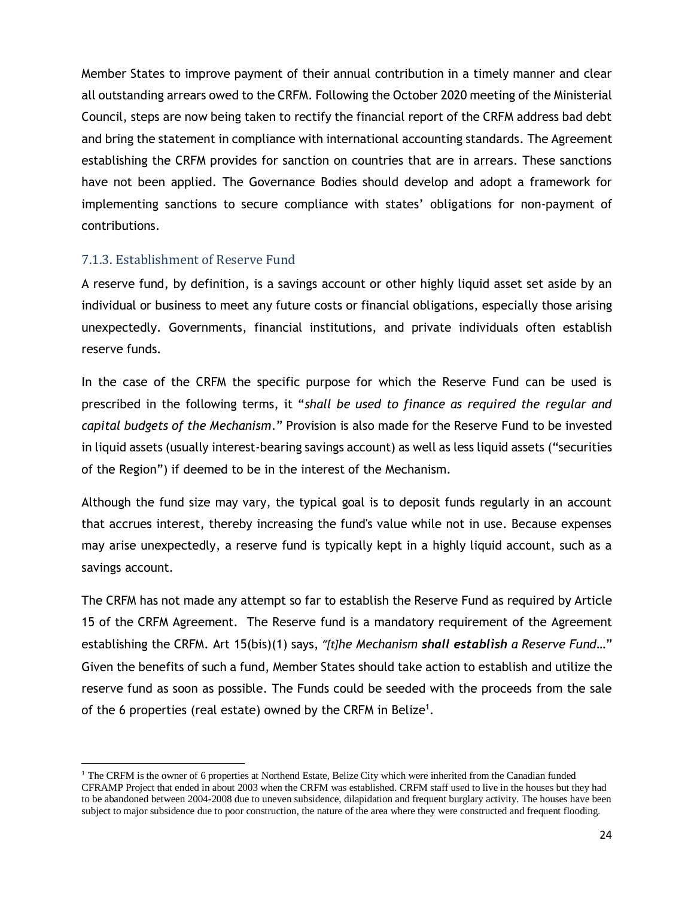Member States to improve payment of their annual contribution in a timely manner and clear all outstanding arrears owed to the CRFM. Following the October 2020 meeting of the Ministerial Council, steps are now being taken to rectify the financial report of the CRFM address bad debt and bring the statement in compliance with international accounting standards. The Agreement establishing the CRFM provides for sanction on countries that are in arrears. These sanctions have not been applied. The Governance Bodies should develop and adopt a framework for implementing sanctions to secure compliance with states' obligations for non-payment of contributions.

### 7.1.3. Establishment of Reserve Fund

A reserve fund, by definition, is a savings account or other highly liquid asset set aside by an individual or business to meet any future costs or financial obligations, especially those arising unexpectedly. Governments, financial institutions, and private individuals often establish reserve funds.

In the case of the CRFM the specific purpose for which the Reserve Fund can be used is prescribed in the following terms, it "*shall be used to finance as required the regular and capital budgets of the Mechanism*." Provision is also made for the Reserve Fund to be invested in liquid assets (usually interest-bearing savings account) as well as less liquid assets ("securities of the Region") if deemed to be in the interest of the Mechanism.

Although the fund size may vary, the typical goal is to deposit funds regularly in an account that accrues interest, thereby increasing the fund's value while not in use. Because expenses may arise unexpectedly, a reserve fund is typically kept in a highly liquid account, such as a savings account.

The CRFM has not made any attempt so far to establish the Reserve Fund as required by Article 15 of the CRFM Agreement. The Reserve fund is a mandatory requirement of the Agreement establishing the CRFM. Art 15(bis)(1) says, *"[t]he Mechanism **shall establish** a Reserve Fund…"* Given the benefits of such a fund, Member States should take action to establish and utilize the reserve fund as soon as possible. The Funds could be seeded with the proceeds from the sale of the 6 properties (real estate) owned by the CRFM in Belize[1].

[1] The CRFM is the owner of 6 properties at Northend Estate, Belize City which were inherited from the Canadian funded CFRAMP Project that ended in about 2003 when the CRFM was established. CRFM staff used to live in the houses but they had to be abandoned between 2004-2008 due to uneven subsidence, dilapidation and frequent burglary activity. The houses have been subject to major subsidence due to poor construction, the nature of the area where they were constructed and frequent flooding.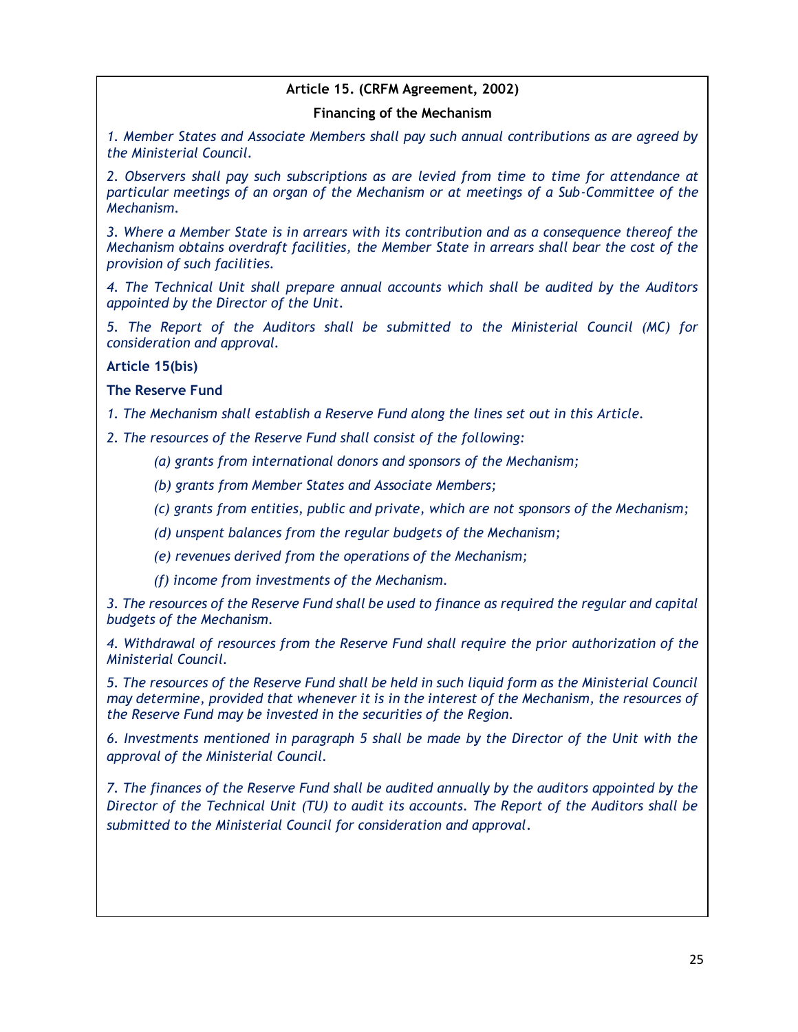**Article 15. (CRFM Agreement, 2002)**

**Financing of the Mechanism**

*1. Member States and Associate Members shall pay such annual contributions as are agreed by the Ministerial Council.*

*2. Observers shall pay such subscriptions as are levied from time to time for attendance at particular meetings of an organ of the Mechanism or at meetings of a Sub-Committee of the Mechanism.*

*3. Where a Member State is in arrears with its contribution and as a consequence thereof the Mechanism obtains overdraft facilities, the Member State in arrears shall bear the cost of the provision of such facilities.*

*4. The Technical Unit shall prepare annual accounts which shall be audited by the Auditors appointed by the Director of the Unit.*

*5. The Report of the Auditors shall be submitted to the Ministerial Council (MC) for consideration and approval.*

**Article 15(bis)**

**The Reserve Fund**

*1. The Mechanism shall establish a Reserve Fund along the lines set out in this Article.*

*2. The resources of the Reserve Fund shall consist of the following:*

*(a) grants from international donors and sponsors of the Mechanism;*

*(b) grants from Member States and Associate Members;*

*(c) grants from entities, public and private, which are not sponsors of the Mechanism;*

*(d) unspent balances from the regular budgets of the Mechanism;*

*(e) revenues derived from the operations of the Mechanism;*

*(f) income from investments of the Mechanism.*

*3. The resources of the Reserve Fund shall be used to finance as required the regular and capital budgets of the Mechanism.*

*4. Withdrawal of resources from the Reserve Fund shall require the prior authorization of the Ministerial Council.*

*5. The resources of the Reserve Fund shall be held in such liquid form as the Ministerial Council may determine, provided that whenever it is in the interest of the Mechanism, the resources of the Reserve Fund may be invested in the securities of the Region.*

*6. Investments mentioned in paragraph 5 shall be made by the Director of the Unit with the approval of the Ministerial Council.*

*7. The finances of the Reserve Fund shall be audited annually by the auditors appointed by the Director of the Technical Unit (TU) to audit its accounts. The Report of the Auditors shall be submitted to the Ministerial Council for consideration and approval.*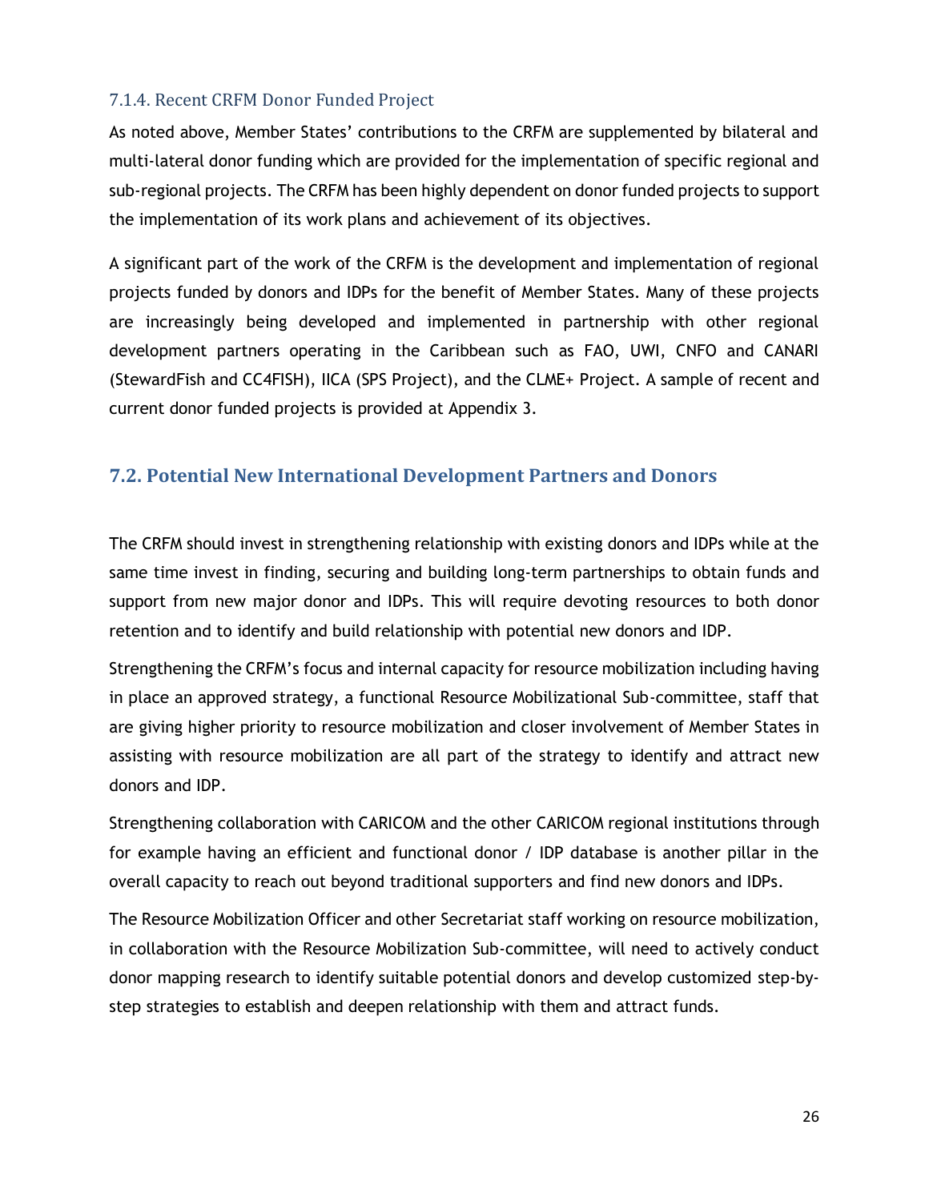#### 7.1.4. Recent CRFM Donor Funded Project

As noted above, Member States' contributions to the CRFM are supplemented by bilateral and multi-lateral donor funding which are provided for the implementation of specific regional and sub-regional projects. The CRFM has been highly dependent on donor funded projects to support the implementation of its work plans and achievement of its objectives.

A significant part of the work of the CRFM is the development and implementation of regional projects funded by donors and IDPs for the benefit of Member States. Many of these projects are increasingly being developed and implemented in partnership with other regional development partners operating in the Caribbean such as FAO, UWI, CNFO and CANARI (StewardFish and CC4FISH), IICA (SPS Project), and the CLME+ Project. A sample of recent and current donor funded projects is provided at Appendix 3.

## 7.2. Potential New International Development Partners and Donors

The CRFM should invest in strengthening relationship with existing donors and IDPs while at the same time invest in finding, securing and building long-term partnerships to obtain funds and support from new major donor and IDPs. This will require devoting resources to both donor retention and to identify and build relationship with potential new donors and IDP.

Strengthening the CRFM's focus and internal capacity for resource mobilization including having in place an approved strategy, a functional Resource Mobilizational Sub-committee, staff that are giving higher priority to resource mobilization and closer involvement of Member States in assisting with resource mobilization are all part of the strategy to identify and attract new donors and IDP.

Strengthening collaboration with CARICOM and the other CARICOM regional institutions through for example having an efficient and functional donor / IDP database is another pillar in the overall capacity to reach out beyond traditional supporters and find new donors and IDPs.

The Resource Mobilization Officer and other Secretariat staff working on resource mobilization, in collaboration with the Resource Mobilization Sub-committee, will need to actively conduct donor mapping research to identify suitable potential donors and develop customized step-by-step strategies to establish and deepen relationship with them and attract funds.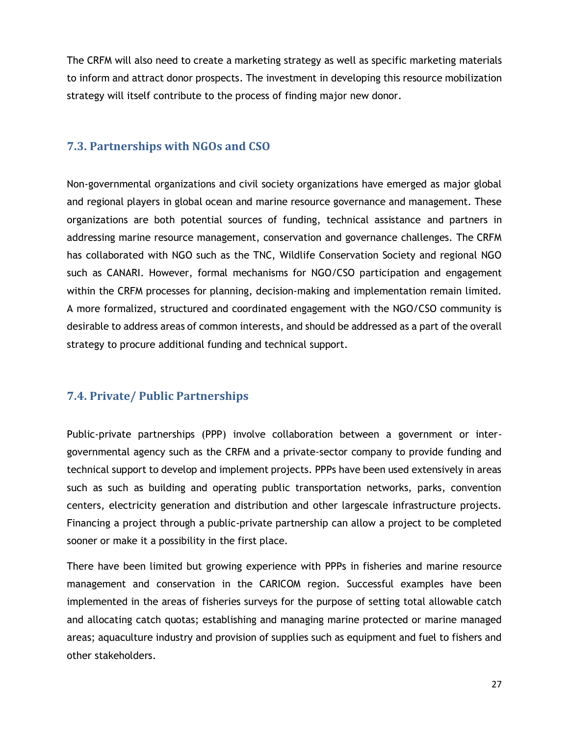The CRFM will also need to create a marketing strategy as well as specific marketing materials to inform and attract donor prospects. The investment in developing this resource mobilization strategy will itself contribute to the process of finding major new donor.

### 7.3. Partnerships with NGOs and CSO

Non-governmental organizations and civil society organizations have emerged as major global and regional players in global ocean and marine resource governance and management. These organizations are both potential sources of funding, technical assistance and partners in addressing marine resource management, conservation and governance challenges. The CRFM has collaborated with NGO such as the TNC, Wildlife Conservation Society and regional NGO such as CANARI. However, formal mechanisms for NGO/CSO participation and engagement within the CRFM processes for planning, decision-making and implementation remain limited. A more formalized, structured and coordinated engagement with the NGO/CSO community is desirable to address areas of common interests, and should be addressed as a part of the overall strategy to procure additional funding and technical support.

### 7.4. Private/ Public Partnerships

Public-private partnerships (PPP) involve collaboration between a government or inter-governmental agency such as the CRFM and a private-sector company to provide funding and technical support to develop and implement projects. PPPs have been used extensively in areas such as such as building and operating public transportation networks, parks, convention centers, electricity generation and distribution and other largescale infrastructure projects. Financing a project through a public-private partnership can allow a project to be completed sooner or make it a possibility in the first place.

There have been limited but growing experience with PPPs in fisheries and marine resource management and conservation in the CARICOM region. Successful examples have been implemented in the areas of fisheries surveys for the purpose of setting total allowable catch and allocating catch quotas; establishing and managing marine protected or marine managed areas; aquaculture industry and provision of supplies such as equipment and fuel to fishers and other stakeholders.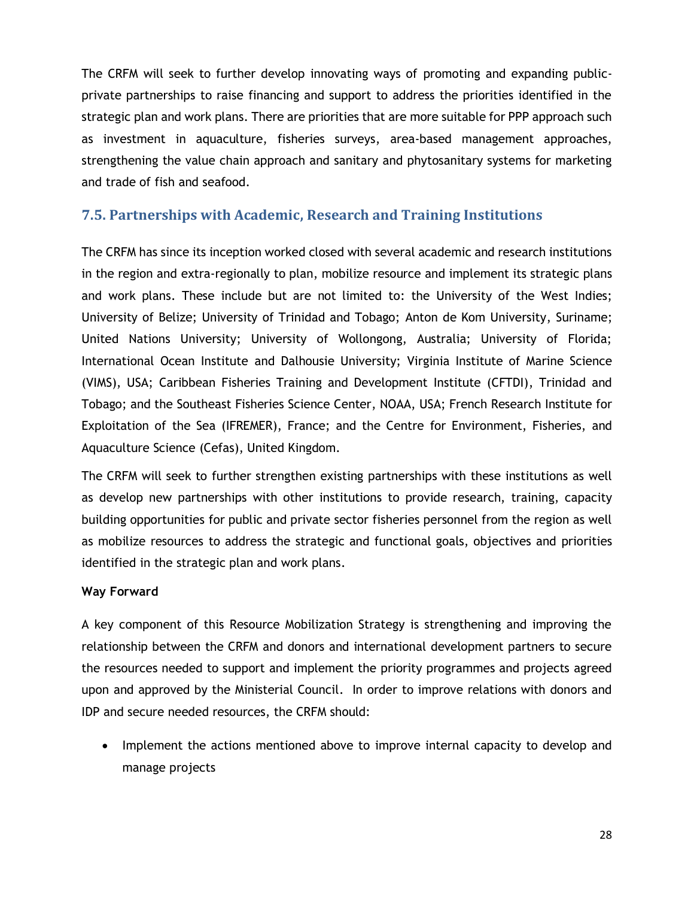The CRFM will seek to further develop innovating ways of promoting and expanding public-private partnerships to raise financing and support to address the priorities identified in the strategic plan and work plans. There are priorities that are more suitable for PPP approach such as investment in aquaculture, fisheries surveys, area-based management approaches, strengthening the value chain approach and sanitary and phytosanitary systems for marketing and trade of fish and seafood.

## 7.5. Partnerships with Academic, Research and Training Institutions

The CRFM has since its inception worked closed with several academic and research institutions in the region and extra-regionally to plan, mobilize resource and implement its strategic plans and work plans. These include but are not limited to: the University of the West Indies; University of Belize; University of Trinidad and Tobago; Anton de Kom University, Suriname; United Nations University; University of Wollongong, Australia; University of Florida; International Ocean Institute and Dalhousie University; Virginia Institute of Marine Science (VIMS), USA; Caribbean Fisheries Training and Development Institute (CFTDI), Trinidad and Tobago; and the Southeast Fisheries Science Center, NOAA, USA; French Research Institute for Exploitation of the Sea (IFREMER), France; and the Centre for Environment, Fisheries, and Aquaculture Science (Cefas), United Kingdom.

The CRFM will seek to further strengthen existing partnerships with these institutions as well as develop new partnerships with other institutions to provide research, training, capacity building opportunities for public and private sector fisheries personnel from the region as well as mobilize resources to address the strategic and functional goals, objectives and priorities identified in the strategic plan and work plans.

**Way Forward**

A key component of this Resource Mobilization Strategy is strengthening and improving the relationship between the CRFM and donors and international development partners to secure the resources needed to support and implement the priority programmes and projects agreed upon and approved by the Ministerial Council. In order to improve relations with donors and IDP and secure needed resources, the CRFM should:

- Implement the actions mentioned above to improve internal capacity to develop and manage projects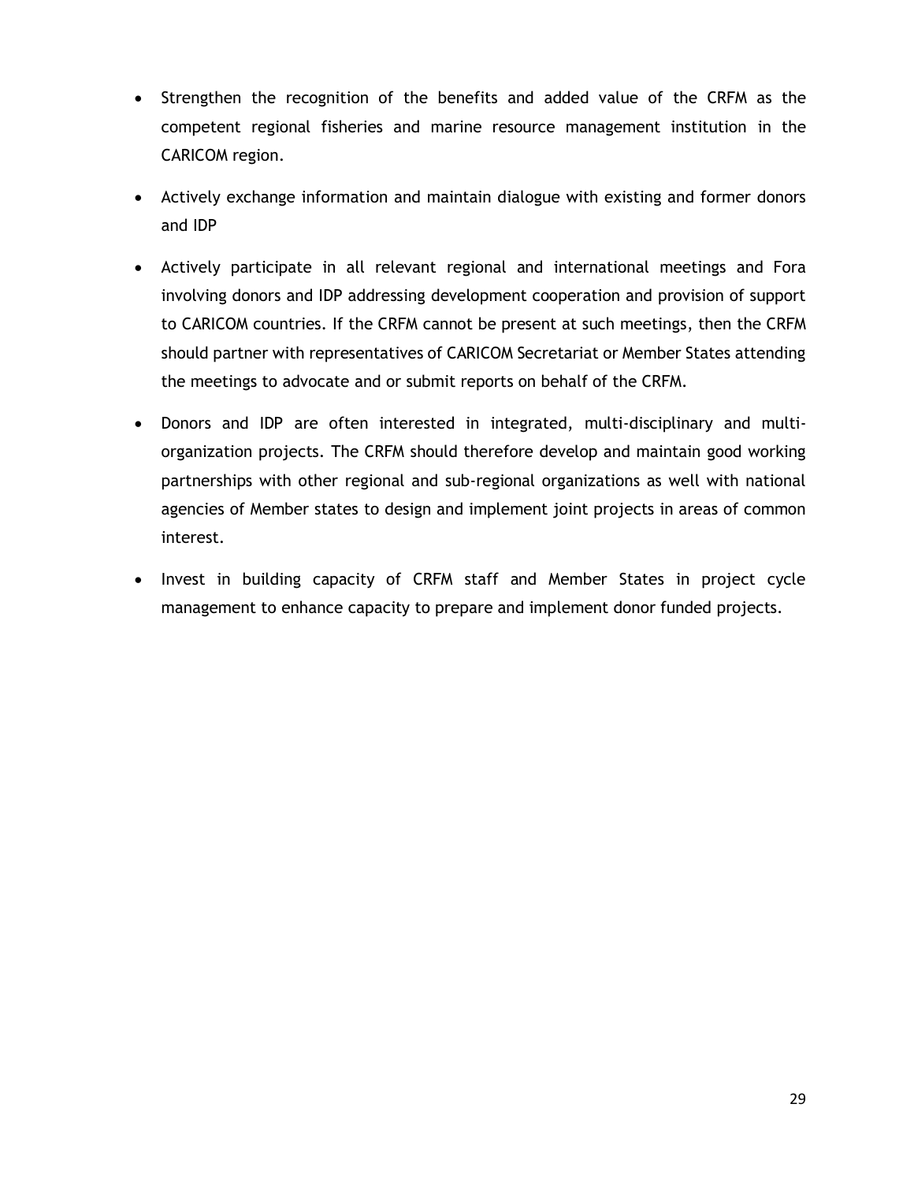- Strengthen the recognition of the benefits and added value of the CRFM as the competent regional fisheries and marine resource management institution in the CARICOM region.
- Actively exchange information and maintain dialogue with existing and former donors and IDP
- Actively participate in all relevant regional and international meetings and Fora involving donors and IDP addressing development cooperation and provision of support to CARICOM countries. If the CRFM cannot be present at such meetings, then the CRFM should partner with representatives of CARICOM Secretariat or Member States attending the meetings to advocate and or submit reports on behalf of the CRFM.
- Donors and IDP are often interested in integrated, multi-disciplinary and multi-organization projects. The CRFM should therefore develop and maintain good working partnerships with other regional and sub-regional organizations as well with national agencies of Member states to design and implement joint projects in areas of common interest.
- Invest in building capacity of CRFM staff and Member States in project cycle management to enhance capacity to prepare and implement donor funded projects.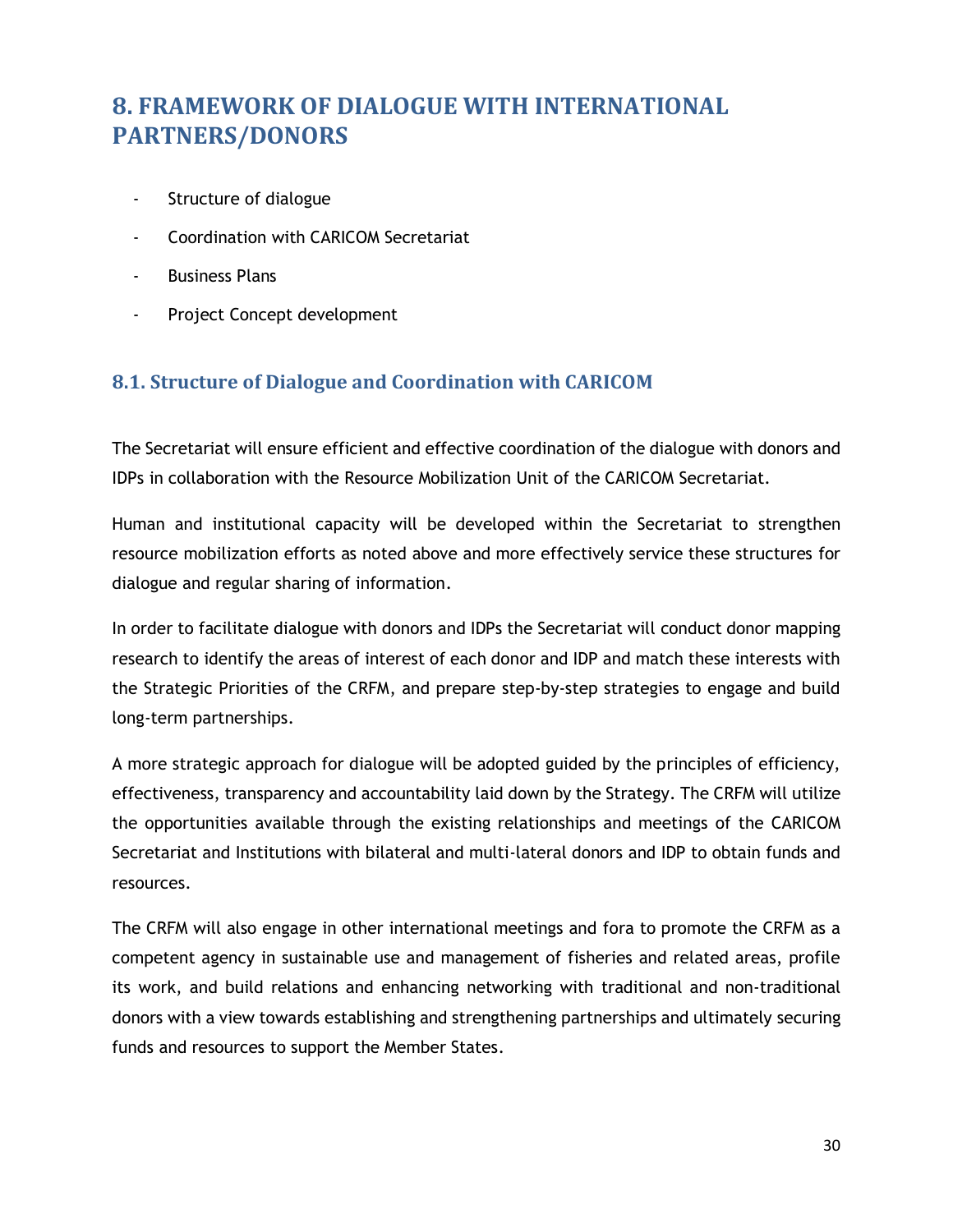# 8. FRAMEWORK OF DIALOGUE WITH INTERNATIONAL PARTNERS/DONORS

- Structure of dialogue
- Coordination with CARICOM Secretariat
- Business Plans
- Project Concept development

## 8.1. Structure of Dialogue and Coordination with CARICOM

The Secretariat will ensure efficient and effective coordination of the dialogue with donors and IDPs in collaboration with the Resource Mobilization Unit of the CARICOM Secretariat.

Human and institutional capacity will be developed within the Secretariat to strengthen resource mobilization efforts as noted above and more effectively service these structures for dialogue and regular sharing of information.

In order to facilitate dialogue with donors and IDPs the Secretariat will conduct donor mapping research to identify the areas of interest of each donor and IDP and match these interests with the Strategic Priorities of the CRFM, and prepare step-by-step strategies to engage and build long-term partnerships.

A more strategic approach for dialogue will be adopted guided by the principles of efficiency, effectiveness, transparency and accountability laid down by the Strategy. The CRFM will utilize the opportunities available through the existing relationships and meetings of the CARICOM Secretariat and Institutions with bilateral and multi-lateral donors and IDP to obtain funds and resources.

The CRFM will also engage in other international meetings and fora to promote the CRFM as a competent agency in sustainable use and management of fisheries and related areas, profile its work, and build relations and enhancing networking with traditional and non-traditional donors with a view towards establishing and strengthening partnerships and ultimately securing funds and resources to support the Member States.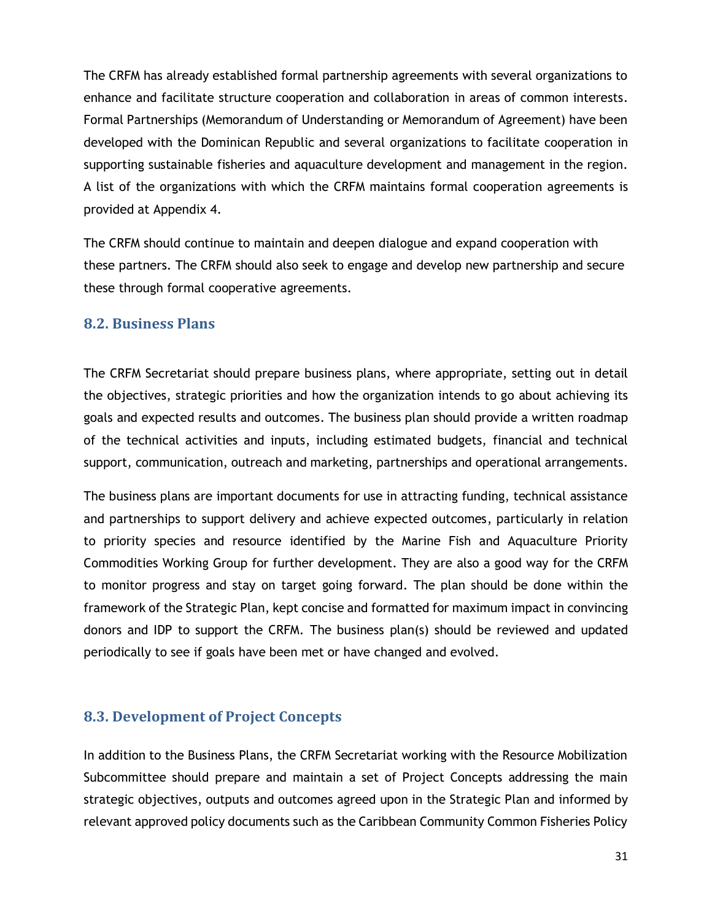The CRFM has already established formal partnership agreements with several organizations to enhance and facilitate structure cooperation and collaboration in areas of common interests. Formal Partnerships (Memorandum of Understanding or Memorandum of Agreement) have been developed with the Dominican Republic and several organizations to facilitate cooperation in supporting sustainable fisheries and aquaculture development and management in the region. A list of the organizations with which the CRFM maintains formal cooperation agreements is provided at Appendix 4.

The CRFM should continue to maintain and deepen dialogue and expand cooperation with these partners. The CRFM should also seek to engage and develop new partnership and secure these through formal cooperative agreements.

## 8.2. Business Plans

The CRFM Secretariat should prepare business plans, where appropriate, setting out in detail the objectives, strategic priorities and how the organization intends to go about achieving its goals and expected results and outcomes. The business plan should provide a written roadmap of the technical activities and inputs, including estimated budgets, financial and technical support, communication, outreach and marketing, partnerships and operational arrangements.

The business plans are important documents for use in attracting funding, technical assistance and partnerships to support delivery and achieve expected outcomes, particularly in relation to priority species and resource identified by the Marine Fish and Aquaculture Priority Commodities Working Group for further development. They are also a good way for the CRFM to monitor progress and stay on target going forward. The plan should be done within the framework of the Strategic Plan, kept concise and formatted for maximum impact in convincing donors and IDP to support the CRFM. The business plan(s) should be reviewed and updated periodically to see if goals have been met or have changed and evolved.

## 8.3. Development of Project Concepts

In addition to the Business Plans, the CRFM Secretariat working with the Resource Mobilization Subcommittee should prepare and maintain a set of Project Concepts addressing the main strategic objectives, outputs and outcomes agreed upon in the Strategic Plan and informed by relevant approved policy documents such as the Caribbean Community Common Fisheries Policy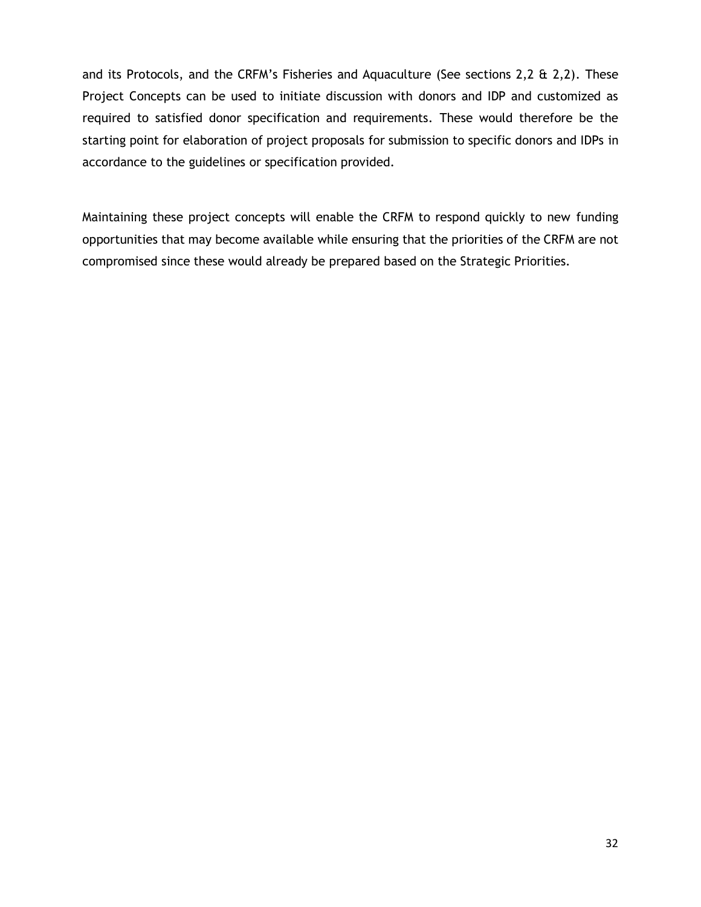and its Protocols, and the CRFM's Fisheries and Aquaculture (See sections 2,2 & 2,2). These Project Concepts can be used to initiate discussion with donors and IDP and customized as required to satisfied donor specification and requirements. These would therefore be the starting point for elaboration of project proposals for submission to specific donors and IDPs in accordance to the guidelines or specification provided.

Maintaining these project concepts will enable the CRFM to respond quickly to new funding opportunities that may become available while ensuring that the priorities of the CRFM are not compromised since these would already be prepared based on the Strategic Priorities.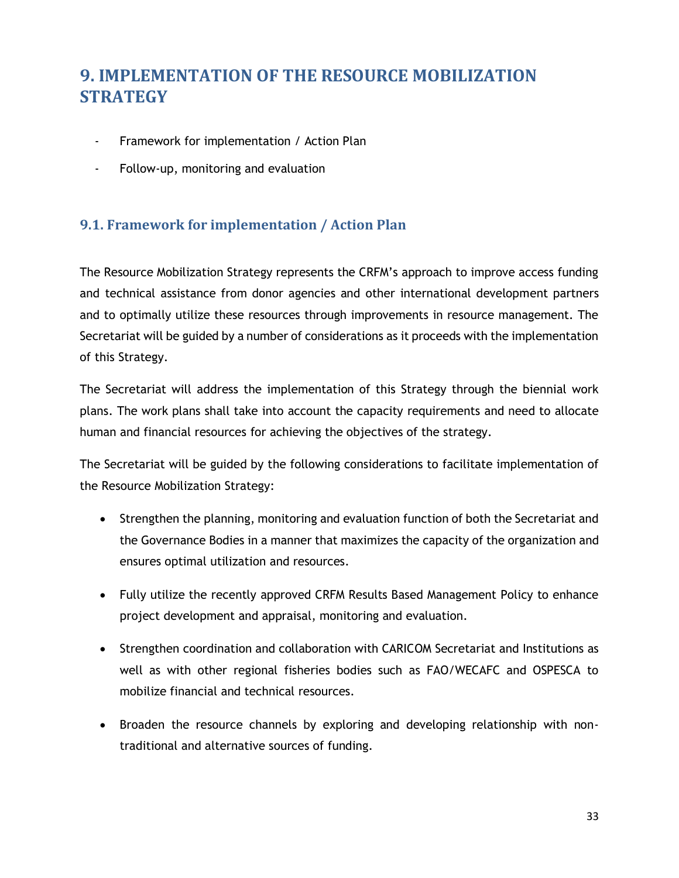# 9. IMPLEMENTATION OF THE RESOURCE MOBILIZATION STRATEGY

- Framework for implementation / Action Plan
- Follow-up, monitoring and evaluation

## 9.1. Framework for implementation / Action Plan

The Resource Mobilization Strategy represents the CRFM's approach to improve access funding and technical assistance from donor agencies and other international development partners and to optimally utilize these resources through improvements in resource management. The Secretariat will be guided by a number of considerations as it proceeds with the implementation of this Strategy.

The Secretariat will address the implementation of this Strategy through the biennial work plans. The work plans shall take into account the capacity requirements and need to allocate human and financial resources for achieving the objectives of the strategy.

The Secretariat will be guided by the following considerations to facilitate implementation of the Resource Mobilization Strategy:

- Strengthen the planning, monitoring and evaluation function of both the Secretariat and the Governance Bodies in a manner that maximizes the capacity of the organization and ensures optimal utilization and resources.
- Fully utilize the recently approved CRFM Results Based Management Policy to enhance project development and appraisal, monitoring and evaluation.
- Strengthen coordination and collaboration with CARICOM Secretariat and Institutions as well as with other regional fisheries bodies such as FAO/WECAFC and OSPESCA to mobilize financial and technical resources.
- Broaden the resource channels by exploring and developing relationship with non-traditional and alternative sources of funding.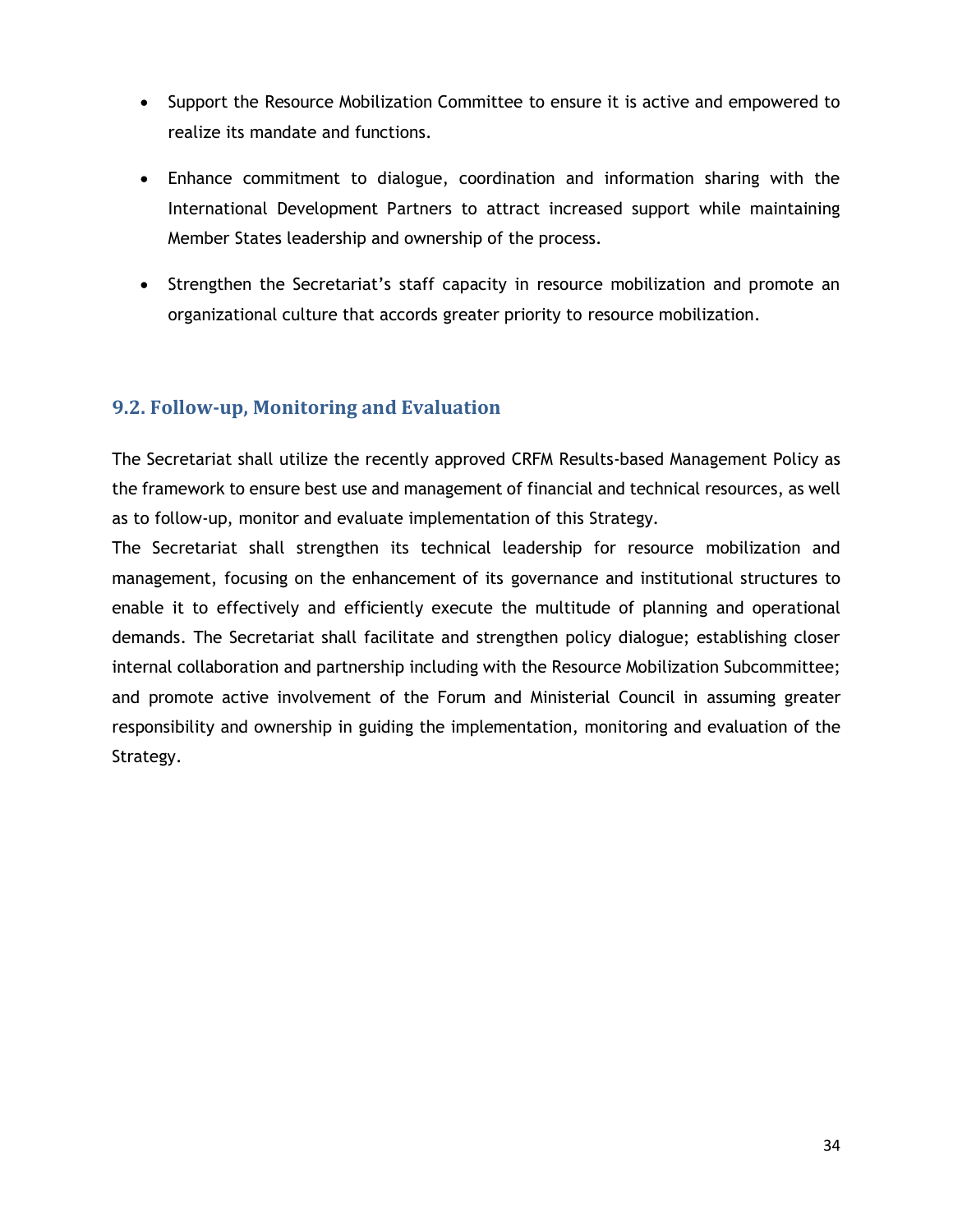- Support the Resource Mobilization Committee to ensure it is active and empowered to realize its mandate and functions.

- Enhance commitment to dialogue, coordination and information sharing with the International Development Partners to attract increased support while maintaining Member States leadership and ownership of the process.

- Strengthen the Secretariat's staff capacity in resource mobilization and promote an organizational culture that accords greater priority to resource mobilization.

## 9.2. Follow-up, Monitoring and Evaluation

The Secretariat shall utilize the recently approved CRFM Results-based Management Policy as the framework to ensure best use and management of financial and technical resources, as well as to follow-up, monitor and evaluate implementation of this Strategy.

The Secretariat shall strengthen its technical leadership for resource mobilization and management, focusing on the enhancement of its governance and institutional structures to enable it to effectively and efficiently execute the multitude of planning and operational demands. The Secretariat shall facilitate and strengthen policy dialogue; establishing closer internal collaboration and partnership including with the Resource Mobilization Subcommittee; and promote active involvement of the Forum and Ministerial Council in assuming greater responsibility and ownership in guiding the implementation, monitoring and evaluation of the Strategy.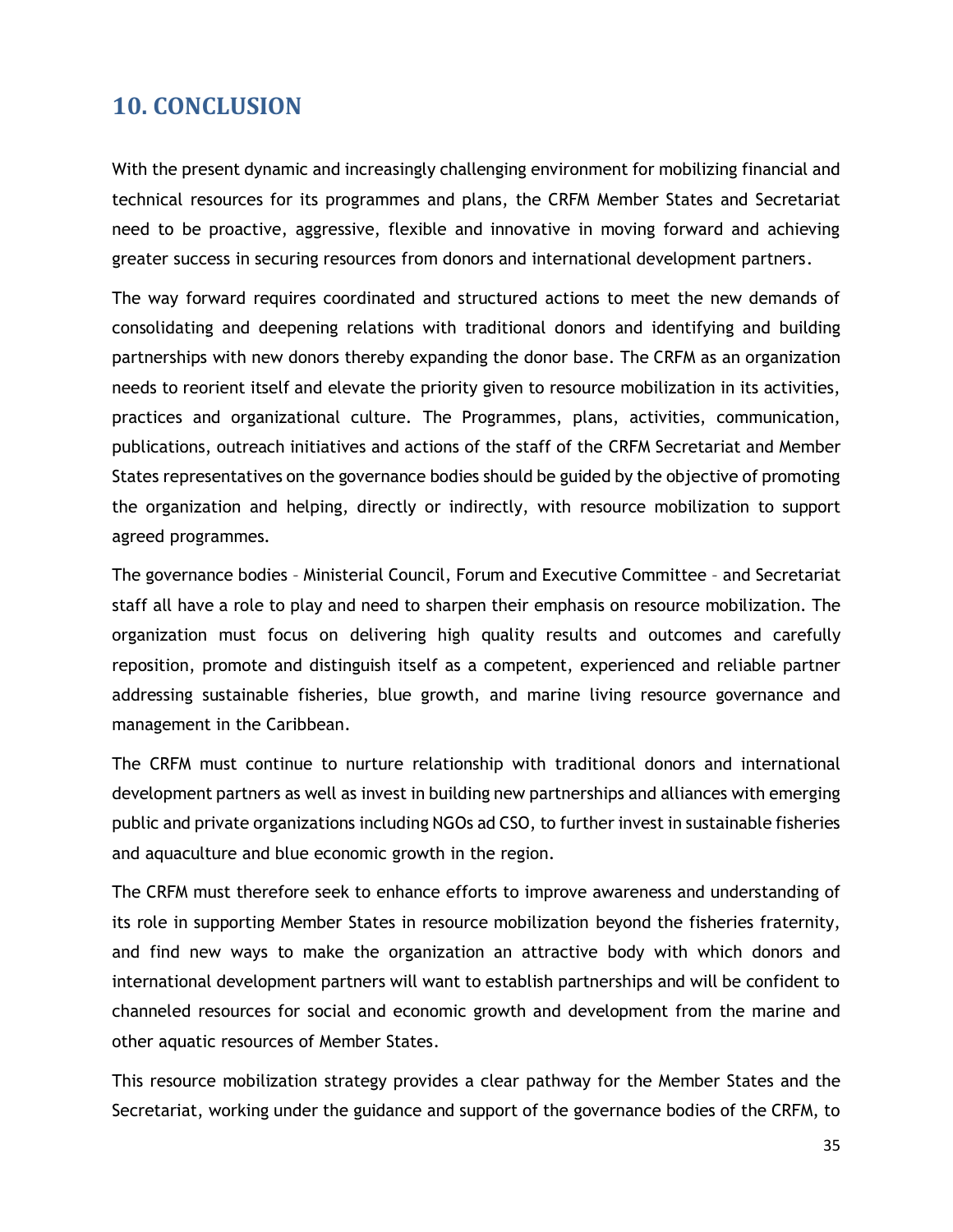## 10. CONCLUSION

With the present dynamic and increasingly challenging environment for mobilizing financial and technical resources for its programmes and plans, the CRFM Member States and Secretariat need to be proactive, aggressive, flexible and innovative in moving forward and achieving greater success in securing resources from donors and international development partners.

The way forward requires coordinated and structured actions to meet the new demands of consolidating and deepening relations with traditional donors and identifying and building partnerships with new donors thereby expanding the donor base. The CRFM as an organization needs to reorient itself and elevate the priority given to resource mobilization in its activities, practices and organizational culture. The Programmes, plans, activities, communication, publications, outreach initiatives and actions of the staff of the CRFM Secretariat and Member States representatives on the governance bodies should be guided by the objective of promoting the organization and helping, directly or indirectly, with resource mobilization to support agreed programmes.

The governance bodies – Ministerial Council, Forum and Executive Committee – and Secretariat staff all have a role to play and need to sharpen their emphasis on resource mobilization. The organization must focus on delivering high quality results and outcomes and carefully reposition, promote and distinguish itself as a competent, experienced and reliable partner addressing sustainable fisheries, blue growth, and marine living resource governance and management in the Caribbean.

The CRFM must continue to nurture relationship with traditional donors and international development partners as well as invest in building new partnerships and alliances with emerging public and private organizations including NGOs ad CSO, to further invest in sustainable fisheries and aquaculture and blue economic growth in the region.

The CRFM must therefore seek to enhance efforts to improve awareness and understanding of its role in supporting Member States in resource mobilization beyond the fisheries fraternity, and find new ways to make the organization an attractive body with which donors and international development partners will want to establish partnerships and will be confident to channeled resources for social and economic growth and development from the marine and other aquatic resources of Member States.

This resource mobilization strategy provides a clear pathway for the Member States and the Secretariat, working under the guidance and support of the governance bodies of the CRFM, to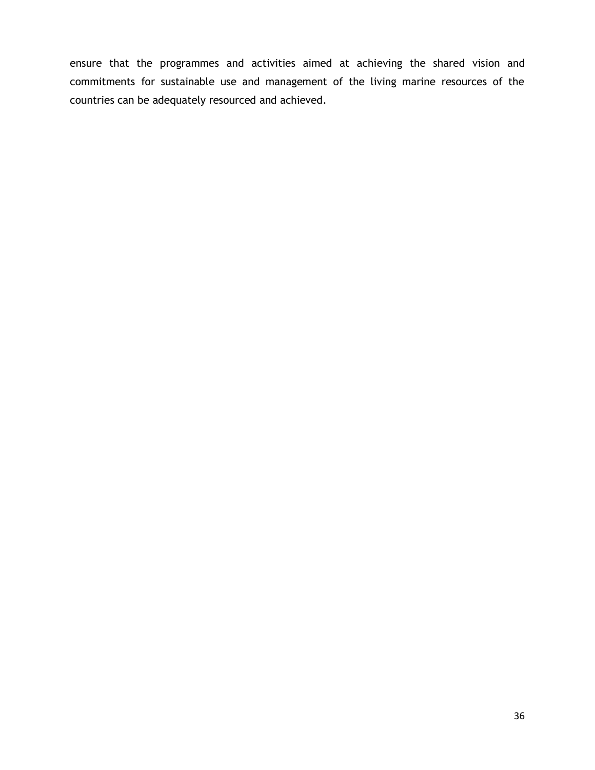ensure that the programmes and activities aimed at achieving the shared vision and commitments for sustainable use and management of the living marine resources of the countries can be adequately resourced and achieved.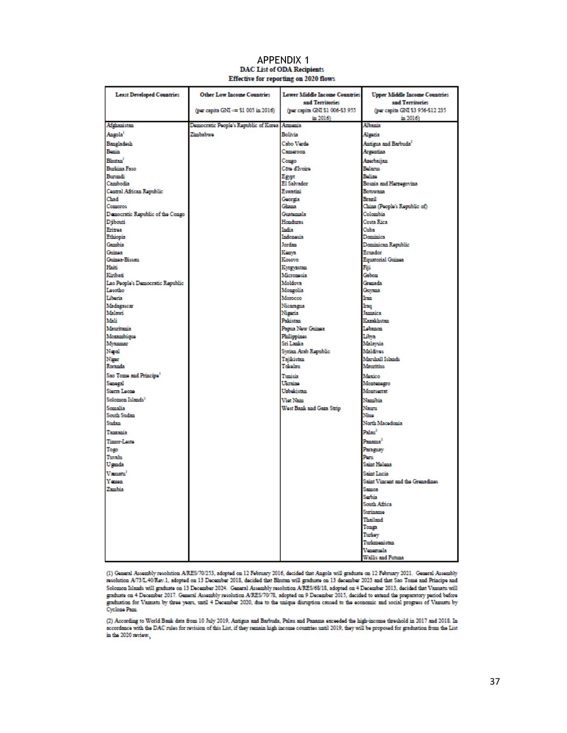# APPENDIX 1

**DAC List of ODA Recipients**
**Effective for reporting on 2020 flows**

| Least Developed Countries | Other Low Income Countries (per capita GNI <= $1 005 in 2016) | Lower Middle Income Countries and Territories (per capita GNI $1 006-$3 955 in 2016) | Upper Middle Income Countries and Territories (per capita GNI $3 956-$12 235 in 2016) |
|---|---|---|---|
| Afghanistan | Democratic People's Republic of Korea | Armenia | Albania |
| Angola[1] | Zimbabwe | Bolivia | Algeria |
| Bangladesh | | Cabo Verde | Antigua and Barbuda[2] |
| Benin | | Cameroon | Argentina |
| Bhutan[1] | | Congo | Azerbaijan |
| Burkina Faso | | Côte d'Ivoire | Belarus |
| Burundi | | Egypt | Belize |
| Cambodia | | El Salvador | Bosnia and Herzegovina |
| Central African Republic | | Eswatini | Botswana |
| Chad | | Georgia | Brazil |
| Comoros | | Ghana | China (People's Republic of) |
| Democratic Republic of the Congo | | Guatemala | Colombia |
| Djibouti | | Honduras | Costa Rica |
| Eritrea | | India | Cuba |
| Ethiopia | | Indonesia | Dominica |
| Gambia | | Jordan | Dominican Republic |
| Guinea | | Kenya | Ecuador |
| Guinea-Bissau | | Kosovo | Equatorial Guinea |
| Haiti | | Kyrgyzstan | Fiji |
| Kiribati | | Micronesia | Gabon |
| Lao People's Democratic Republic | | Moldova | Grenada |
| Lesotho | | Mongolia | Guyana |
| Liberia | | Morocco | Iran |
| Madagascar | | Nicaragua | Iraq |
| Malawi | | Nigeria | Jamaica |
| Mali | | Pakistan | Kazakhstan |
| Mauritania | | Papua New Guinea | Lebanon |
| Mozambique | | Philippines | Libya |
| Myanmar | | Sri Lanka | Malaysia |
| Nepal | | Syrian Arab Republic | Maldives |
| Niger | | Tajikistan | Marshall Islands |
| Rwanda | | Tokelau | Mauritius |
| Sao Tome and Principe[1] | | Tunisia | Mexico |
| Senegal | | Ukraine | Montenegro |
| Sierra Leone | | Uzbekistan | Montserrat |
| Solomon Islands[1] | | Viet Nam | Namibia |
| Somalia | | West Bank and Gaza Strip | Nauru |
| South Sudan | | | Niue |
| Sudan | | | North Macedonia |
| Tanzania | | | Palau[2] |
| Timor-Leste | | | Panama[2] |
| Togo | | | Paraguay |
| Tuvalu | | | Peru |
| Uganda | | | Saint Helena |
| Vanuatu[1] | | | Saint Lucia |
| Yemen | | | Saint Vincent and the Grenadines |
| Zambia | | | Samoa |
| | | | Serbia |
| | | | South Africa |
| | | | Suriname |
| | | | Thailand |
| | | | Tonga |
| | | | Turkey |
| | | | Turkmenistan |
| | | | Venezuela |
| | | | Wallis and Futuna |

(1) General Assembly resolution A/RES/70/253, adopted on 12 February 2016, decided that Angola will graduate on 12 February 2021. General Assembly resolution A/73/L.40/Rev.1, adopted on 13 December 2018, decided that Bhutan will graduate on 13 december 2023 and that Sao Tome and Principe and Solomon Islands will graduate on 13 December 2024. General Assembly resolution A/RES/68/18, adopted on 4 December 2013, decided that Vanuatu will graduate on 4 December 2017. General Assembly resolution A/RES/70/78, adopted on 9 December 2015, decided to extend the preparatory period before graduation for Vanuatu by three years, until 4 December 2020, due to the unique disruption caused to the economic and social progress of Vanuatu by Cyclone Pam.

(2) According to World Bank data from 10 July 2019, Antigua and Barbuda, Palau and Panama exceeded the high-income threshold in 2017 and 2018. In accordance with the DAC rules for revision of this List, if they remain high income countries until 2019, they will be proposed for graduation from the List in the 2020 review.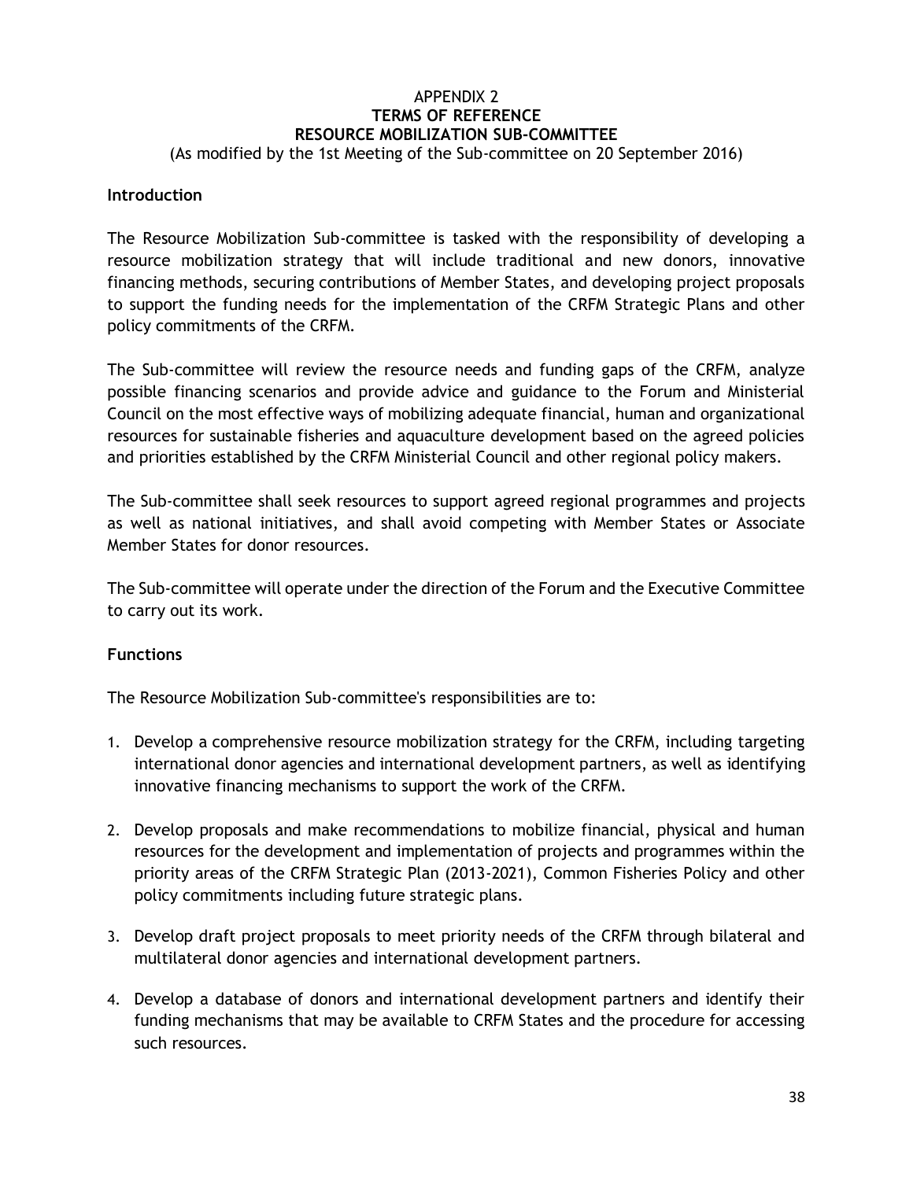# APPENDIX 2
## TERMS OF REFERENCE
## RESOURCE MOBILIZATION SUB-COMMITTEE

(As modified by the 1st Meeting of the Sub-committee on 20 September 2016)

**Introduction**

The Resource Mobilization Sub-committee is tasked with the responsibility of developing a resource mobilization strategy that will include traditional and new donors, innovative financing methods, securing contributions of Member States, and developing project proposals to support the funding needs for the implementation of the CRFM Strategic Plans and other policy commitments of the CRFM.

The Sub-committee will review the resource needs and funding gaps of the CRFM, analyze possible financing scenarios and provide advice and guidance to the Forum and Ministerial Council on the most effective ways of mobilizing adequate financial, human and organizational resources for sustainable fisheries and aquaculture development based on the agreed policies and priorities established by the CRFM Ministerial Council and other regional policy makers.

The Sub-committee shall seek resources to support agreed regional programmes and projects as well as national initiatives, and shall avoid competing with Member States or Associate Member States for donor resources.

The Sub-committee will operate under the direction of the Forum and the Executive Committee to carry out its work.

**Functions**

The Resource Mobilization Sub-committee's responsibilities are to:

1. Develop a comprehensive resource mobilization strategy for the CRFM, including targeting international donor agencies and international development partners, as well as identifying innovative financing mechanisms to support the work of the CRFM.

2. Develop proposals and make recommendations to mobilize financial, physical and human resources for the development and implementation of projects and programmes within the priority areas of the CRFM Strategic Plan (2013-2021), Common Fisheries Policy and other policy commitments including future strategic plans.

3. Develop draft project proposals to meet priority needs of the CRFM through bilateral and multilateral donor agencies and international development partners.

4. Develop a database of donors and international development partners and identify their funding mechanisms that may be available to CRFM States and the procedure for accessing such resources.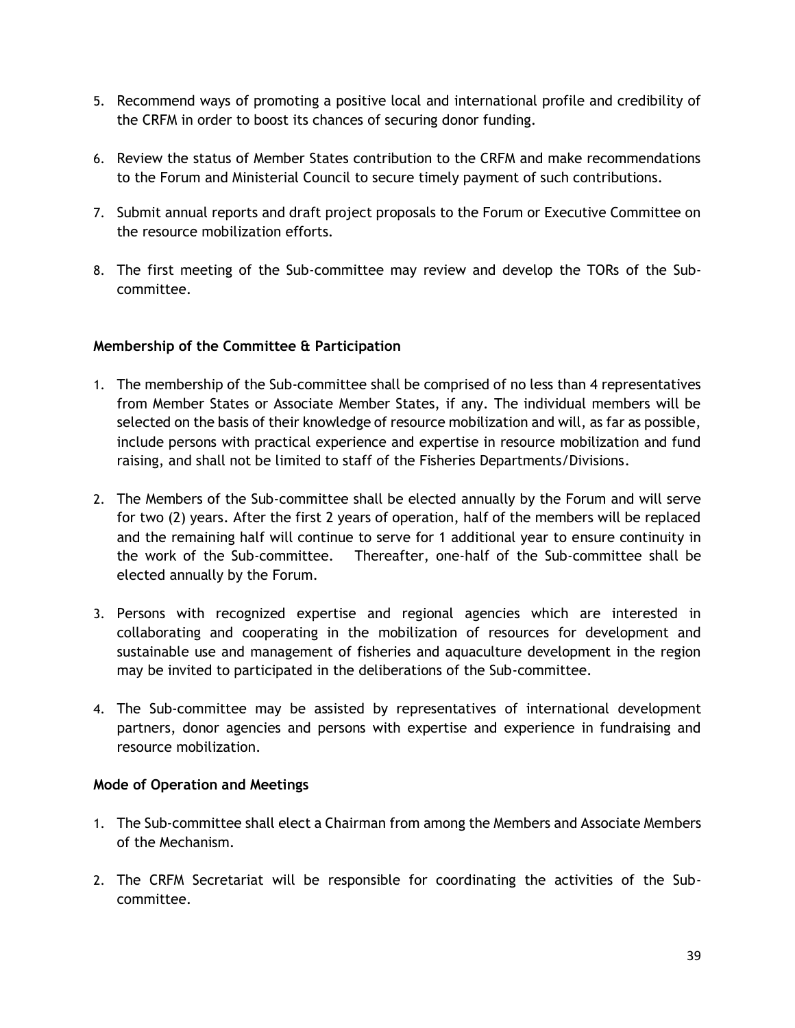5. Recommend ways of promoting a positive local and international profile and credibility of the CRFM in order to boost its chances of securing donor funding.

6. Review the status of Member States contribution to the CRFM and make recommendations to the Forum and Ministerial Council to secure timely payment of such contributions.

7. Submit annual reports and draft project proposals to the Forum or Executive Committee on the resource mobilization efforts.

8. The first meeting of the Sub-committee may review and develop the TORs of the Sub-committee.

**Membership of the Committee & Participation**

1. The membership of the Sub-committee shall be comprised of no less than 4 representatives from Member States or Associate Member States, if any. The individual members will be selected on the basis of their knowledge of resource mobilization and will, as far as possible, include persons with practical experience and expertise in resource mobilization and fund raising, and shall not be limited to staff of the Fisheries Departments/Divisions.

2. The Members of the Sub-committee shall be elected annually by the Forum and will serve for two (2) years. After the first 2 years of operation, half of the members will be replaced and the remaining half will continue to serve for 1 additional year to ensure continuity in the work of the Sub-committee. Thereafter, one-half of the Sub-committee shall be elected annually by the Forum.

3. Persons with recognized expertise and regional agencies which are interested in collaborating and cooperating in the mobilization of resources for development and sustainable use and management of fisheries and aquaculture development in the region may be invited to participated in the deliberations of the Sub-committee.

4. The Sub-committee may be assisted by representatives of international development partners, donor agencies and persons with expertise and experience in fundraising and resource mobilization.

**Mode of Operation and Meetings**

1. The Sub-committee shall elect a Chairman from among the Members and Associate Members of the Mechanism.

2. The CRFM Secretariat will be responsible for coordinating the activities of the Sub-committee.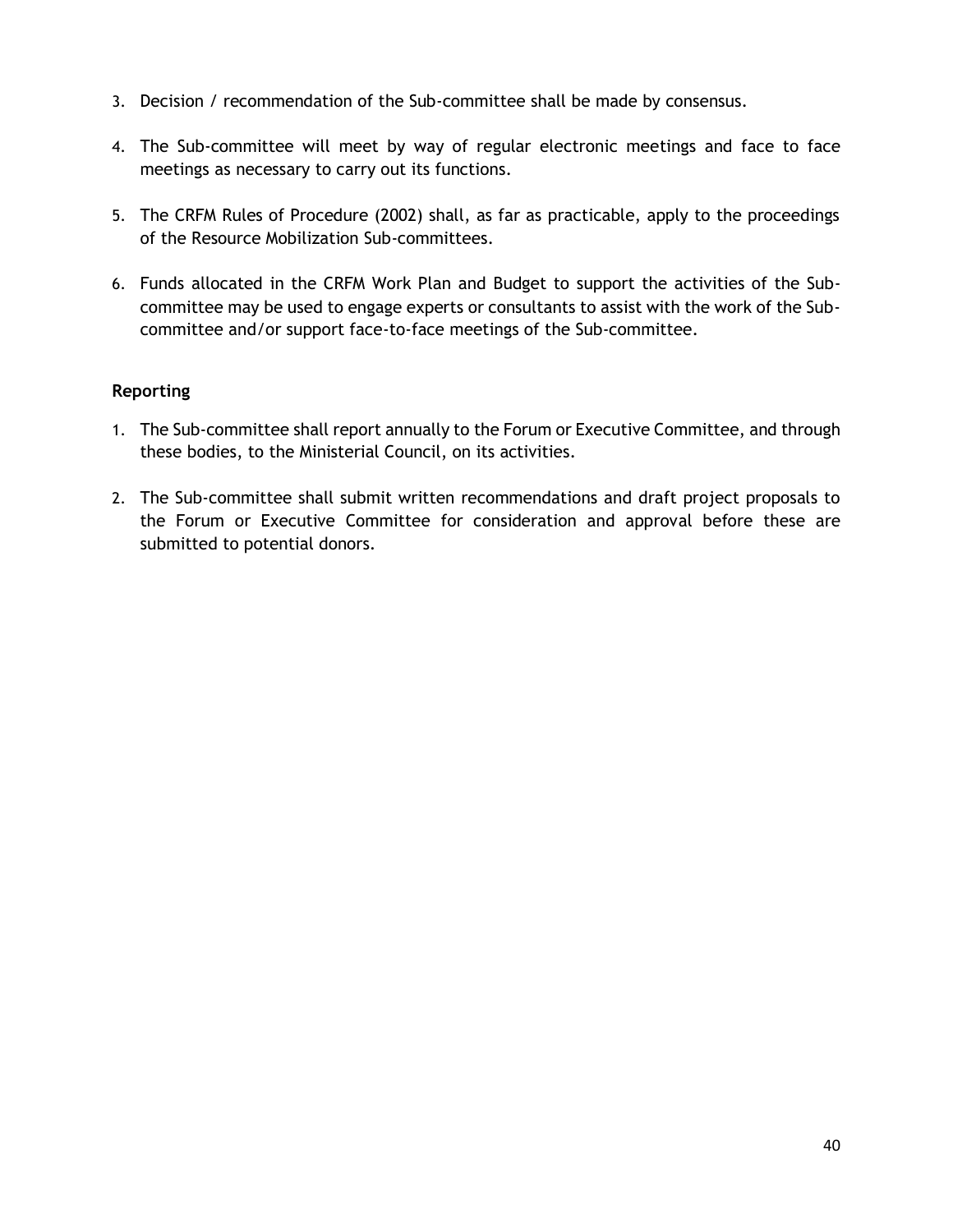3. Decision / recommendation of the Sub-committee shall be made by consensus.

4. The Sub-committee will meet by way of regular electronic meetings and face to face meetings as necessary to carry out its functions.

5. The CRFM Rules of Procedure (2002) shall, as far as practicable, apply to the proceedings of the Resource Mobilization Sub-committees.

6. Funds allocated in the CRFM Work Plan and Budget to support the activities of the Sub-committee may be used to engage experts or consultants to assist with the work of the Sub-committee and/or support face-to-face meetings of the Sub-committee.

**Reporting**

1. The Sub-committee shall report annually to the Forum or Executive Committee, and through these bodies, to the Ministerial Council, on its activities.

2. The Sub-committee shall submit written recommendations and draft project proposals to the Forum or Executive Committee for consideration and approval before these are submitted to potential donors.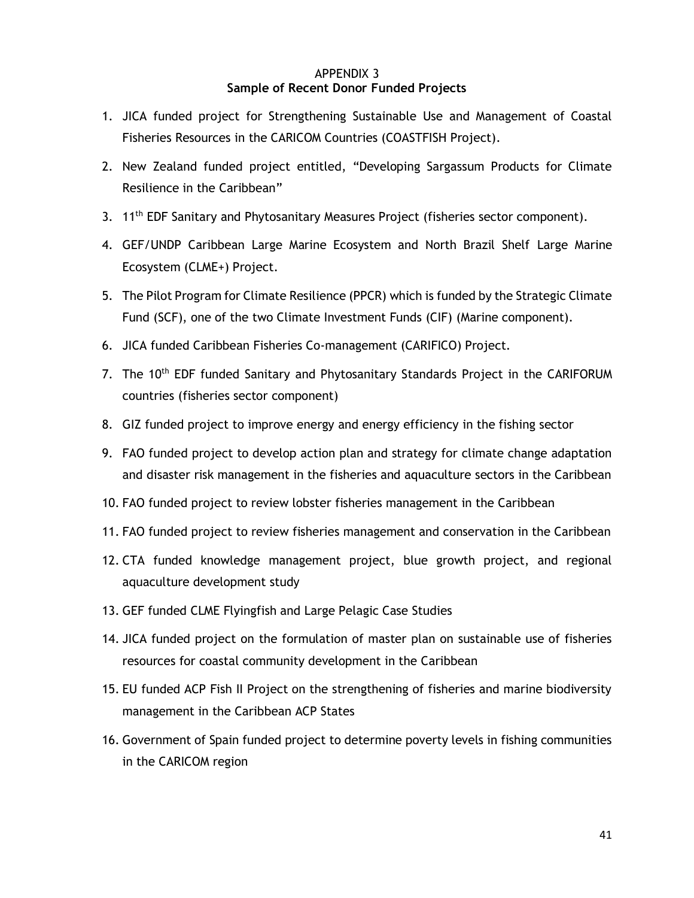# APPENDIX 3

## Sample of Recent Donor Funded Projects

1. JICA funded project for Strengthening Sustainable Use and Management of Coastal Fisheries Resources in the CARICOM Countries (COASTFISH Project).
2. New Zealand funded project entitled, "Developing Sargassum Products for Climate Resilience in the Caribbean"
3. 11th EDF Sanitary and Phytosanitary Measures Project (fisheries sector component).
4. GEF/UNDP Caribbean Large Marine Ecosystem and North Brazil Shelf Large Marine Ecosystem (CLME+) Project.
5. The Pilot Program for Climate Resilience (PPCR) which is funded by the Strategic Climate Fund (SCF), one of the two Climate Investment Funds (CIF) (Marine component).
6. JICA funded Caribbean Fisheries Co-management (CARIFICO) Project.
7. The 10th EDF funded Sanitary and Phytosanitary Standards Project in the CARIFORUM countries (fisheries sector component)
8. GIZ funded project to improve energy and energy efficiency in the fishing sector
9. FAO funded project to develop action plan and strategy for climate change adaptation and disaster risk management in the fisheries and aquaculture sectors in the Caribbean
10. FAO funded project to review lobster fisheries management in the Caribbean
11. FAO funded project to review fisheries management and conservation in the Caribbean
12. CTA funded knowledge management project, blue growth project, and regional aquaculture development study
13. GEF funded CLME Flyingfish and Large Pelagic Case Studies
14. JICA funded project on the formulation of master plan on sustainable use of fisheries resources for coastal community development in the Caribbean
15. EU funded ACP Fish II Project on the strengthening of fisheries and marine biodiversity management in the Caribbean ACP States
16. Government of Spain funded project to determine poverty levels in fishing communities in the CARICOM region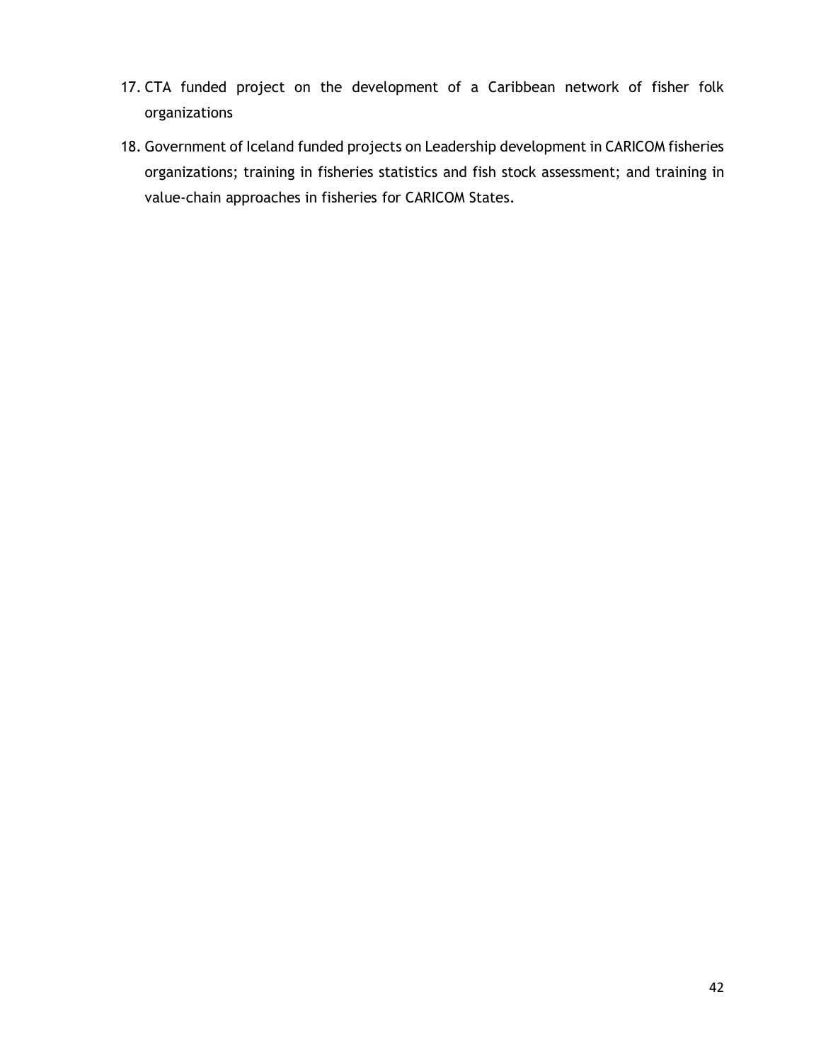17. CTA funded project on the development of a Caribbean network of fisher folk organizations
18. Government of Iceland funded projects on Leadership development in CARICOM fisheries organizations; training in fisheries statistics and fish stock assessment; and training in value-chain approaches in fisheries for CARICOM States.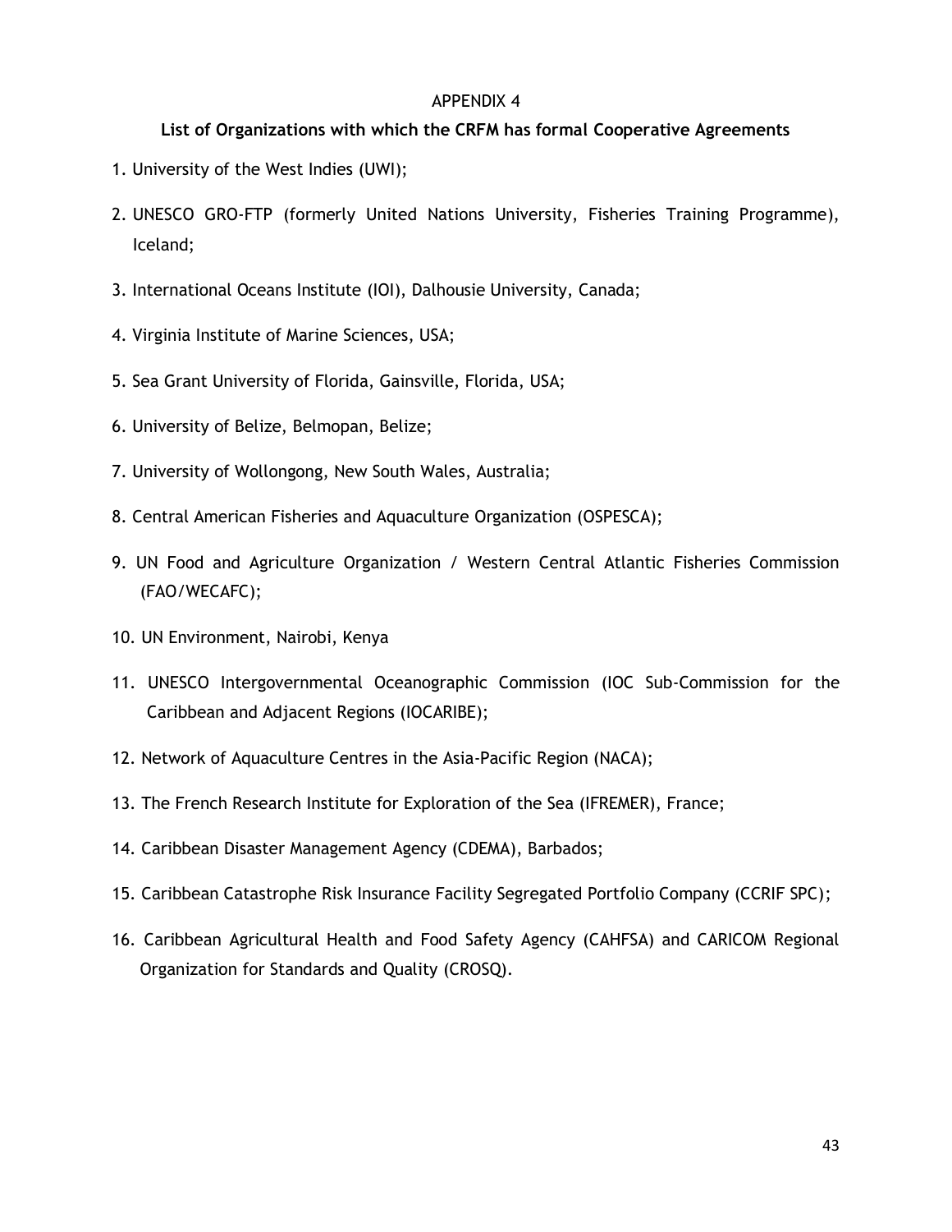APPENDIX 4

**List of Organizations with which the CRFM has formal Cooperative Agreements**

1. University of the West Indies (UWI);
2. UNESCO GRO-FTP (formerly United Nations University, Fisheries Training Programme), Iceland;
3. International Oceans Institute (IOI), Dalhousie University, Canada;
4. Virginia Institute of Marine Sciences, USA;
5. Sea Grant University of Florida, Gainsville, Florida, USA;
6. University of Belize, Belmopan, Belize;
7. University of Wollongong, New South Wales, Australia;
8. Central American Fisheries and Aquaculture Organization (OSPESCA);
9. UN Food and Agriculture Organization / Western Central Atlantic Fisheries Commission (FAO/WECAFC);
10. UN Environment, Nairobi, Kenya
11. UNESCO Intergovernmental Oceanographic Commission (IOC Sub-Commission for the Caribbean and Adjacent Regions (IOCARIBE);
12. Network of Aquaculture Centres in the Asia-Pacific Region (NACA);
13. The French Research Institute for Exploration of the Sea (IFREMER), France;
14. Caribbean Disaster Management Agency (CDEMA), Barbados;
15. Caribbean Catastrophe Risk Insurance Facility Segregated Portfolio Company (CCRIF SPC);
16. Caribbean Agricultural Health and Food Safety Agency (CAHFSA) and CARICOM Regional Organization for Standards and Quality (CROSQ).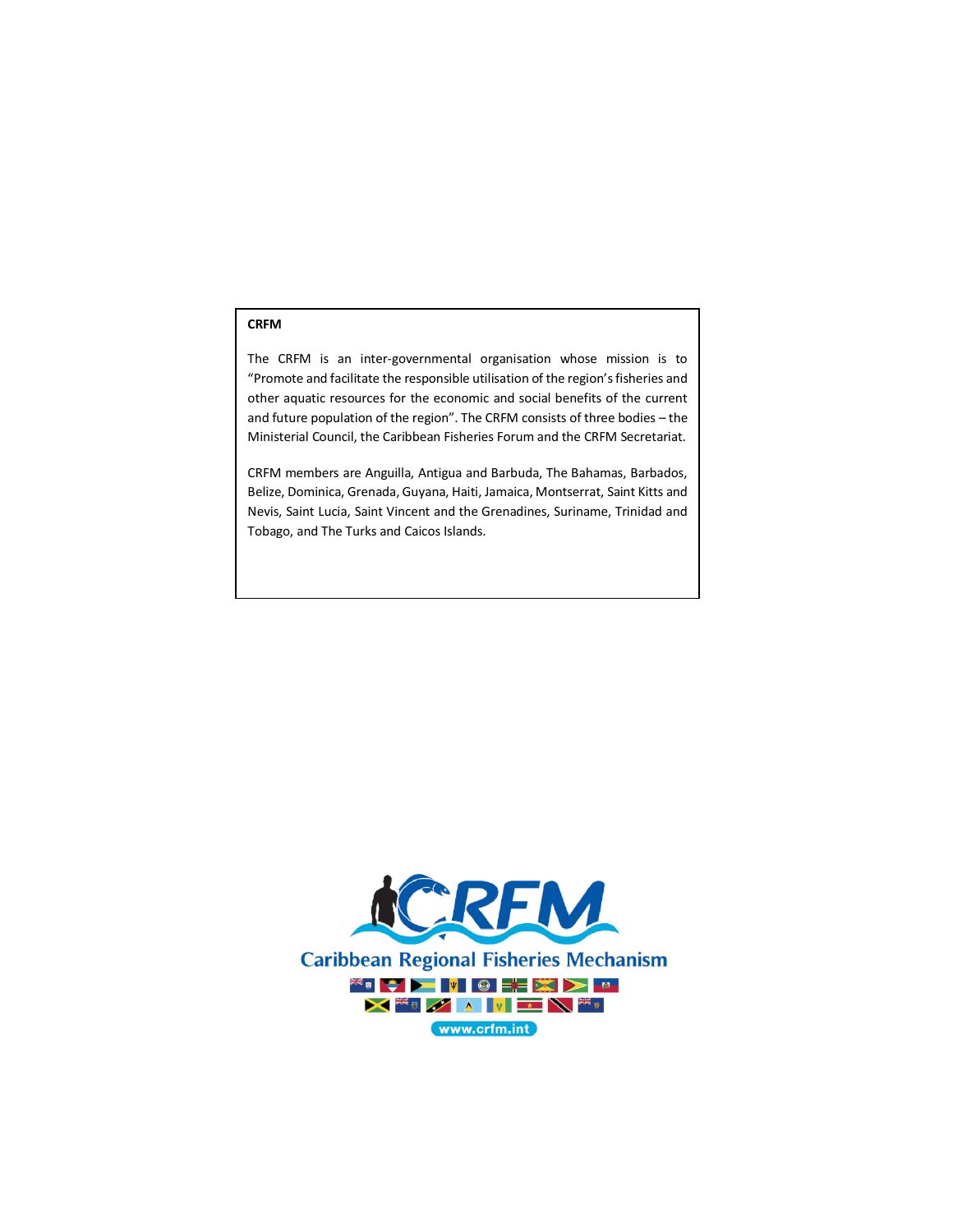**CRFM**

The CRFM is an inter-governmental organisation whose mission is to "Promote and facilitate the responsible utilisation of the region's fisheries and other aquatic resources for the economic and social benefits of the current and future population of the region". The CRFM consists of three bodies – the Ministerial Council, the Caribbean Fisheries Forum and the CRFM Secretariat.

CRFM members are Anguilla, Antigua and Barbuda, The Bahamas, Barbados, Belize, Dominica, Grenada, Guyana, Haiti, Jamaica, Montserrat, Saint Kitts and Nevis, Saint Lucia, Saint Vincent and the Grenadines, Suriname, Trinidad and Tobago, and The Turks and Caicos Islands.

CRFM

Caribbean Regional Fisheries Mechanism

www.crfm.int